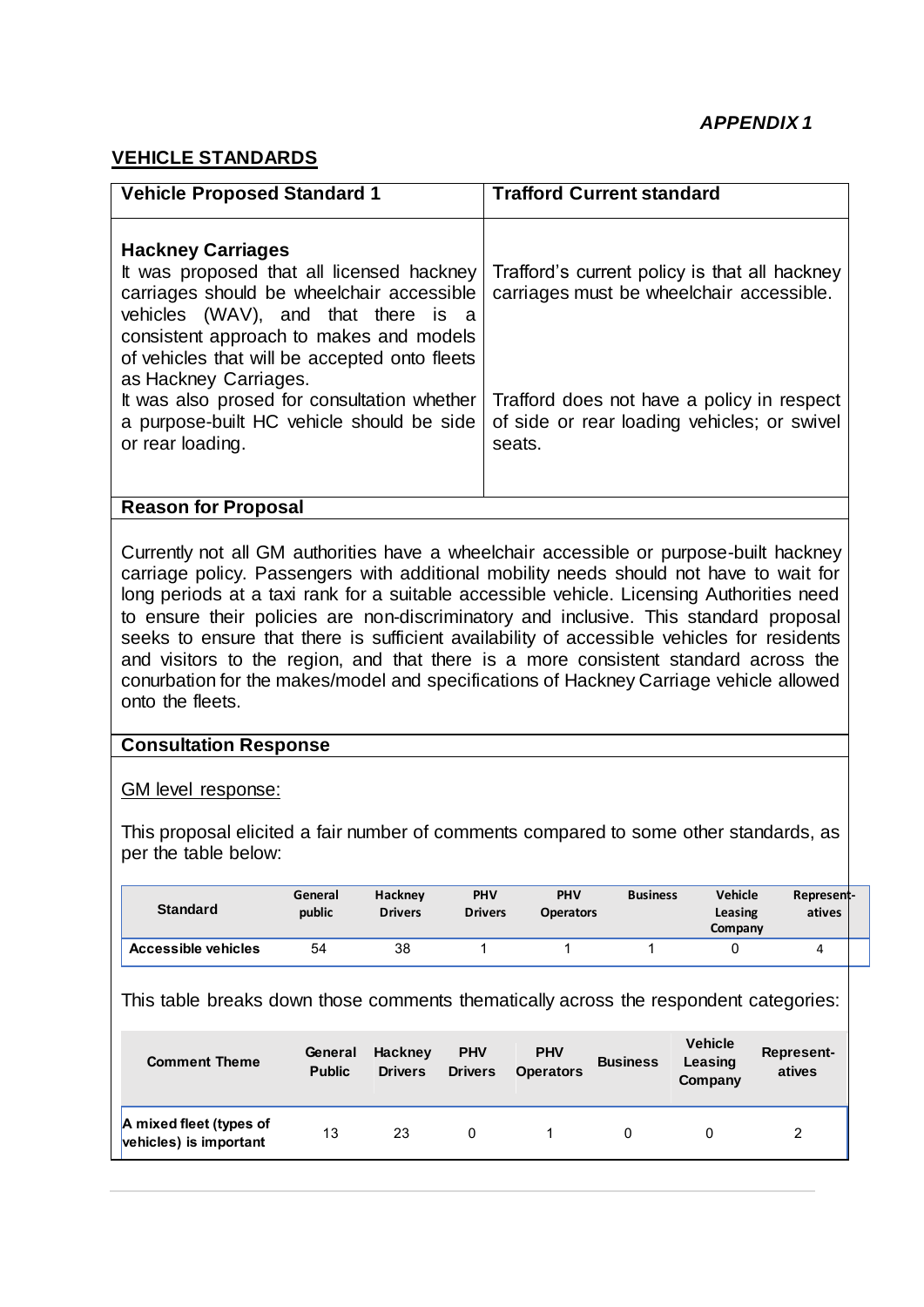*APPENDIX 1*

## VEHICLE STANDARDS

| Vehicle Proposed Standard 1 | Trafford Current standard |
|---|---|
| **Hackney Carriages**<br>It was proposed that all licensed hackney carriages should be wheelchair accessible vehicles (WAV), and that there is a consistent approach to makes and models of vehicles that will be accepted onto fleets as Hackney Carriages.<br>It was also prosed for consultation whether a purpose-built HC vehicle should be side or rear loading. | Trafford's current policy is that all hackney carriages must be wheelchair accessible.<br><br>Trafford does not have a policy in respect of side or rear loading vehicles; or swivel seats. |

**Reason for Proposal**

Currently not all GM authorities have a wheelchair accessible or purpose-built hackney carriage policy. Passengers with additional mobility needs should not have to wait for long periods at a taxi rank for a suitable accessible vehicle. Licensing Authorities need to ensure their policies are non-discriminatory and inclusive. This standard proposal seeks to ensure that there is sufficient availability of accessible vehicles for residents and visitors to the region, and that there is a more consistent standard across the conurbation for the makes/model and specifications of Hackney Carriage vehicle allowed onto the fleets.

**Consultation Response**

GM level response:

This proposal elicited a fair number of comments compared to some other standards, as per the table below:

| Standard | General public | Hackney Drivers | PHV Drivers | PHV Operators | Business | Vehicle Leasing Company | Represent-atives |
|---|---|---|---|---|---|---|---|
| Accessible vehicles | 54 | 38 | 1 | 1 | 1 | 0 | 4 |

This table breaks down those comments thematically across the respondent categories:

| Comment Theme | General Public | Hackney Drivers | PHV Drivers | PHV Operators | Business | Vehicle Leasing Company | Represent-atives |
|---|---|---|---|---|---|---|---|
| A mixed fleet (types of vehicles) is important | 13 | 23 | 0 | 1 | 0 | 0 | 2 |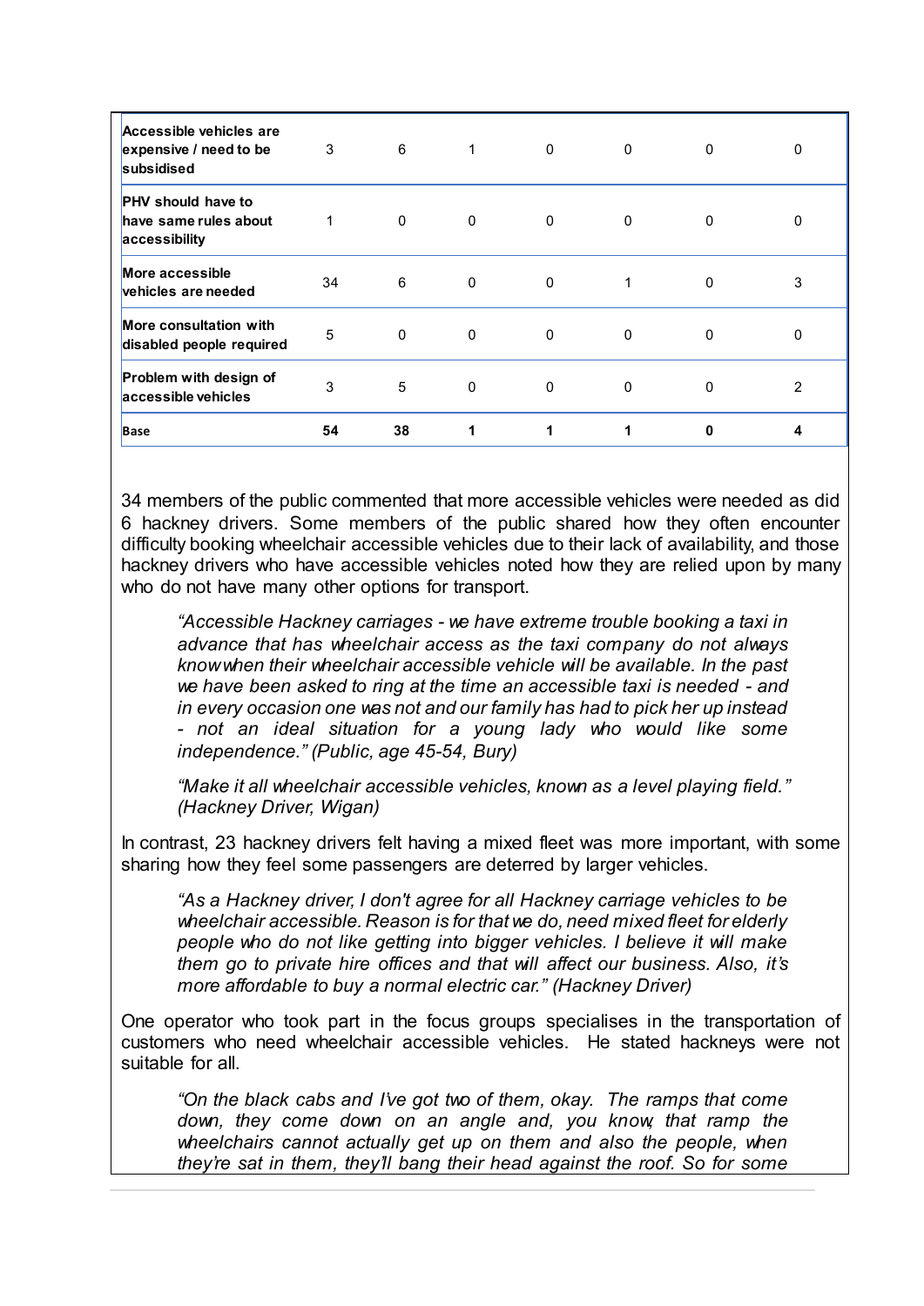| | | | | | | | |
|---|---|---|---|---|---|---|---|
| **Accessible vehicles are expensive / need to be subsidised** | 3 | 6 | 1 | 0 | 0 | 0 | 0 |
| **PHV should have to have same rules about accessibility** | 1 | 0 | 0 | 0 | 0 | 0 | 0 |
| **More accessible vehicles are needed** | 34 | 6 | 0 | 0 | 1 | 0 | 3 |
| **More consultation with disabled people required** | 5 | 0 | 0 | 0 | 0 | 0 | 0 |
| **Problem with design of accessible vehicles** | 3 | 5 | 0 | 0 | 0 | 0 | 2 |
| **Base** | **54** | **38** | **1** | **1** | **1** | **0** | **4** |

34 members of the public commented that more accessible vehicles were needed as did 6 hackney drivers. Some members of the public shared how they often encounter difficulty booking wheelchair accessible vehicles due to their lack of availability, and those hackney drivers who have accessible vehicles noted how they are relied upon by many who do not have many other options for transport.

> *"Accessible Hackney carriages - we have extreme trouble booking a taxi in advance that has wheelchair access as the taxi company do not always know when their wheelchair accessible vehicle will be available. In the past we have been asked to ring at the time an accessible taxi is needed - and in every occasion one was not and our family has had to pick her up instead - not an ideal situation for a young lady who would like some independence." (Public, age 45-54, Bury)*

> *"Make it all wheelchair accessible vehicles, known as a level playing field." (Hackney Driver, Wigan)*

In contrast, 23 hackney drivers felt having a mixed fleet was more important, with some sharing how they feel some passengers are deterred by larger vehicles.

> *"As a Hackney driver, I don't agree for all Hackney carriage vehicles to be wheelchair accessible. Reason is for that we do, need mixed fleet for elderly people who do not like getting into bigger vehicles. I believe it will make them go to private hire offices and that will affect our business. Also, it's more affordable to buy a normal electric car." (Hackney Driver)*

One operator who took part in the focus groups specialises in the transportation of customers who need wheelchair accessible vehicles. He stated hackneys were not suitable for all.

> *"On the black cabs and I've got two of them, okay. The ramps that come down, they come down on an angle and, you know, that ramp the wheelchairs cannot actually get up on them and also the people, when they're sat in them, they'll bang their head against the roof. So for some*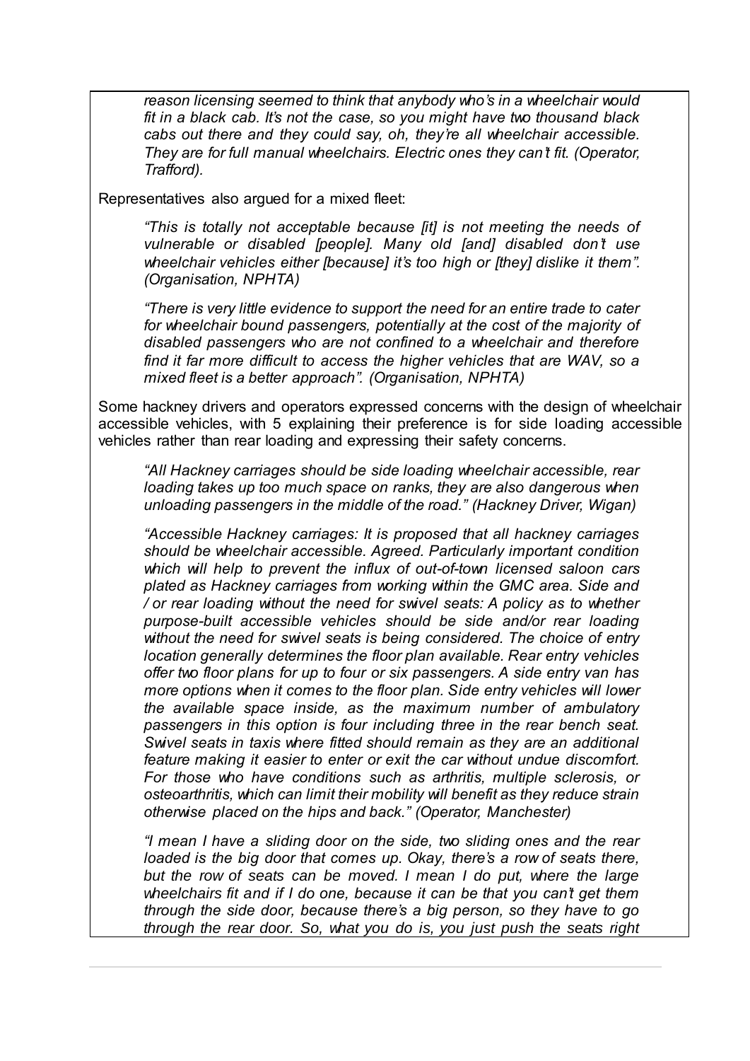*reason licensing seemed to think that anybody who's in a wheelchair would fit in a black cab. It's not the case, so you might have two thousand black cabs out there and they could say, oh, they're all wheelchair accessible. They are for full manual wheelchairs. Electric ones they can't fit. (Operator, Trafford).*

Representatives also argued for a mixed fleet:

> *"This is totally not acceptable because [it] is not meeting the needs of vulnerable or disabled [people]. Many old [and] disabled don't use wheelchair vehicles either [because] it's too high or [they] dislike it them". (Organisation, NPHTA)*

> *"There is very little evidence to support the need for an entire trade to cater for wheelchair bound passengers, potentially at the cost of the majority of disabled passengers who are not confined to a wheelchair and therefore find it far more difficult to access the higher vehicles that are WAV, so a mixed fleet is a better approach". (Organisation, NPHTA)*

Some hackney drivers and operators expressed concerns with the design of wheelchair accessible vehicles, with 5 explaining their preference is for side loading accessible vehicles rather than rear loading and expressing their safety concerns.

> *"All Hackney carriages should be side loading wheelchair accessible, rear loading takes up too much space on ranks, they are also dangerous when unloading passengers in the middle of the road." (Hackney Driver, Wigan)*

> *"Accessible Hackney carriages: It is proposed that all hackney carriages should be wheelchair accessible. Agreed. Particularly important condition which will help to prevent the influx of out-of-town licensed saloon cars plated as Hackney carriages from working within the GMC area. Side and / or rear loading without the need for swivel seats: A policy as to whether purpose-built accessible vehicles should be side and/or rear loading without the need for swivel seats is being considered. The choice of entry location generally determines the floor plan available. Rear entry vehicles offer two floor plans for up to four or six passengers. A side entry van has more options when it comes to the floor plan. Side entry vehicles will lower the available space inside, as the maximum number of ambulatory passengers in this option is four including three in the rear bench seat. Swivel seats in taxis where fitted should remain as they are an additional feature making it easier to enter or exit the car without undue discomfort. For those who have conditions such as arthritis, multiple sclerosis, or osteoarthritis, which can limit their mobility will benefit as they reduce strain otherwise placed on the hips and back." (Operator, Manchester)*

> *"I mean I have a sliding door on the side, two sliding ones and the rear loaded is the big door that comes up. Okay, there's a row of seats there, but the row of seats can be moved. I mean I do put, where the large wheelchairs fit and if I do one, because it can be that you can't get them through the side door, because there's a big person, so they have to go through the rear door. So, what you do is, you just push the seats right*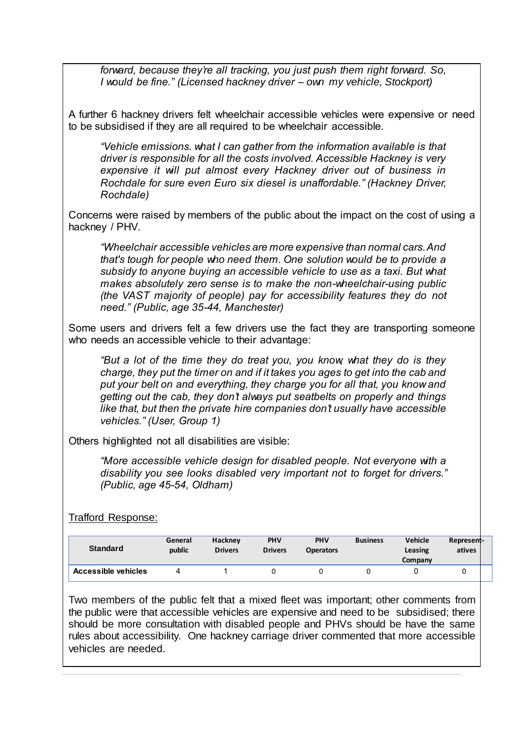*forward, because they're all tracking, you just push them right forward. So, I would be fine." (Licensed hackney driver – own my vehicle, Stockport)*

A further 6 hackney drivers felt wheelchair accessible vehicles were expensive or need to be subsidised if they are all required to be wheelchair accessible.

> *"Vehicle emissions. what I can gather from the information available is that driver is responsible for all the costs involved. Accessible Hackney is very expensive it will put almost every Hackney driver out of business in Rochdale for sure even Euro six diesel is unaffordable." (Hackney Driver, Rochdale)*

Concerns were raised by members of the public about the impact on the cost of using a hackney / PHV.

> *"Wheelchair accessible vehicles are more expensive than normal cars. And that's tough for people who need them. One solution would be to provide a subsidy to anyone buying an accessible vehicle to use as a taxi. But what makes absolutely zero sense is to make the non-wheelchair-using public (the VAST majority of people) pay for accessibility features they do not need." (Public, age 35-44, Manchester)*

Some users and drivers felt a few drivers use the fact they are transporting someone who needs an accessible vehicle to their advantage:

> *"But a lot of the time they do treat you, you know, what they do is they charge, they put the timer on and if it takes you ages to get into the cab and put your belt on and everything, they charge you for all that, you know and getting out the cab, they don't always put seatbelts on properly and things like that, but then the private hire companies don't usually have accessible vehicles." (User, Group 1)*

Others highlighted not all disabilities are visible:

> *"More accessible vehicle design for disabled people. Not everyone with a disability you see looks disabled very important not to forget for drivers." (Public, age 45-54, Oldham)*

Trafford Response:

| Standard | General public | Hackney Drivers | PHV Drivers | PHV Operators | Business | Vehicle Leasing Company | Represent-atives |
|---|---|---|---|---|---|---|---|
| Accessible vehicles | 4 | 1 | 0 | 0 | 0 | 0 | 0 |

Two members of the public felt that a mixed fleet was important; other comments from the public were that accessible vehicles are expensive and need to be subsidised; there should be more consultation with disabled people and PHVs should be have the same rules about accessibility. One hackney carriage driver commented that more accessible vehicles are needed.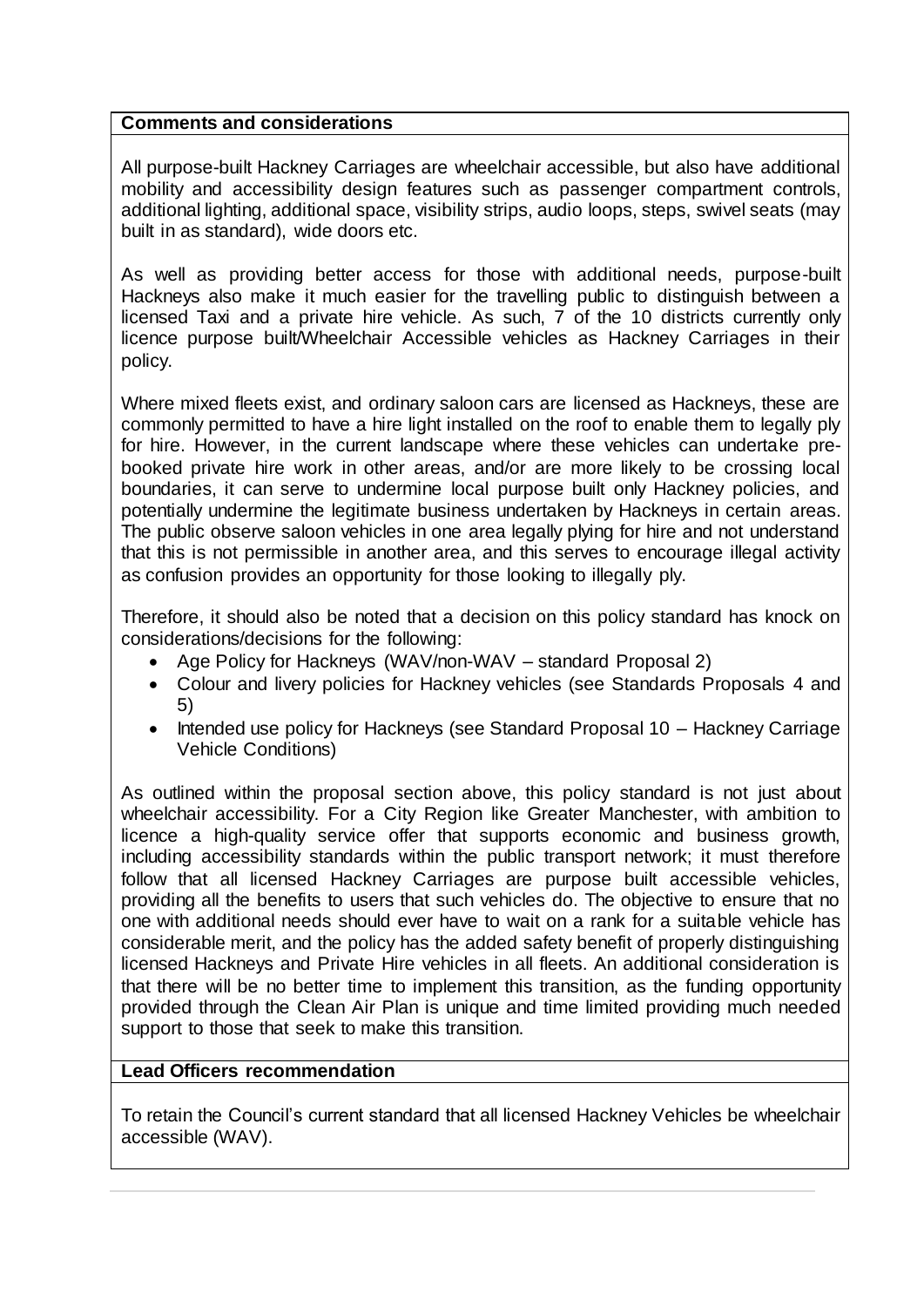**Comments and considerations**

All purpose-built Hackney Carriages are wheelchair accessible, but also have additional mobility and accessibility design features such as passenger compartment controls, additional lighting, additional space, visibility strips, audio loops, steps, swivel seats (may built in as standard), wide doors etc.

As well as providing better access for those with additional needs, purpose-built Hackneys also make it much easier for the travelling public to distinguish between a licensed Taxi and a private hire vehicle. As such, 7 of the 10 districts currently only licence purpose built/Wheelchair Accessible vehicles as Hackney Carriages in their policy.

Where mixed fleets exist, and ordinary saloon cars are licensed as Hackneys, these are commonly permitted to have a hire light installed on the roof to enable them to legally ply for hire. However, in the current landscape where these vehicles can undertake pre-booked private hire work in other areas, and/or are more likely to be crossing local boundaries, it can serve to undermine local purpose built only Hackney policies, and potentially undermine the legitimate business undertaken by Hackneys in certain areas. The public observe saloon vehicles in one area legally plying for hire and not understand that this is not permissible in another area, and this serves to encourage illegal activity as confusion provides an opportunity for those looking to illegally ply.

Therefore, it should also be noted that a decision on this policy standard has knock on considerations/decisions for the following:

- Age Policy for Hackneys (WAV/non-WAV – standard Proposal 2)
- Colour and livery policies for Hackney vehicles (see Standards Proposals 4 and 5)
- Intended use policy for Hackneys (see Standard Proposal 10 – Hackney Carriage Vehicle Conditions)

As outlined within the proposal section above, this policy standard is not just about wheelchair accessibility. For a City Region like Greater Manchester, with ambition to licence a high-quality service offer that supports economic and business growth, including accessibility standards within the public transport network; it must therefore follow that all licensed Hackney Carriages are purpose built accessible vehicles, providing all the benefits to users that such vehicles do. The objective to ensure that no one with additional needs should ever have to wait on a rank for a suitable vehicle has considerable merit, and the policy has the added safety benefit of properly distinguishing licensed Hackneys and Private Hire vehicles in all fleets. An additional consideration is that there will be no better time to implement this transition, as the funding opportunity provided through the Clean Air Plan is unique and time limited providing much needed support to those that seek to make this transition.

**Lead Officers recommendation**

To retain the Council's current standard that all licensed Hackney Vehicles be wheelchair accessible (WAV).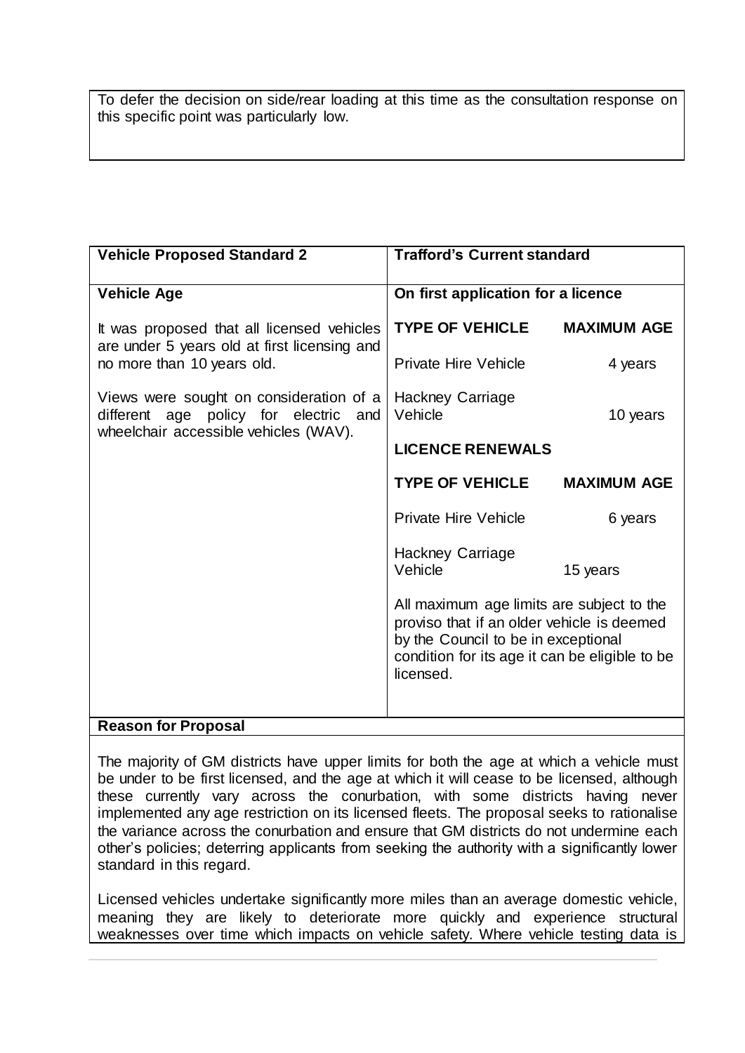To defer the decision on side/rear loading at this time as the consultation response on this specific point was particularly low.

| Vehicle Proposed Standard 2 | Trafford's Current standard |
|---|---|
| **Vehicle Age** | **On first application for a licence** |
| It was proposed that all licensed vehicles are under 5 years old at first licensing and no more than 10 years old.<br><br>Views were sought on consideration of a different age policy for electric and wheelchair accessible vehicles (WAV). | **TYPE OF VEHICLE** — **MAXIMUM AGE**<br>Private Hire Vehicle — 4 years<br>Hackney Carriage Vehicle — 10 years<br><br>**LICENCE RENEWALS**<br><br>**TYPE OF VEHICLE** — **MAXIMUM AGE**<br>Private Hire Vehicle — 6 years<br>Hackney Carriage Vehicle — 15 years<br><br>All maximum age limits are subject to the proviso that if an older vehicle is deemed by the Council to be in exceptional condition for its age it can be eligible to be licensed. |

**Reason for Proposal**

The majority of GM districts have upper limits for both the age at which a vehicle must be under to be first licensed, and the age at which it will cease to be licensed, although these currently vary across the conurbation, with some districts having never implemented any age restriction on its licensed fleets. The proposal seeks to rationalise the variance across the conurbation and ensure that GM districts do not undermine each other's policies; deterring applicants from seeking the authority with a significantly lower standard in this regard.

Licensed vehicles undertake significantly more miles than an average domestic vehicle, meaning they are likely to deteriorate more quickly and experience structural weaknesses over time which impacts on vehicle safety. Where vehicle testing data is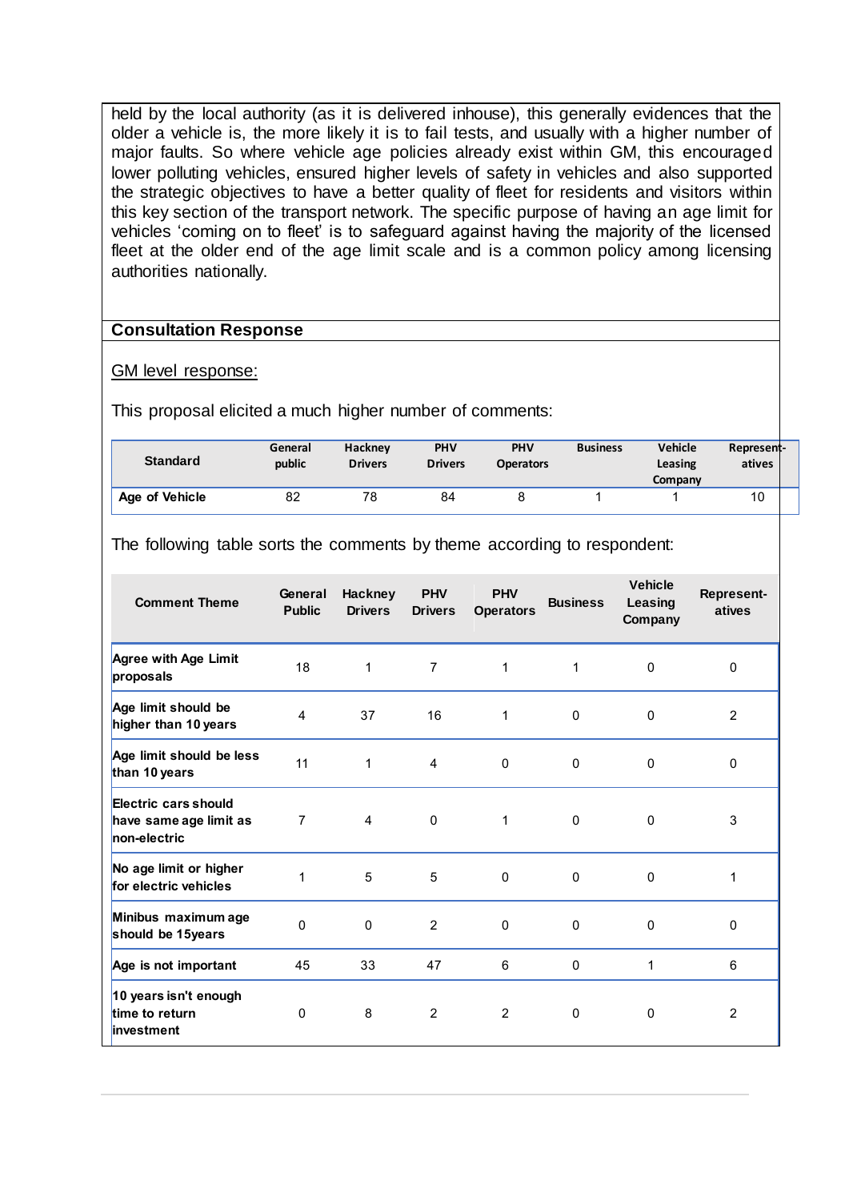held by the local authority (as it is delivered inhouse), this generally evidences that the older a vehicle is, the more likely it is to fail tests, and usually with a higher number of major faults. So where vehicle age policies already exist within GM, this encouraged lower polluting vehicles, ensured higher levels of safety in vehicles and also supported the strategic objectives to have a better quality of fleet for residents and visitors within this key section of the transport network. The specific purpose of having an age limit for vehicles 'coming on to fleet' is to safeguard against having the majority of the licensed fleet at the older end of the age limit scale and is a common policy among licensing authorities nationally.

**Consultation Response**

GM level response:

This proposal elicited a much higher number of comments:

| Standard | General public | Hackney Drivers | PHV Drivers | PHV Operators | Business | Vehicle Leasing Company | Represent-atives |
|---|---|---|---|---|---|---|---|
| Age of Vehicle | 82 | 78 | 84 | 8 | 1 | 1 | 10 |

The following table sorts the comments by theme according to respondent:

| Comment Theme | General Public | Hackney Drivers | PHV Drivers | PHV Operators | Business | Vehicle Leasing Company | Represent-atives |
|---|---|---|---|---|---|---|---|
| Agree with Age Limit proposals | 18 | 1 | 7 | 1 | 1 | 0 | 0 |
| Age limit should be higher than 10 years | 4 | 37 | 16 | 1 | 0 | 0 | 2 |
| Age limit should be less than 10 years | 11 | 1 | 4 | 0 | 0 | 0 | 0 |
| Electric cars should have same age limit as non-electric | 7 | 4 | 0 | 1 | 0 | 0 | 3 |
| No age limit or higher for electric vehicles | 1 | 5 | 5 | 0 | 0 | 0 | 1 |
| Minibus maximum age should be 15years | 0 | 0 | 2 | 0 | 0 | 0 | 0 |
| Age is not important | 45 | 33 | 47 | 6 | 0 | 1 | 6 |
| 10 years isn't enough time to return investment | 0 | 8 | 2 | 2 | 0 | 0 | 2 |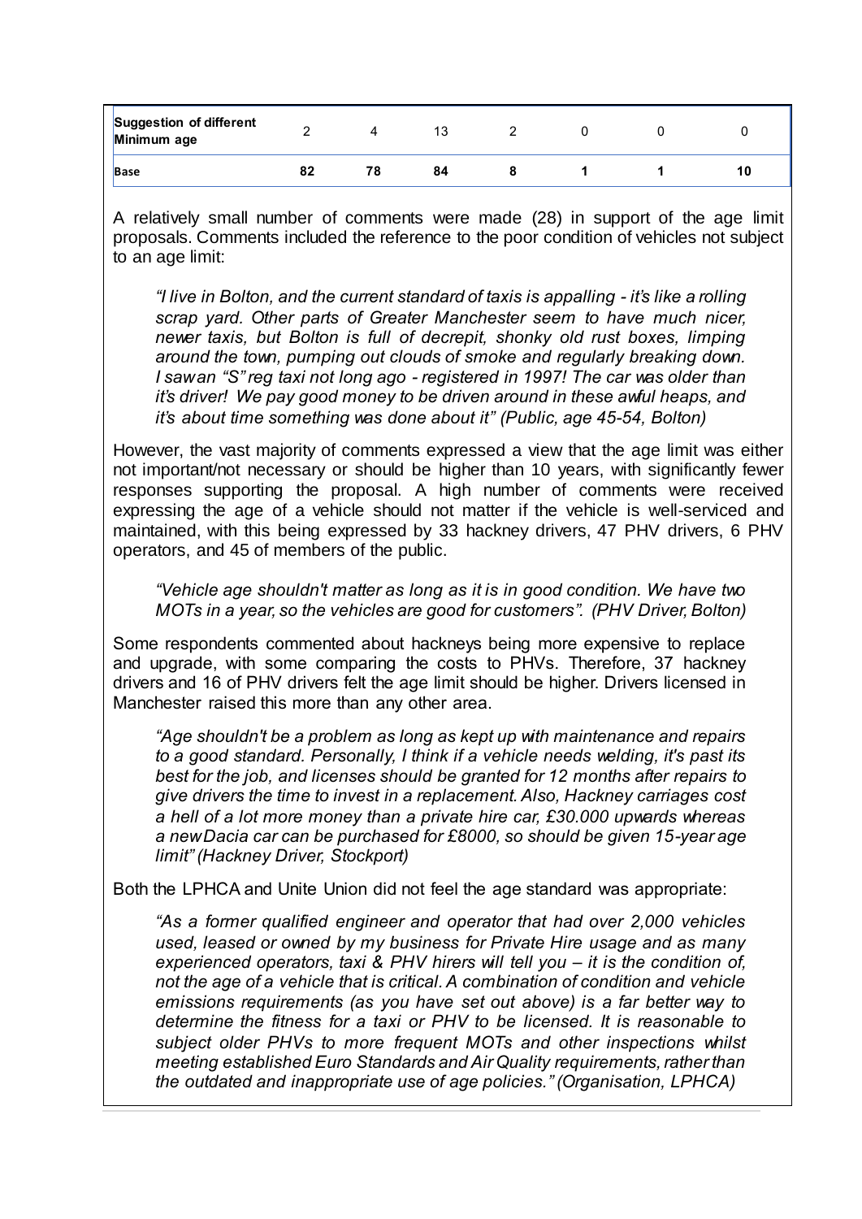| Suggestion of different Minimum age | 2 | 4 | 13 | 2 | 0 | 0 | 0 |
|---|---|---|---|---|---|---|---|
| **Base** | **82** | **78** | **84** | **8** | **1** | **1** | **10** |

A relatively small number of comments were made (28) in support of the age limit proposals. Comments included the reference to the poor condition of vehicles not subject to an age limit:

> *"I live in Bolton, and the current standard of taxis is appalling - it's like a rolling scrap yard. Other parts of Greater Manchester seem to have much nicer, newer taxis, but Bolton is full of decrepit, shonky old rust boxes, limping around the town, pumping out clouds of smoke and regularly breaking down. I saw an "S" reg taxi not long ago - registered in 1997! The car was older than it's driver! We pay good money to be driven around in these awful heaps, and it's about time something was done about it" (Public, age 45-54, Bolton)*

However, the vast majority of comments expressed a view that the age limit was either not important/not necessary or should be higher than 10 years, with significantly fewer responses supporting the proposal. A high number of comments were received expressing the age of a vehicle should not matter if the vehicle is well-serviced and maintained, with this being expressed by 33 hackney drivers, 47 PHV drivers, 6 PHV operators, and 45 of members of the public.

> *"Vehicle age shouldn't matter as long as it is in good condition. We have two MOTs in a year, so the vehicles are good for customers". (PHV Driver, Bolton)*

Some respondents commented about hackneys being more expensive to replace and upgrade, with some comparing the costs to PHVs. Therefore, 37 hackney drivers and 16 of PHV drivers felt the age limit should be higher. Drivers licensed in Manchester raised this more than any other area.

> *"Age shouldn't be a problem as long as kept up with maintenance and repairs to a good standard. Personally, I think if a vehicle needs welding, it's past its best for the job, and licenses should be granted for 12 months after repairs to give drivers the time to invest in a replacement. Also, Hackney carriages cost a hell of a lot more money than a private hire car, £30.000 upwards whereas a new Dacia car can be purchased for £8000, so should be given 15-year age limit" (Hackney Driver, Stockport)*

Both the LPHCA and Unite Union did not feel the age standard was appropriate:

> *"As a former qualified engineer and operator that had over 2,000 vehicles used, leased or owned by my business for Private Hire usage and as many experienced operators, taxi & PHV hirers will tell you – it is the condition of, not the age of a vehicle that is critical. A combination of condition and vehicle emissions requirements (as you have set out above) is a far better way to determine the fitness for a taxi or PHV to be licensed. It is reasonable to subject older PHVs to more frequent MOTs and other inspections whilst meeting established Euro Standards and Air Quality requirements, rather than the outdated and inappropriate use of age policies." (Organisation, LPHCA)*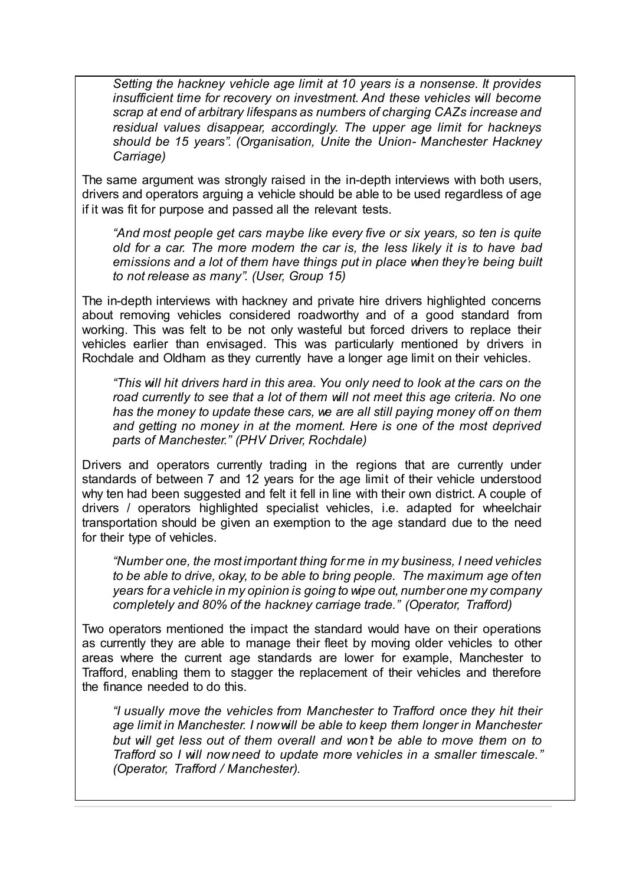*Setting the hackney vehicle age limit at 10 years is a nonsense. It provides insufficient time for recovery on investment. And these vehicles will become scrap at end of arbitrary lifespans as numbers of charging CAZs increase and residual values disappear, accordingly. The upper age limit for hackneys should be 15 years". (Organisation, Unite the Union- Manchester Hackney Carriage)*

The same argument was strongly raised in the in-depth interviews with both users, drivers and operators arguing a vehicle should be able to be used regardless of age if it was fit for purpose and passed all the relevant tests.

*"And most people get cars maybe like every five or six years, so ten is quite old for a car. The more modern the car is, the less likely it is to have bad emissions and a lot of them have things put in place when they're being built to not release as many". (User, Group 15)*

The in-depth interviews with hackney and private hire drivers highlighted concerns about removing vehicles considered roadworthy and of a good standard from working. This was felt to be not only wasteful but forced drivers to replace their vehicles earlier than envisaged. This was particularly mentioned by drivers in Rochdale and Oldham as they currently have a longer age limit on their vehicles.

*"This will hit drivers hard in this area. You only need to look at the cars on the road currently to see that a lot of them will not meet this age criteria. No one has the money to update these cars, we are all still paying money off on them and getting no money in at the moment. Here is one of the most deprived parts of Manchester." (PHV Driver, Rochdale)*

Drivers and operators currently trading in the regions that are currently under standards of between 7 and 12 years for the age limit of their vehicle understood why ten had been suggested and felt it fell in line with their own district. A couple of drivers / operators highlighted specialist vehicles, i.e. adapted for wheelchair transportation should be given an exemption to the age standard due to the need for their type of vehicles.

*"Number one, the most important thing for me in my business, I need vehicles to be able to drive, okay, to be able to bring people. The maximum age of ten years for a vehicle in my opinion is going to wipe out, number one my company completely and 80% of the hackney carriage trade." (Operator, Trafford)*

Two operators mentioned the impact the standard would have on their operations as currently they are able to manage their fleet by moving older vehicles to other areas where the current age standards are lower for example, Manchester to Trafford, enabling them to stagger the replacement of their vehicles and therefore the finance needed to do this.

*"I usually move the vehicles from Manchester to Trafford once they hit their age limit in Manchester. I now will be able to keep them longer in Manchester but will get less out of them overall and won't be able to move them on to Trafford so I will now need to update more vehicles in a smaller timescale." (Operator, Trafford / Manchester).*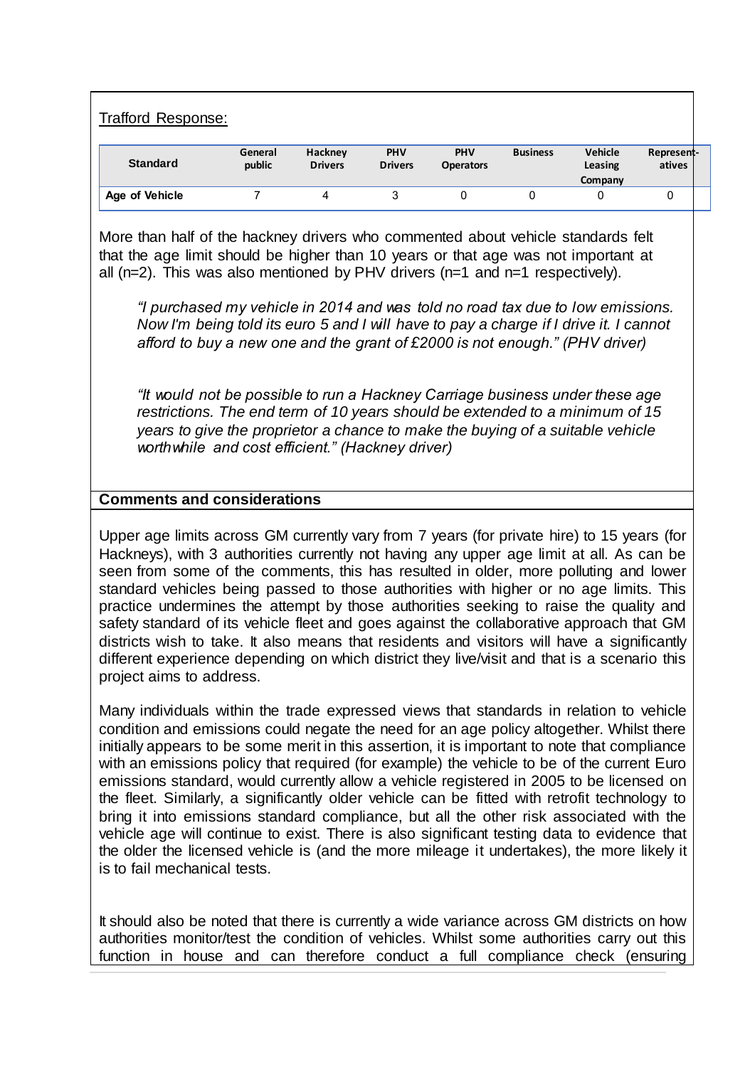Trafford Response:

| Standard | General public | Hackney Drivers | PHV Drivers | PHV Operators | Business | Vehicle Leasing Company | Represent-atives |
|---|---|---|---|---|---|---|---|
| **Age of Vehicle** | 7 | 4 | 3 | 0 | 0 | 0 | 0 |

More than half of the hackney drivers who commented about vehicle standards felt that the age limit should be higher than 10 years or that age was not important at all (n=2). This was also mentioned by PHV drivers (n=1 and n=1 respectively).

> *"I purchased my vehicle in 2014 and was told no road tax due to low emissions. Now I'm being told its euro 5 and I will have to pay a charge if I drive it. I cannot afford to buy a new one and the grant of £2000 is not enough." (PHV driver)*

> *"It would not be possible to run a Hackney Carriage business under these age restrictions. The end term of 10 years should be extended to a minimum of 15 years to give the proprietor a chance to make the buying of a suitable vehicle worthwhile and cost efficient." (Hackney driver)*

**Comments and considerations**

Upper age limits across GM currently vary from 7 years (for private hire) to 15 years (for Hackneys), with 3 authorities currently not having any upper age limit at all. As can be seen from some of the comments, this has resulted in older, more polluting and lower standard vehicles being passed to those authorities with higher or no age limits. This practice undermines the attempt by those authorities seeking to raise the quality and safety standard of its vehicle fleet and goes against the collaborative approach that GM districts wish to take. It also means that residents and visitors will have a significantly different experience depending on which district they live/visit and that is a scenario this project aims to address.

Many individuals within the trade expressed views that standards in relation to vehicle condition and emissions could negate the need for an age policy altogether. Whilst there initially appears to be some merit in this assertion, it is important to note that compliance with an emissions policy that required (for example) the vehicle to be of the current Euro emissions standard, would currently allow a vehicle registered in 2005 to be licensed on the fleet. Similarly, a significantly older vehicle can be fitted with retrofit technology to bring it into emissions standard compliance, but all the other risk associated with the vehicle age will continue to exist. There is also significant testing data to evidence that the older the licensed vehicle is (and the more mileage it undertakes), the more likely it is to fail mechanical tests.

It should also be noted that there is currently a wide variance across GM districts on how authorities monitor/test the condition of vehicles. Whilst some authorities carry out this function in house and can therefore conduct a full compliance check (ensuring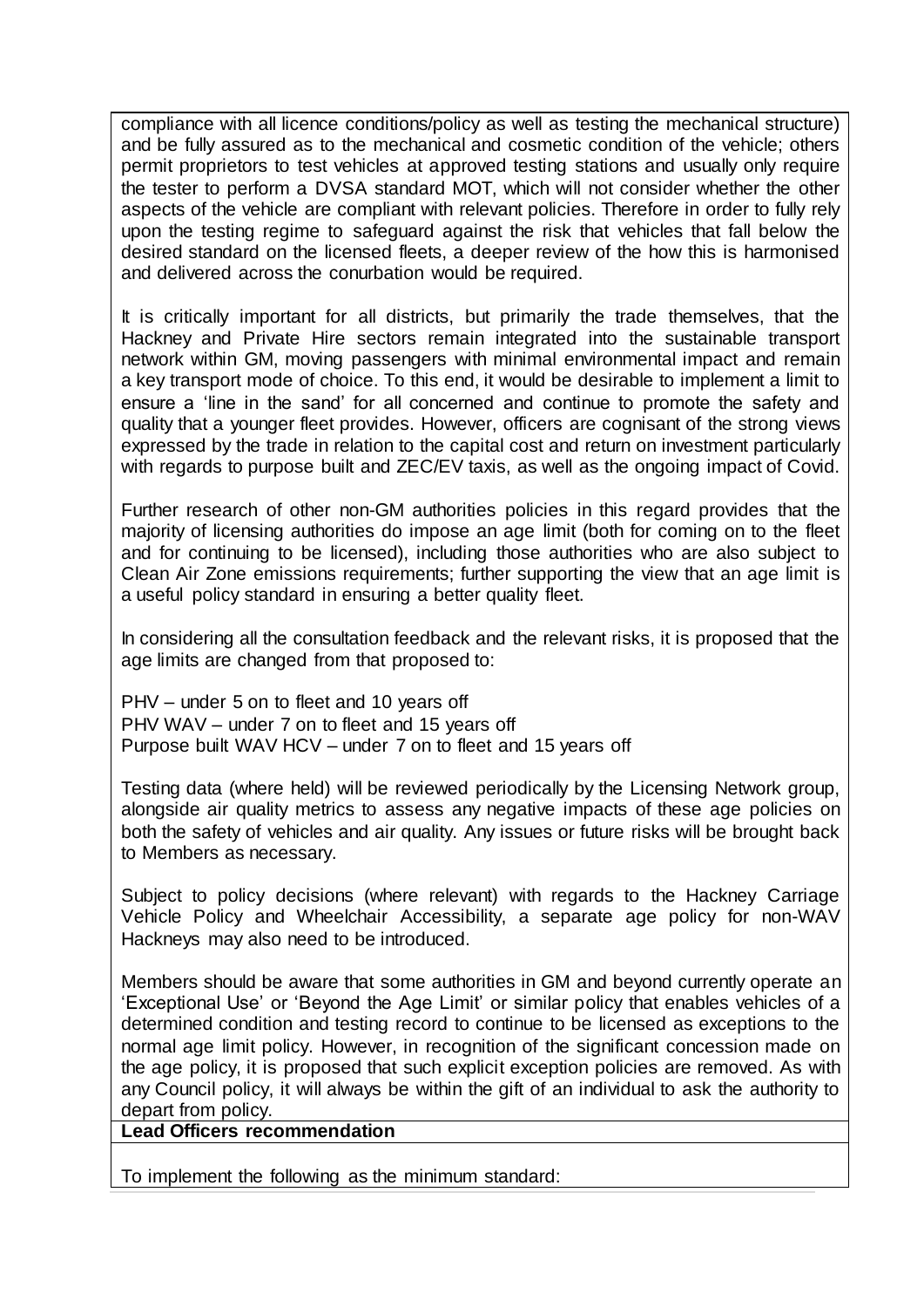compliance with all licence conditions/policy as well as testing the mechanical structure) and be fully assured as to the mechanical and cosmetic condition of the vehicle; others permit proprietors to test vehicles at approved testing stations and usually only require the tester to perform a DVSA standard MOT, which will not consider whether the other aspects of the vehicle are compliant with relevant policies. Therefore in order to fully rely upon the testing regime to safeguard against the risk that vehicles that fall below the desired standard on the licensed fleets, a deeper review of the how this is harmonised and delivered across the conurbation would be required.

It is critically important for all districts, but primarily the trade themselves, that the Hackney and Private Hire sectors remain integrated into the sustainable transport network within GM, moving passengers with minimal environmental impact and remain a key transport mode of choice. To this end, it would be desirable to implement a limit to ensure a 'line in the sand' for all concerned and continue to promote the safety and quality that a younger fleet provides. However, officers are cognisant of the strong views expressed by the trade in relation to the capital cost and return on investment particularly with regards to purpose built and ZEC/EV taxis, as well as the ongoing impact of Covid.

Further research of other non-GM authorities policies in this regard provides that the majority of licensing authorities do impose an age limit (both for coming on to the fleet and for continuing to be licensed), including those authorities who are also subject to Clean Air Zone emissions requirements; further supporting the view that an age limit is a useful policy standard in ensuring a better quality fleet.

In considering all the consultation feedback and the relevant risks, it is proposed that the age limits are changed from that proposed to:

PHV – under 5 on to fleet and 10 years off
PHV WAV – under 7 on to fleet and 15 years off
Purpose built WAV HCV – under 7 on to fleet and 15 years off

Testing data (where held) will be reviewed periodically by the Licensing Network group, alongside air quality metrics to assess any negative impacts of these age policies on both the safety of vehicles and air quality. Any issues or future risks will be brought back to Members as necessary.

Subject to policy decisions (where relevant) with regards to the Hackney Carriage Vehicle Policy and Wheelchair Accessibility, a separate age policy for non-WAV Hackneys may also need to be introduced.

Members should be aware that some authorities in GM and beyond currently operate an 'Exceptional Use' or 'Beyond the Age Limit' or similar policy that enables vehicles of a determined condition and testing record to continue to be licensed as exceptions to the normal age limit policy. However, in recognition of the significant concession made on the age policy, it is proposed that such explicit exception policies are removed. As with any Council policy, it will always be within the gift of an individual to ask the authority to depart from policy.

**Lead Officers recommendation**

To implement the following as the minimum standard: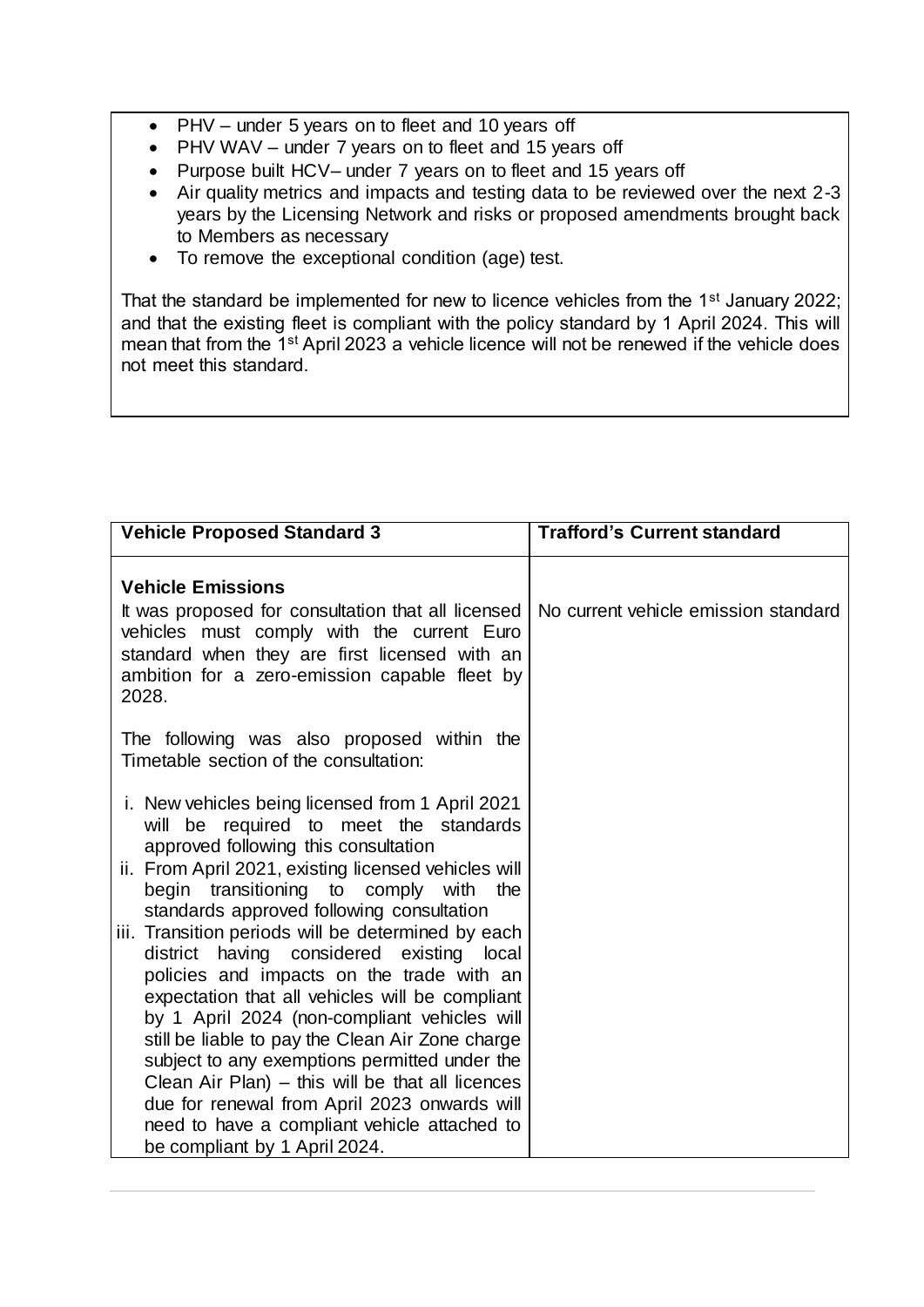- PHV – under 5 years on to fleet and 10 years off
- PHV WAV – under 7 years on to fleet and 15 years off
- Purpose built HCV– under 7 years on to fleet and 15 years off
- Air quality metrics and impacts and testing data to be reviewed over the next 2-3 years by the Licensing Network and risks or proposed amendments brought back to Members as necessary
- To remove the exceptional condition (age) test.

That the standard be implemented for new to licence vehicles from the 1st January 2022; and that the existing fleet is compliant with the policy standard by 1 April 2024. This will mean that from the 1st April 2023 a vehicle licence will not be renewed if the vehicle does not meet this standard.

| Vehicle Proposed Standard 3 | Trafford's Current standard |
|---|---|
| **Vehicle Emissions**<br>It was proposed for consultation that all licensed vehicles must comply with the current Euro standard when they are first licensed with an ambition for a zero-emission capable fleet by 2028.<br><br>The following was also proposed within the Timetable section of the consultation:<br><br>i. New vehicles being licensed from 1 April 2021 will be required to meet the standards approved following this consultation<br>ii. From April 2021, existing licensed vehicles will begin transitioning to comply with the standards approved following consultation<br>iii. Transition periods will be determined by each district having considered existing local policies and impacts on the trade with an expectation that all vehicles will be compliant by 1 April 2024 (non-compliant vehicles will still be liable to pay the Clean Air Zone charge subject to any exemptions permitted under the Clean Air Plan) – this will be that all licences due for renewal from April 2023 onwards will need to have a compliant vehicle attached to be compliant by 1 April 2024. | No current vehicle emission standard |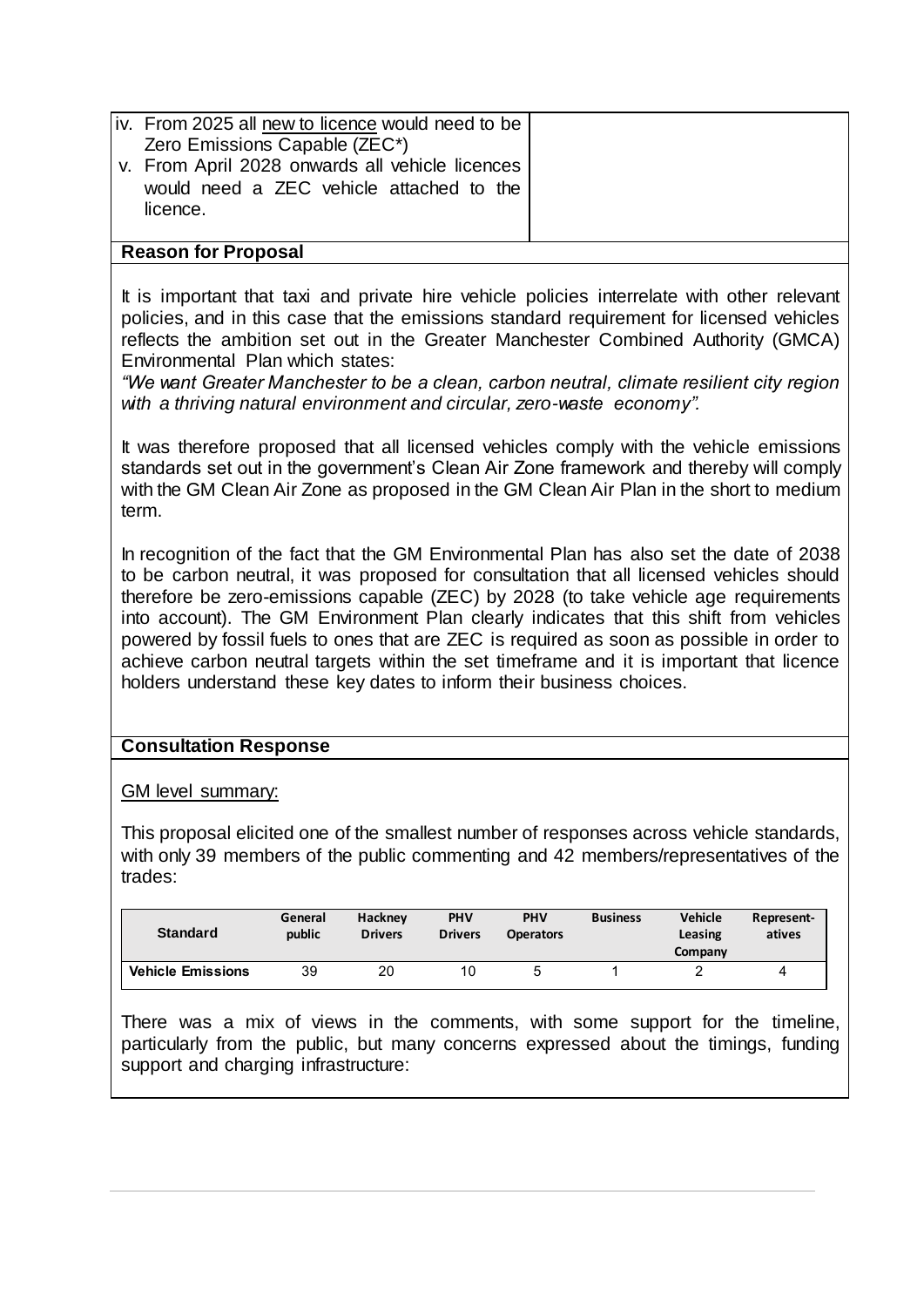| | |
|---|---|
| iv. From 2025 all new to licence would need to be Zero Emissions Capable (ZEC*)<br>v. From April 2028 onwards all vehicle licences would need a ZEC vehicle attached to the licence. | |

**Reason for Proposal**

It is important that taxi and private hire vehicle policies interrelate with other relevant policies, and in this case that the emissions standard requirement for licensed vehicles reflects the ambition set out in the Greater Manchester Combined Authority (GMCA) Environmental Plan which states:

*"We want Greater Manchester to be a clean, carbon neutral, climate resilient city region with a thriving natural environment and circular, zero-waste economy".*

It was therefore proposed that all licensed vehicles comply with the vehicle emissions standards set out in the government's Clean Air Zone framework and thereby will comply with the GM Clean Air Zone as proposed in the GM Clean Air Plan in the short to medium term.

In recognition of the fact that the GM Environmental Plan has also set the date of 2038 to be carbon neutral, it was proposed for consultation that all licensed vehicles should therefore be zero-emissions capable (ZEC) by 2028 (to take vehicle age requirements into account). The GM Environment Plan clearly indicates that this shift from vehicles powered by fossil fuels to ones that are ZEC is required as soon as possible in order to achieve carbon neutral targets within the set timeframe and it is important that licence holders understand these key dates to inform their business choices.

**Consultation Response**

GM level summary:

This proposal elicited one of the smallest number of responses across vehicle standards, with only 39 members of the public commenting and 42 members/representatives of the trades:

| Standard | General public | Hackney Drivers | PHV Drivers | PHV Operators | Business | Vehicle Leasing Company | Represent-atives |
|---|---|---|---|---|---|---|---|
| Vehicle Emissions | 39 | 20 | 10 | 5 | 1 | 2 | 4 |

There was a mix of views in the comments, with some support for the timeline, particularly from the public, but many concerns expressed about the timings, funding support and charging infrastructure: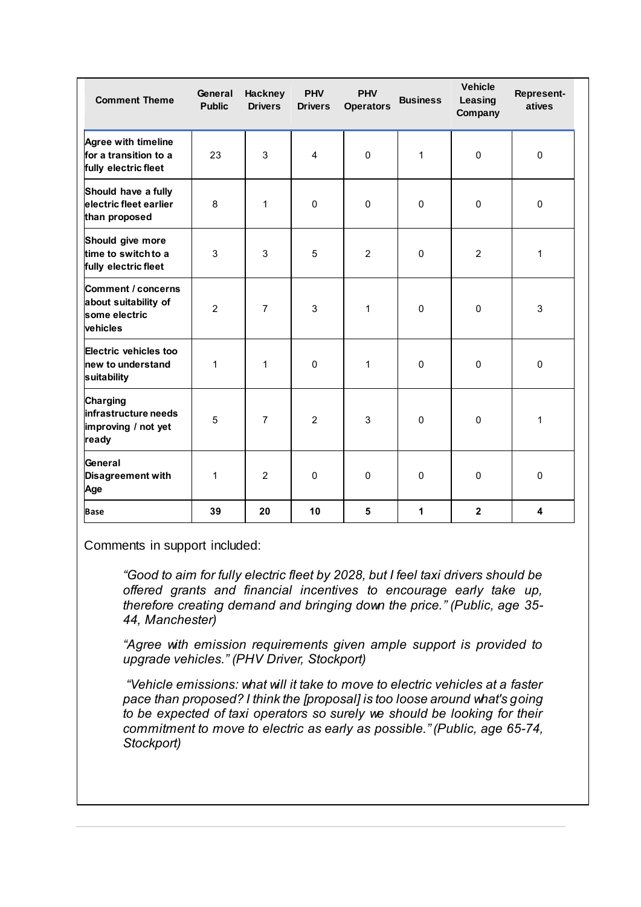| Comment Theme | General Public | Hackney Drivers | PHV Drivers | PHV Operators | Business | Vehicle Leasing Company | Represent-atives |
|---|---|---|---|---|---|---|---|
| **Agree with timeline for a transition to a fully electric fleet** | 23 | 3 | 4 | 0 | 1 | 0 | 0 |
| **Should have a fully electric fleet earlier than proposed** | 8 | 1 | 0 | 0 | 0 | 0 | 0 |
| **Should give more time to switch to a fully electric fleet** | 3 | 3 | 5 | 2 | 0 | 2 | 1 |
| **Comment / concerns about suitability of some electric vehicles** | 2 | 7 | 3 | 1 | 0 | 0 | 3 |
| **Electric vehicles too new to understand suitability** | 1 | 1 | 0 | 1 | 0 | 0 | 0 |
| **Charging infrastructure needs improving / not yet ready** | 5 | 7 | 2 | 3 | 0 | 0 | 1 |
| **General Disagreement with Age** | 1 | 2 | 0 | 0 | 0 | 0 | 0 |
| **Base** | **39** | **20** | **10** | **5** | **1** | **2** | **4** |

Comments in support included:

> *"Good to aim for fully electric fleet by 2028, but I feel taxi drivers should be offered grants and financial incentives to encourage early take up, therefore creating demand and bringing down the price." (Public, age 35-44, Manchester)*
>
> *"Agree with emission requirements given ample support is provided to upgrade vehicles." (PHV Driver, Stockport)*
>
> *"Vehicle emissions: what will it take to move to electric vehicles at a faster pace than proposed? I think the [proposal] is too loose around what's going to be expected of taxi operators so surely we should be looking for their commitment to move to electric as early as possible." (Public, age 65-74, Stockport)*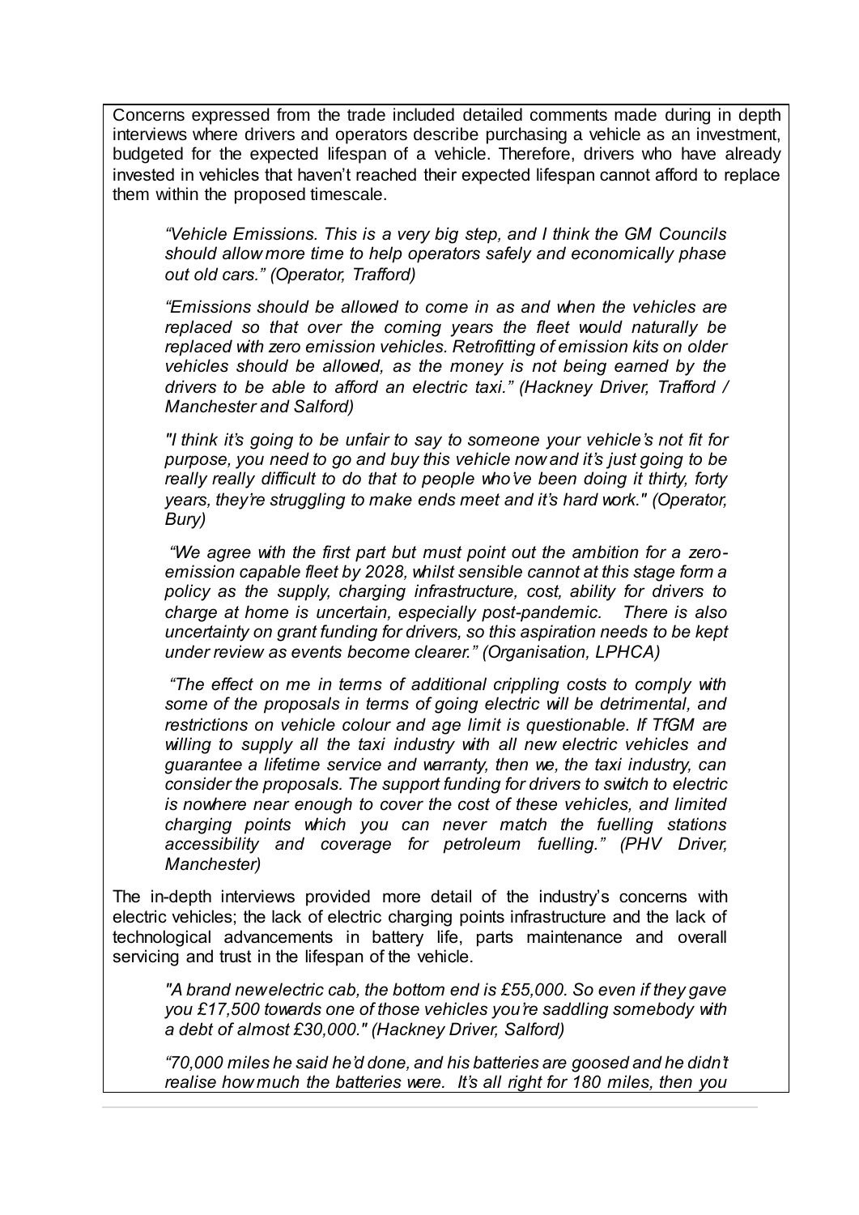Concerns expressed from the trade included detailed comments made during in depth interviews where drivers and operators describe purchasing a vehicle as an investment, budgeted for the expected lifespan of a vehicle. Therefore, drivers who have already invested in vehicles that haven't reached their expected lifespan cannot afford to replace them within the proposed timescale.

> *"Vehicle Emissions. This is a very big step, and I think the GM Councils should allow more time to help operators safely and economically phase out old cars." (Operator, Trafford)*

> *"Emissions should be allowed to come in as and when the vehicles are replaced so that over the coming years the fleet would naturally be replaced with zero emission vehicles. Retrofitting of emission kits on older vehicles should be allowed, as the money is not being earned by the drivers to be able to afford an electric taxi." (Hackney Driver, Trafford / Manchester and Salford)*

> *"I think it's going to be unfair to say to someone your vehicle's not fit for purpose, you need to go and buy this vehicle now and it's just going to be really really difficult to do that to people who've been doing it thirty, forty years, they're struggling to make ends meet and it's hard work." (Operator, Bury)*

> *"We agree with the first part but must point out the ambition for a zero-emission capable fleet by 2028, whilst sensible cannot at this stage form a policy as the supply, charging infrastructure, cost, ability for drivers to charge at home is uncertain, especially post-pandemic. There is also uncertainty on grant funding for drivers, so this aspiration needs to be kept under review as events become clearer." (Organisation, LPHCA)*

> *"The effect on me in terms of additional crippling costs to comply with some of the proposals in terms of going electric will be detrimental, and restrictions on vehicle colour and age limit is questionable. If TfGM are willing to supply all the taxi industry with all new electric vehicles and guarantee a lifetime service and warranty, then we, the taxi industry, can consider the proposals. The support funding for drivers to switch to electric is nowhere near enough to cover the cost of these vehicles, and limited charging points which you can never match the fuelling stations accessibility and coverage for petroleum fuelling." (PHV Driver, Manchester)*

The in-depth interviews provided more detail of the industry's concerns with electric vehicles; the lack of electric charging points infrastructure and the lack of technological advancements in battery life, parts maintenance and overall servicing and trust in the lifespan of the vehicle.

> *"A brand new electric cab, the bottom end is £55,000. So even if they gave you £17,500 towards one of those vehicles you're saddling somebody with a debt of almost £30,000." (Hackney Driver, Salford)*

> *"70,000 miles he said he'd done, and his batteries are goosed and he didn't realise how much the batteries were. It's all right for 180 miles, then you*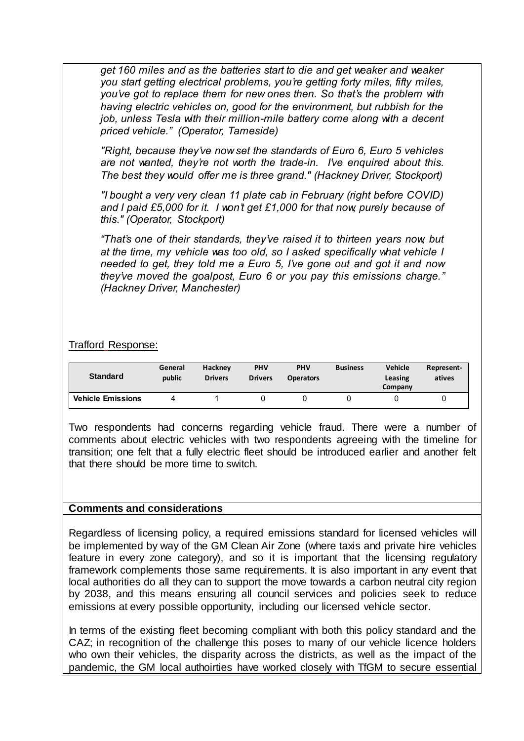*get 160 miles and as the batteries start to die and get weaker and weaker you start getting electrical problems, you're getting forty miles, fifty miles, you've got to replace them for new ones then. So that's the problem with having electric vehicles on, good for the environment, but rubbish for the job, unless Tesla with their million-mile battery come along with a decent priced vehicle." (Operator, Tameside)*

*"Right, because they've now set the standards of Euro 6, Euro 5 vehicles are not wanted, they're not worth the trade-in. I've enquired about this. The best they would offer me is three grand." (Hackney Driver, Stockport)*

*"I bought a very very clean 11 plate cab in February (right before COVID) and I paid £5,000 for it. I won't get £1,000 for that now, purely because of this." (Operator, Stockport)*

*"That's one of their standards, they've raised it to thirteen years now, but at the time, my vehicle was too old, so I asked specifically what vehicle I needed to get, they told me a Euro 5, I've gone out and got it and now they've moved the goalpost, Euro 6 or you pay this emissions charge." (Hackney Driver, Manchester)*

Trafford Response:

| Standard | General public | Hackney Drivers | PHV Drivers | PHV Operators | Business | Vehicle Leasing Company | Represent-atives |
|---|---|---|---|---|---|---|---|
| Vehicle Emissions | 4 | 1 | 0 | 0 | 0 | 0 | 0 |

Two respondents had concerns regarding vehicle fraud. There were a number of comments about electric vehicles with two respondents agreeing with the timeline for transition; one felt that a fully electric fleet should be introduced earlier and another felt that there should be more time to switch.

**Comments and considerations**

Regardless of licensing policy, a required emissions standard for licensed vehicles will be implemented by way of the GM Clean Air Zone (where taxis and private hire vehicles feature in every zone category), and so it is important that the licensing regulatory framework complements those same requirements. It is also important in any event that local authorities do all they can to support the move towards a carbon neutral city region by 2038, and this means ensuring all council services and policies seek to reduce emissions at every possible opportunity, including our licensed vehicle sector.

In terms of the existing fleet becoming compliant with both this policy standard and the CAZ; in recognition of the challenge this poses to many of our vehicle licence holders who own their vehicles, the disparity across the districts, as well as the impact of the pandemic, the GM local authoirties have worked closely with TfGM to secure essential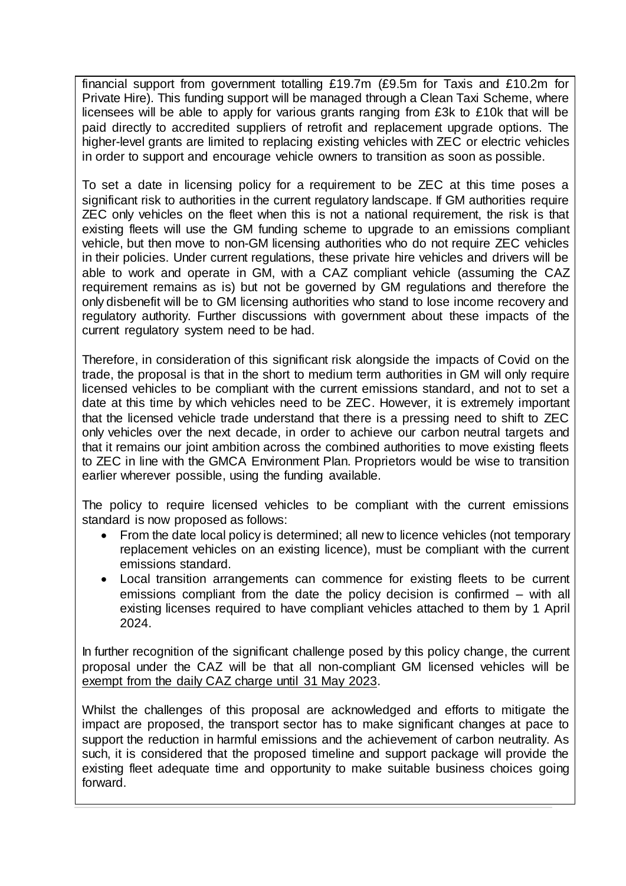financial support from government totalling £19.7m (£9.5m for Taxis and £10.2m for Private Hire). This funding support will be managed through a Clean Taxi Scheme, where licensees will be able to apply for various grants ranging from £3k to £10k that will be paid directly to accredited suppliers of retrofit and replacement upgrade options. The higher-level grants are limited to replacing existing vehicles with ZEC or electric vehicles in order to support and encourage vehicle owners to transition as soon as possible.

To set a date in licensing policy for a requirement to be ZEC at this time poses a significant risk to authorities in the current regulatory landscape. If GM authorities require ZEC only vehicles on the fleet when this is not a national requirement, the risk is that existing fleets will use the GM funding scheme to upgrade to an emissions compliant vehicle, but then move to non-GM licensing authorities who do not require ZEC vehicles in their policies. Under current regulations, these private hire vehicles and drivers will be able to work and operate in GM, with a CAZ compliant vehicle (assuming the CAZ requirement remains as is) but not be governed by GM regulations and therefore the only disbenefit will be to GM licensing authorities who stand to lose income recovery and regulatory authority. Further discussions with government about these impacts of the current regulatory system need to be had.

Therefore, in consideration of this significant risk alongside the impacts of Covid on the trade, the proposal is that in the short to medium term authorities in GM will only require licensed vehicles to be compliant with the current emissions standard, and not to set a date at this time by which vehicles need to be ZEC. However, it is extremely important that the licensed vehicle trade understand that there is a pressing need to shift to ZEC only vehicles over the next decade, in order to achieve our carbon neutral targets and that it remains our joint ambition across the combined authorities to move existing fleets to ZEC in line with the GMCA Environment Plan. Proprietors would be wise to transition earlier wherever possible, using the funding available.

The policy to require licensed vehicles to be compliant with the current emissions standard is now proposed as follows:

- From the date local policy is determined; all new to licence vehicles (not temporary replacement vehicles on an existing licence), must be compliant with the current emissions standard.
- Local transition arrangements can commence for existing fleets to be current emissions compliant from the date the policy decision is confirmed – with all existing licenses required to have compliant vehicles attached to them by 1 April 2024.

In further recognition of the significant challenge posed by this policy change, the current proposal under the CAZ will be that all non-compliant GM licensed vehicles will be exempt from the daily CAZ charge until 31 May 2023.

Whilst the challenges of this proposal are acknowledged and efforts to mitigate the impact are proposed, the transport sector has to make significant changes at pace to support the reduction in harmful emissions and the achievement of carbon neutrality. As such, it is considered that the proposed timeline and support package will provide the existing fleet adequate time and opportunity to make suitable business choices going forward.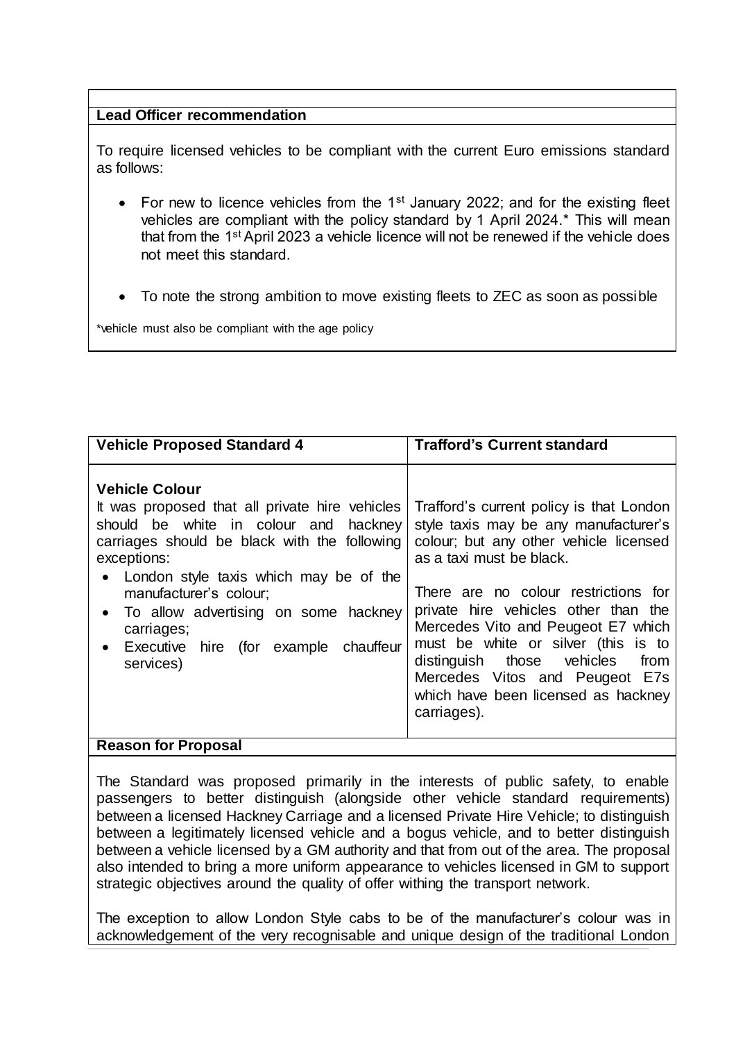**Lead Officer recommendation**

To require licensed vehicles to be compliant with the current Euro emissions standard as follows:

- For new to licence vehicles from the 1st January 2022; and for the existing fleet vehicles are compliant with the policy standard by 1 April 2024.* This will mean that from the 1st April 2023 a vehicle licence will not be renewed if the vehicle does not meet this standard.
- To note the strong ambition to move existing fleets to ZEC as soon as possible

*vehicle must also be compliant with the age policy

| Vehicle Proposed Standard 4 | Trafford's Current standard |
| --- | --- |
| **Vehicle Colour**<br>It was proposed that all private hire vehicles should be white in colour and hackney carriages should be black with the following exceptions:<br>• London style taxis which may be of the manufacturer's colour;<br>• To allow advertising on some hackney carriages;<br>• Executive hire (for example chauffeur services) | Trafford's current policy is that London style taxis may be any manufacturer's colour; but any other vehicle licensed as a taxi must be black.<br><br>There are no colour restrictions for private hire vehicles other than the Mercedes Vito and Peugeot E7 which must be white or silver (this is to distinguish those vehicles from Mercedes Vitos and Peugeot E7s which have been licensed as hackney carriages). |

**Reason for Proposal**

The Standard was proposed primarily in the interests of public safety, to enable passengers to better distinguish (alongside other vehicle standard requirements) between a licensed Hackney Carriage and a licensed Private Hire Vehicle; to distinguish between a legitimately licensed vehicle and a bogus vehicle, and to better distinguish between a vehicle licensed by a GM authority and that from out of the area. The proposal also intended to bring a more uniform appearance to vehicles licensed in GM to support strategic objectives around the quality of offer withing the transport network.

The exception to allow London Style cabs to be of the manufacturer's colour was in acknowledgement of the very recognisable and unique design of the traditional London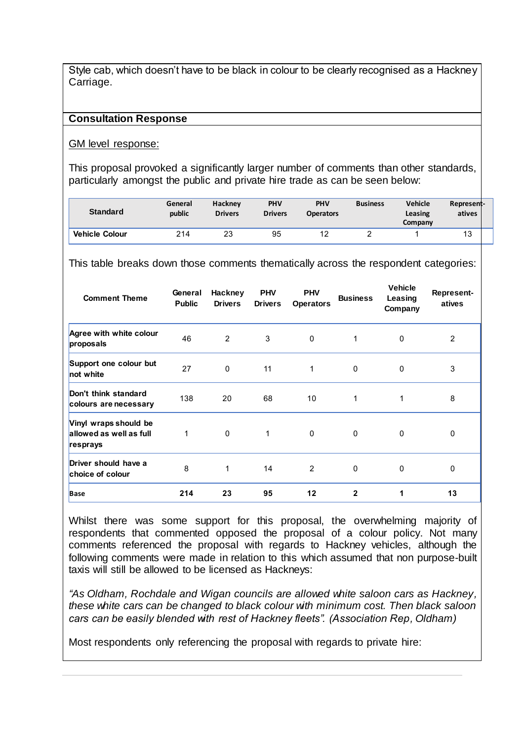Style cab, which doesn't have to be black in colour to be clearly recognised as a Hackney Carriage.

**Consultation Response**

GM level response:

This proposal provoked a significantly larger number of comments than other standards, particularly amongst the public and private hire trade as can be seen below:

| Standard | General public | Hackney Drivers | PHV Drivers | PHV Operators | Business | Vehicle Leasing Company | Representatives |
|---|---|---|---|---|---|---|---|
| **Vehicle Colour** | 214 | 23 | 95 | 12 | 2 | 1 | 13 |

This table breaks down those comments thematically across the respondent categories:

| Comment Theme | General Public | Hackney Drivers | PHV Drivers | PHV Operators | Business | Vehicle Leasing Company | Representatives |
|---|---|---|---|---|---|---|---|
| Agree with white colour proposals | 46 | 2 | 3 | 0 | 1 | 0 | 2 |
| Support one colour but not white | 27 | 0 | 11 | 1 | 0 | 0 | 3 |
| Don't think standard colours are necessary | 138 | 20 | 68 | 10 | 1 | 1 | 8 |
| Vinyl wraps should be allowed as well as full resprays | 1 | 0 | 1 | 0 | 0 | 0 | 0 |
| Driver should have a choice of colour | 8 | 1 | 14 | 2 | 0 | 0 | 0 |
| **Base** | **214** | **23** | **95** | **12** | **2** | **1** | **13** |

Whilst there was some support for this proposal, the overwhelming majority of respondents that commented opposed the proposal of a colour policy. Not many comments referenced the proposal with regards to Hackney vehicles, although the following comments were made in relation to this which assumed that non purpose-built taxis will still be allowed to be licensed as Hackneys:

*"As Oldham, Rochdale and Wigan councils are allowed white saloon cars as Hackney, these white cars can be changed to black colour with minimum cost. Then black saloon cars can be easily blended with rest of Hackney fleets". (Association Rep, Oldham)*

Most respondents only referencing the proposal with regards to private hire: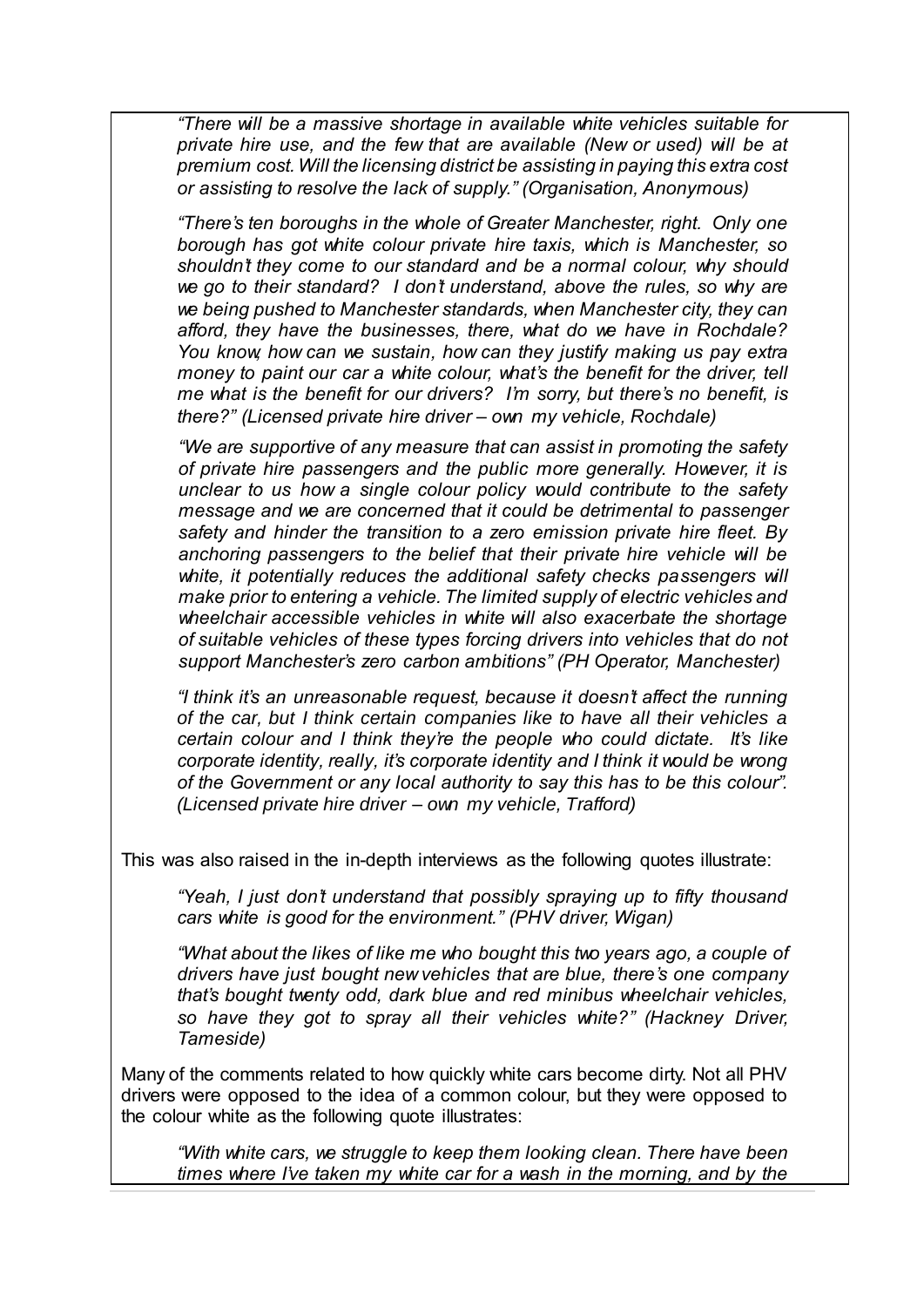*"There will be a massive shortage in available white vehicles suitable for private hire use, and the few that are available (New or used) will be at premium cost. Will the licensing district be assisting in paying this extra cost or assisting to resolve the lack of supply." (Organisation, Anonymous)*

*"There's ten boroughs in the whole of Greater Manchester, right. Only one borough has got white colour private hire taxis, which is Manchester, so shouldn't they come to our standard and be a normal colour, why should we go to their standard? I don't understand, above the rules, so why are we being pushed to Manchester standards, when Manchester city, they can afford, they have the businesses, there, what do we have in Rochdale? You know, how can we sustain, how can they justify making us pay extra money to paint our car a white colour, what's the benefit for the driver, tell me what is the benefit for our drivers? I'm sorry, but there's no benefit, is there?" (Licensed private hire driver – own my vehicle, Rochdale)*

*"We are supportive of any measure that can assist in promoting the safety of private hire passengers and the public more generally. However, it is unclear to us how a single colour policy would contribute to the safety message and we are concerned that it could be detrimental to passenger safety and hinder the transition to a zero emission private hire fleet. By anchoring passengers to the belief that their private hire vehicle will be white, it potentially reduces the additional safety checks passengers will make prior to entering a vehicle. The limited supply of electric vehicles and wheelchair accessible vehicles in white will also exacerbate the shortage of suitable vehicles of these types forcing drivers into vehicles that do not support Manchester's zero carbon ambitions" (PH Operator, Manchester)*

*"I think it's an unreasonable request, because it doesn't affect the running of the car, but I think certain companies like to have all their vehicles a certain colour and I think they're the people who could dictate. It's like corporate identity, really, it's corporate identity and I think it would be wrong of the Government or any local authority to say this has to be this colour". (Licensed private hire driver – own my vehicle, Trafford)*

This was also raised in the in-depth interviews as the following quotes illustrate:

*"Yeah, I just don't understand that possibly spraying up to fifty thousand cars white is good for the environment." (PHV driver, Wigan)*

*"What about the likes of like me who bought this two years ago, a couple of drivers have just bought new vehicles that are blue, there's one company that's bought twenty odd, dark blue and red minibus wheelchair vehicles, so have they got to spray all their vehicles white?" (Hackney Driver, Tameside)*

Many of the comments related to how quickly white cars become dirty. Not all PHV drivers were opposed to the idea of a common colour, but they were opposed to the colour white as the following quote illustrates:

*"With white cars, we struggle to keep them looking clean. There have been times where I've taken my white car for a wash in the morning, and by the*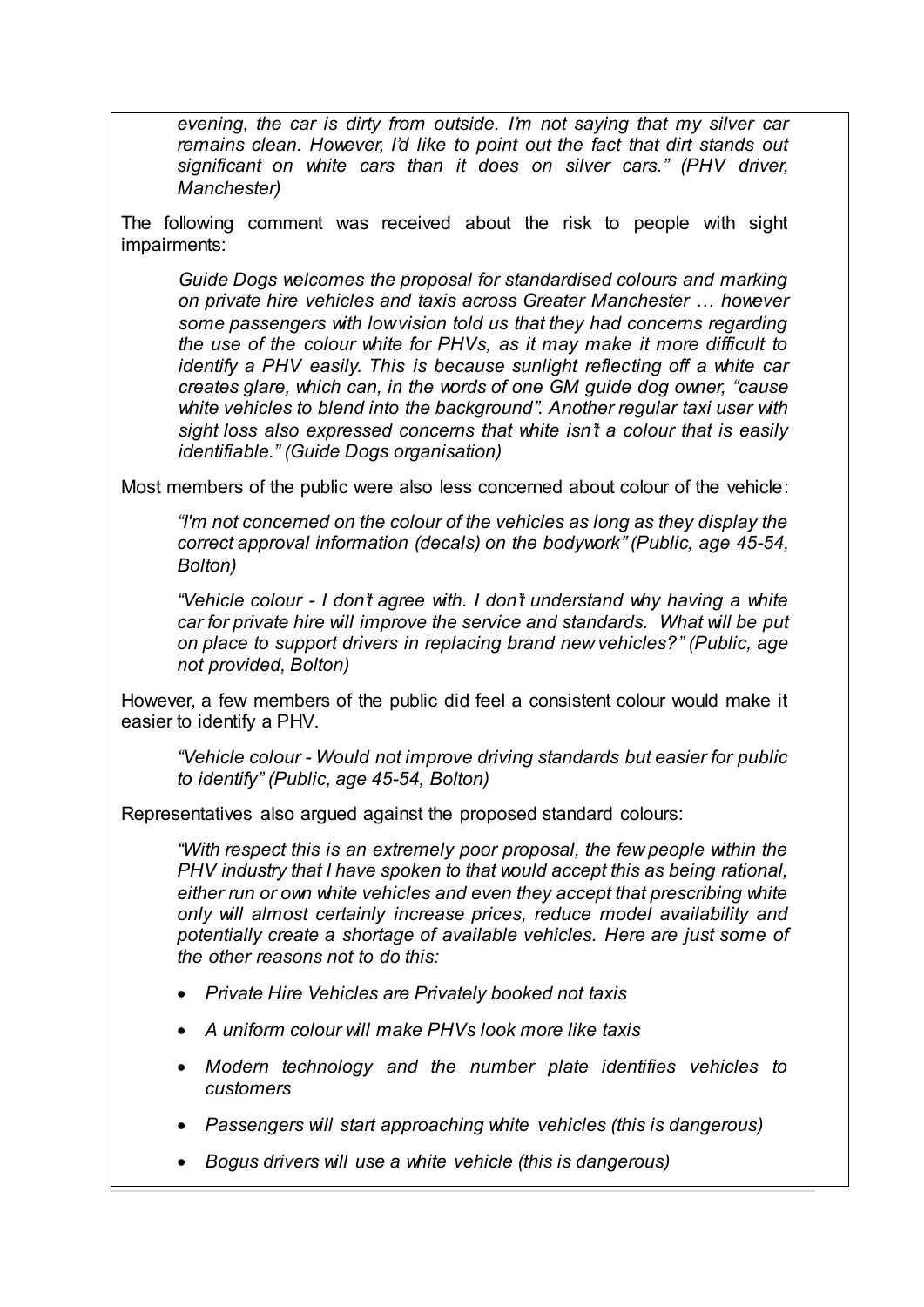*evening, the car is dirty from outside. I'm not saying that my silver car remains clean. However, I'd like to point out the fact that dirt stands out significant on white cars than it does on silver cars." (PHV driver, Manchester)*

The following comment was received about the risk to people with sight impairments:

*Guide Dogs welcomes the proposal for standardised colours and marking on private hire vehicles and taxis across Greater Manchester … however some passengers with low vision told us that they had concerns regarding the use of the colour white for PHVs, as it may make it more difficult to identify a PHV easily. This is because sunlight reflecting off a white car creates glare, which can, in the words of one GM guide dog owner, "cause white vehicles to blend into the background". Another regular taxi user with sight loss also expressed concerns that white isn't a colour that is easily identifiable." (Guide Dogs organisation)*

Most members of the public were also less concerned about colour of the vehicle:

*"I'm not concerned on the colour of the vehicles as long as they display the correct approval information (decals) on the bodywork" (Public, age 45-54, Bolton)*

*"Vehicle colour - I don't agree with. I don't understand why having a white car for private hire will improve the service and standards. What will be put on place to support drivers in replacing brand new vehicles?" (Public, age not provided, Bolton)*

However, a few members of the public did feel a consistent colour would make it easier to identify a PHV.

*"Vehicle colour - Would not improve driving standards but easier for public to identify" (Public, age 45-54, Bolton)*

Representatives also argued against the proposed standard colours:

*"With respect this is an extremely poor proposal, the few people within the PHV industry that I have spoken to that would accept this as being rational, either run or own white vehicles and even they accept that prescribing white only will almost certainly increase prices, reduce model availability and potentially create a shortage of available vehicles. Here are just some of the other reasons not to do this:*

- *Private Hire Vehicles are Privately booked not taxis*
- *A uniform colour will make PHVs look more like taxis*
- *Modern technology and the number plate identifies vehicles to customers*
- *Passengers will start approaching white vehicles (this is dangerous)*
- *Bogus drivers will use a white vehicle (this is dangerous)*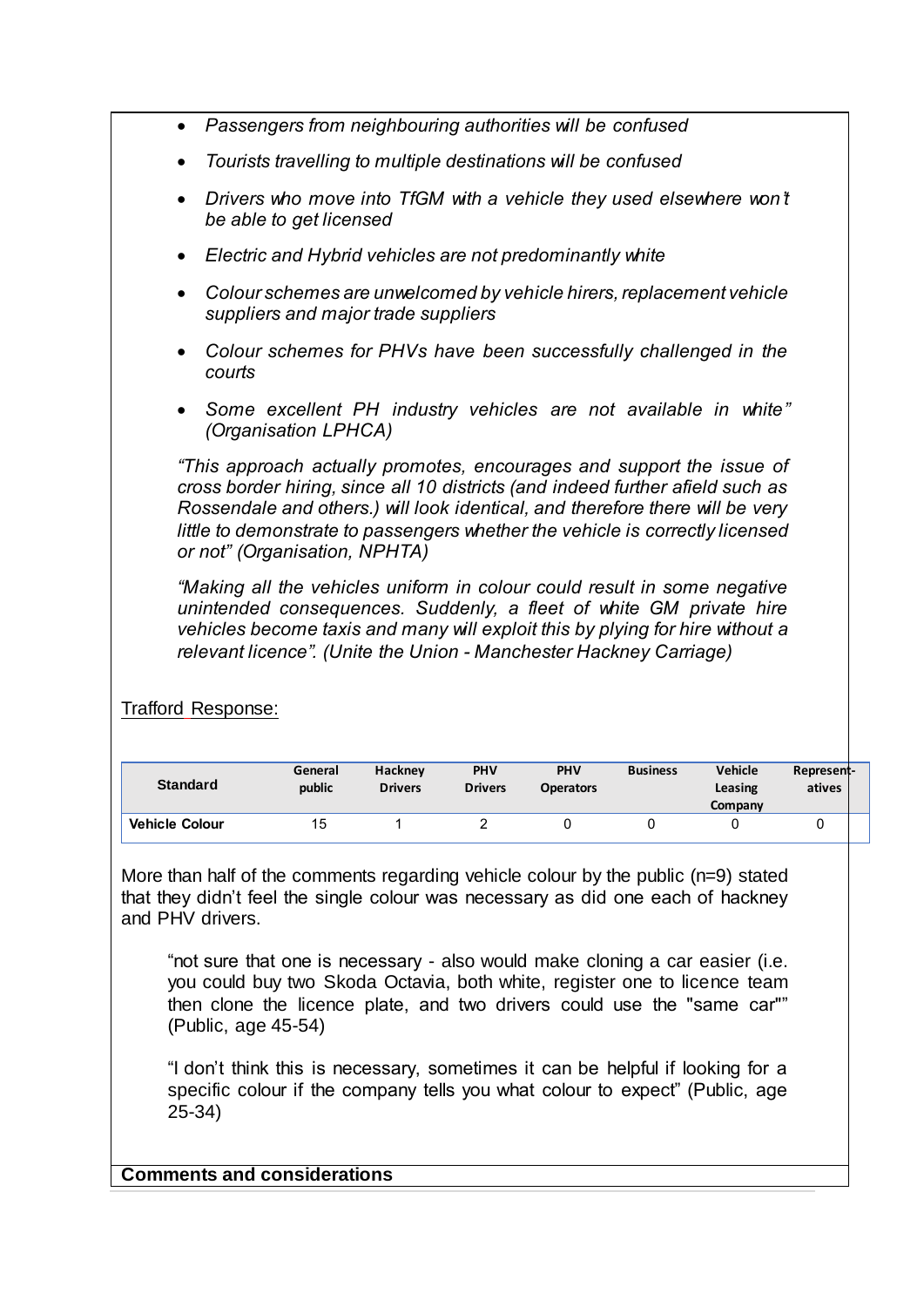- *Passengers from neighbouring authorities will be confused*
- *Tourists travelling to multiple destinations will be confused*
- *Drivers who move into TfGM with a vehicle they used elsewhere won't be able to get licensed*
- *Electric and Hybrid vehicles are not predominantly white*
- *Colour schemes are unwelcomed by vehicle hirers, replacement vehicle suppliers and major trade suppliers*
- *Colour schemes for PHVs have been successfully challenged in the courts*
- *Some excellent PH industry vehicles are not available in white" (Organisation LPHCA)*

*"This approach actually promotes, encourages and support the issue of cross border hiring, since all 10 districts (and indeed further afield such as Rossendale and others.) will look identical, and therefore there will be very little to demonstrate to passengers whether the vehicle is correctly licensed or not" (Organisation, NPHTA)*

*"Making all the vehicles uniform in colour could result in some negative unintended consequences. Suddenly, a fleet of white GM private hire vehicles become taxis and many will exploit this by plying for hire without a relevant licence". (Unite the Union - Manchester Hackney Carriage)*

Trafford Response:

| Standard | General public | Hackney Drivers | PHV Drivers | PHV Operators | Business | Vehicle Leasing Company | Represent-atives |
|---|---|---|---|---|---|---|---|
| **Vehicle Colour** | 15 | 1 | 2 | 0 | 0 | 0 | 0 |

More than half of the comments regarding vehicle colour by the public (n=9) stated that they didn't feel the single colour was necessary as did one each of hackney and PHV drivers.

"not sure that one is necessary - also would make cloning a car easier (i.e. you could buy two Skoda Octavia, both white, register one to licence team then clone the licence plate, and two drivers could use the "same car"" (Public, age 45-54)

"I don't think this is necessary, sometimes it can be helpful if looking for a specific colour if the company tells you what colour to expect" (Public, age 25-34)

**Comments and considerations**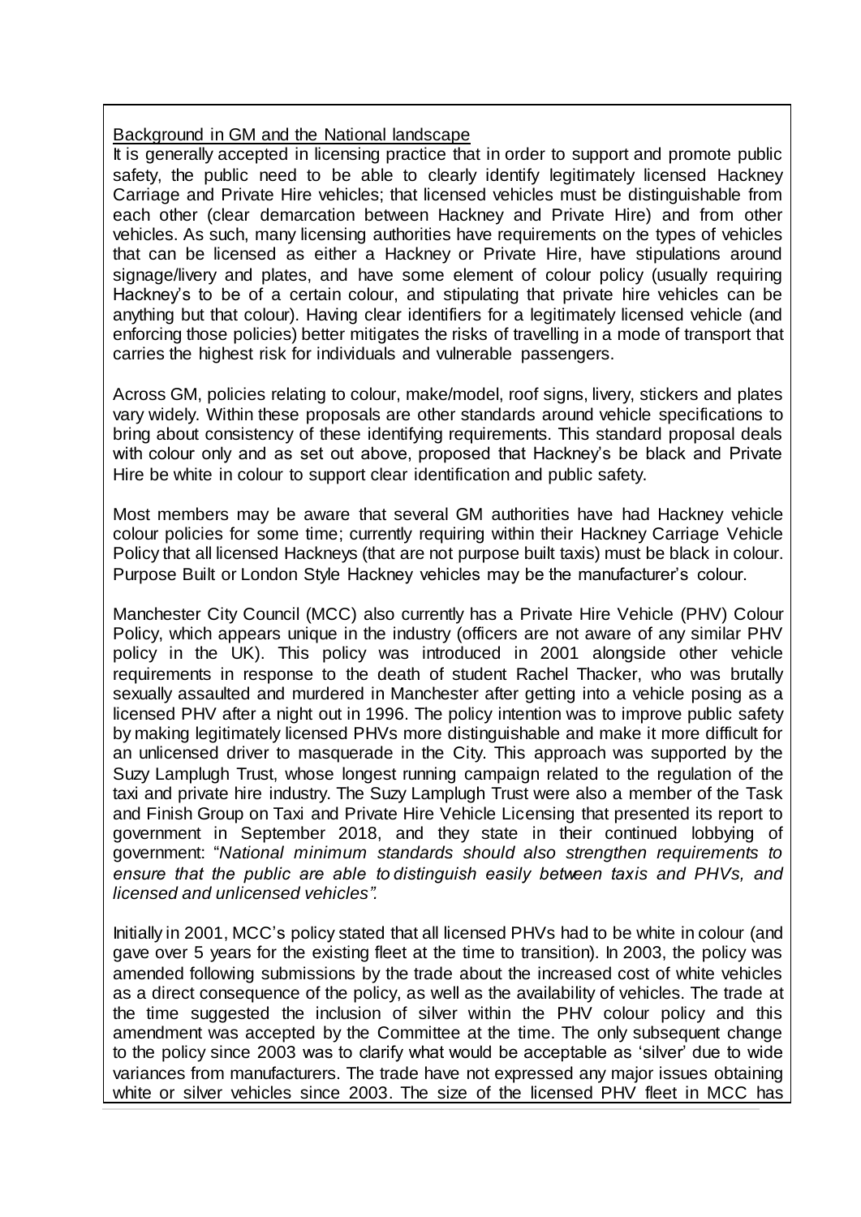Background in GM and the National landscape

It is generally accepted in licensing practice that in order to support and promote public safety, the public need to be able to clearly identify legitimately licensed Hackney Carriage and Private Hire vehicles; that licensed vehicles must be distinguishable from each other (clear demarcation between Hackney and Private Hire) and from other vehicles. As such, many licensing authorities have requirements on the types of vehicles that can be licensed as either a Hackney or Private Hire, have stipulations around signage/livery and plates, and have some element of colour policy (usually requiring Hackney's to be of a certain colour, and stipulating that private hire vehicles can be anything but that colour). Having clear identifiers for a legitimately licensed vehicle (and enforcing those policies) better mitigates the risks of travelling in a mode of transport that carries the highest risk for individuals and vulnerable passengers.

Across GM, policies relating to colour, make/model, roof signs, livery, stickers and plates vary widely. Within these proposals are other standards around vehicle specifications to bring about consistency of these identifying requirements. This standard proposal deals with colour only and as set out above, proposed that Hackney's be black and Private Hire be white in colour to support clear identification and public safety.

Most members may be aware that several GM authorities have had Hackney vehicle colour policies for some time; currently requiring within their Hackney Carriage Vehicle Policy that all licensed Hackneys (that are not purpose built taxis) must be black in colour. Purpose Built or London Style Hackney vehicles may be the manufacturer's colour.

Manchester City Council (MCC) also currently has a Private Hire Vehicle (PHV) Colour Policy, which appears unique in the industry (officers are not aware of any similar PHV policy in the UK). This policy was introduced in 2001 alongside other vehicle requirements in response to the death of student Rachel Thacker, who was brutally sexually assaulted and murdered in Manchester after getting into a vehicle posing as a licensed PHV after a night out in 1996. The policy intention was to improve public safety by making legitimately licensed PHVs more distinguishable and make it more difficult for an unlicensed driver to masquerade in the City. This approach was supported by the Suzy Lamplugh Trust, whose longest running campaign related to the regulation of the taxi and private hire industry. The Suzy Lamplugh Trust were also a member of the Task and Finish Group on Taxi and Private Hire Vehicle Licensing that presented its report to government in September 2018, and they state in their continued lobbying of government: "*National minimum standards should also strengthen requirements to ensure that the public are able to distinguish easily between taxis and PHVs, and licensed and unlicensed vehicles".*

Initially in 2001, MCC's policy stated that all licensed PHVs had to be white in colour (and gave over 5 years for the existing fleet at the time to transition). In 2003, the policy was amended following submissions by the trade about the increased cost of white vehicles as a direct consequence of the policy, as well as the availability of vehicles. The trade at the time suggested the inclusion of silver within the PHV colour policy and this amendment was accepted by the Committee at the time. The only subsequent change to the policy since 2003 was to clarify what would be acceptable as 'silver' due to wide variances from manufacturers. The trade have not expressed any major issues obtaining white or silver vehicles since 2003. The size of the licensed PHV fleet in MCC has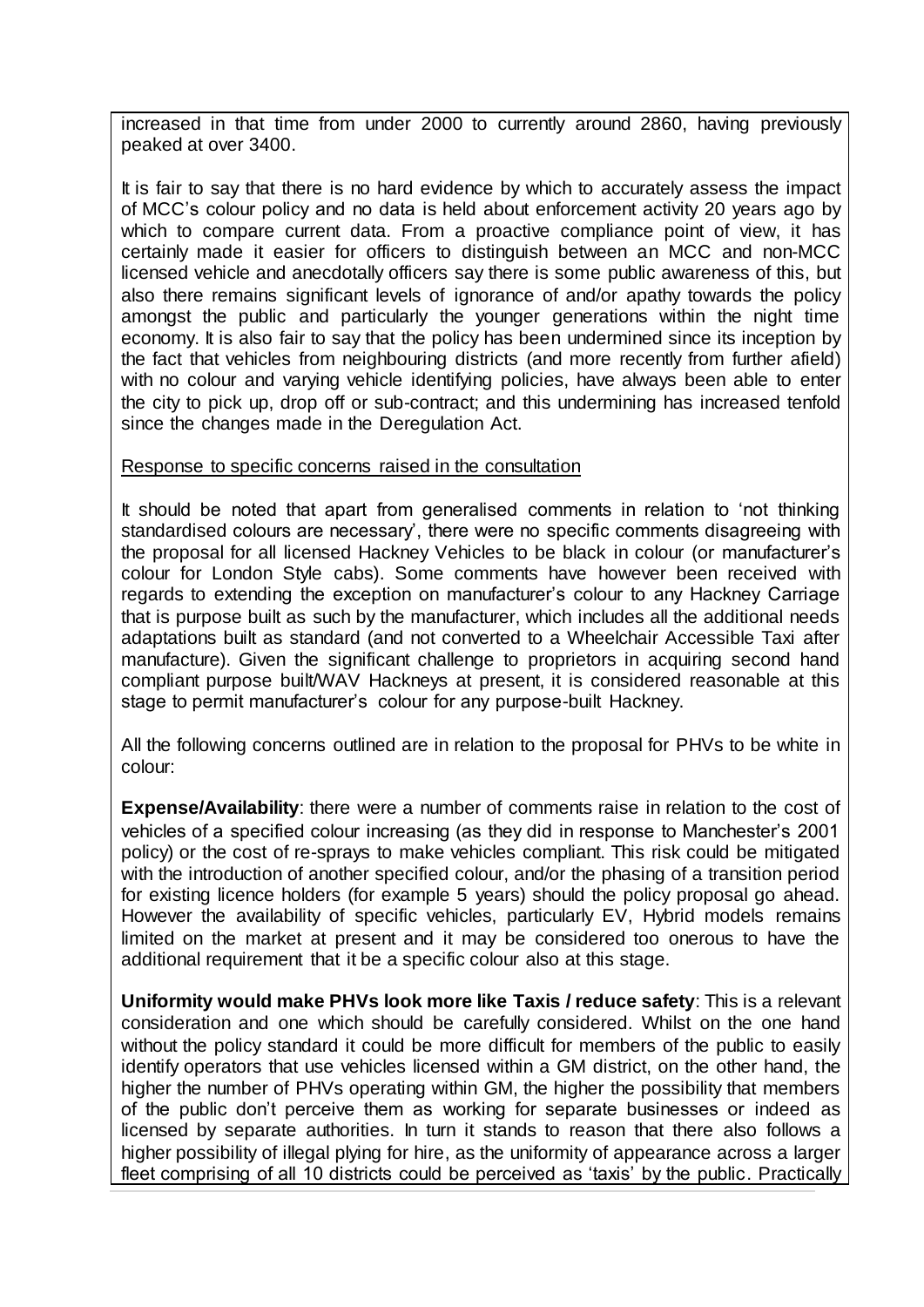increased in that time from under 2000 to currently around 2860, having previously peaked at over 3400.

It is fair to say that there is no hard evidence by which to accurately assess the impact of MCC's colour policy and no data is held about enforcement activity 20 years ago by which to compare current data. From a proactive compliance point of view, it has certainly made it easier for officers to distinguish between an MCC and non-MCC licensed vehicle and anecdotally officers say there is some public awareness of this, but also there remains significant levels of ignorance of and/or apathy towards the policy amongst the public and particularly the younger generations within the night time economy. It is also fair to say that the policy has been undermined since its inception by the fact that vehicles from neighbouring districts (and more recently from further afield) with no colour and varying vehicle identifying policies, have always been able to enter the city to pick up, drop off or sub-contract; and this undermining has increased tenfold since the changes made in the Deregulation Act.

Response to specific concerns raised in the consultation

It should be noted that apart from generalised comments in relation to 'not thinking standardised colours are necessary', there were no specific comments disagreeing with the proposal for all licensed Hackney Vehicles to be black in colour (or manufacturer's colour for London Style cabs). Some comments have however been received with regards to extending the exception on manufacturer's colour to any Hackney Carriage that is purpose built as such by the manufacturer, which includes all the additional needs adaptations built as standard (and not converted to a Wheelchair Accessible Taxi after manufacture). Given the significant challenge to proprietors in acquiring second hand compliant purpose built/WAV Hackneys at present, it is considered reasonable at this stage to permit manufacturer's colour for any purpose-built Hackney.

All the following concerns outlined are in relation to the proposal for PHVs to be white in colour:

**Expense/Availability**: there were a number of comments raise in relation to the cost of vehicles of a specified colour increasing (as they did in response to Manchester's 2001 policy) or the cost of re-sprays to make vehicles compliant. This risk could be mitigated with the introduction of another specified colour, and/or the phasing of a transition period for existing licence holders (for example 5 years) should the policy proposal go ahead. However the availability of specific vehicles, particularly EV, Hybrid models remains limited on the market at present and it may be considered too onerous to have the additional requirement that it be a specific colour also at this stage.

**Uniformity would make PHVs look more like Taxis / reduce safety**: This is a relevant consideration and one which should be carefully considered. Whilst on the one hand without the policy standard it could be more difficult for members of the public to easily identify operators that use vehicles licensed within a GM district, on the other hand, the higher the number of PHVs operating within GM, the higher the possibility that members of the public don't perceive them as working for separate businesses or indeed as licensed by separate authorities. In turn it stands to reason that there also follows a higher possibility of illegal plying for hire, as the uniformity of appearance across a larger fleet comprising of all 10 districts could be perceived as 'taxis' by the public. Practically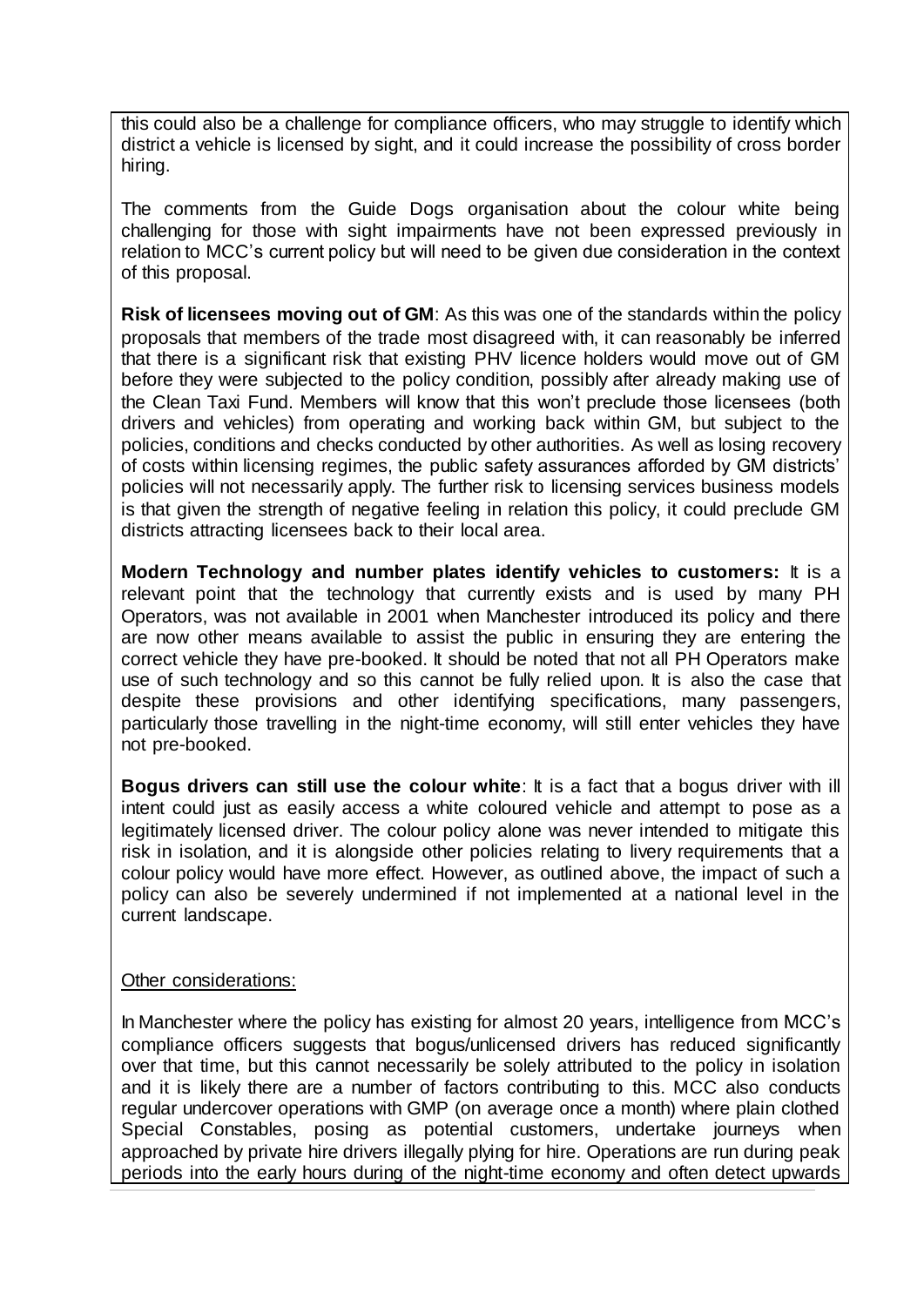this could also be a challenge for compliance officers, who may struggle to identify which district a vehicle is licensed by sight, and it could increase the possibility of cross border hiring.

The comments from the Guide Dogs organisation about the colour white being challenging for those with sight impairments have not been expressed previously in relation to MCC's current policy but will need to be given due consideration in the context of this proposal.

**Risk of licensees moving out of GM**: As this was one of the standards within the policy proposals that members of the trade most disagreed with, it can reasonably be inferred that there is a significant risk that existing PHV licence holders would move out of GM before they were subjected to the policy condition, possibly after already making use of the Clean Taxi Fund. Members will know that this won't preclude those licensees (both drivers and vehicles) from operating and working back within GM, but subject to the policies, conditions and checks conducted by other authorities. As well as losing recovery of costs within licensing regimes, the public safety assurances afforded by GM districts' policies will not necessarily apply. The further risk to licensing services business models is that given the strength of negative feeling in relation this policy, it could preclude GM districts attracting licensees back to their local area.

**Modern Technology and number plates identify vehicles to customers:** It is a relevant point that the technology that currently exists and is used by many PH Operators, was not available in 2001 when Manchester introduced its policy and there are now other means available to assist the public in ensuring they are entering the correct vehicle they have pre-booked. It should be noted that not all PH Operators make use of such technology and so this cannot be fully relied upon. It is also the case that despite these provisions and other identifying specifications, many passengers, particularly those travelling in the night-time economy, will still enter vehicles they have not pre-booked.

**Bogus drivers can still use the colour white**: It is a fact that a bogus driver with ill intent could just as easily access a white coloured vehicle and attempt to pose as a legitimately licensed driver. The colour policy alone was never intended to mitigate this risk in isolation, and it is alongside other policies relating to livery requirements that a colour policy would have more effect. However, as outlined above, the impact of such a policy can also be severely undermined if not implemented at a national level in the current landscape.

Other considerations:

In Manchester where the policy has existing for almost 20 years, intelligence from MCC's compliance officers suggests that bogus/unlicensed drivers has reduced significantly over that time, but this cannot necessarily be solely attributed to the policy in isolation and it is likely there are a number of factors contributing to this. MCC also conducts regular undercover operations with GMP (on average once a month) where plain clothed Special Constables, posing as potential customers, undertake journeys when approached by private hire drivers illegally plying for hire. Operations are run during peak periods into the early hours during of the night-time economy and often detect upwards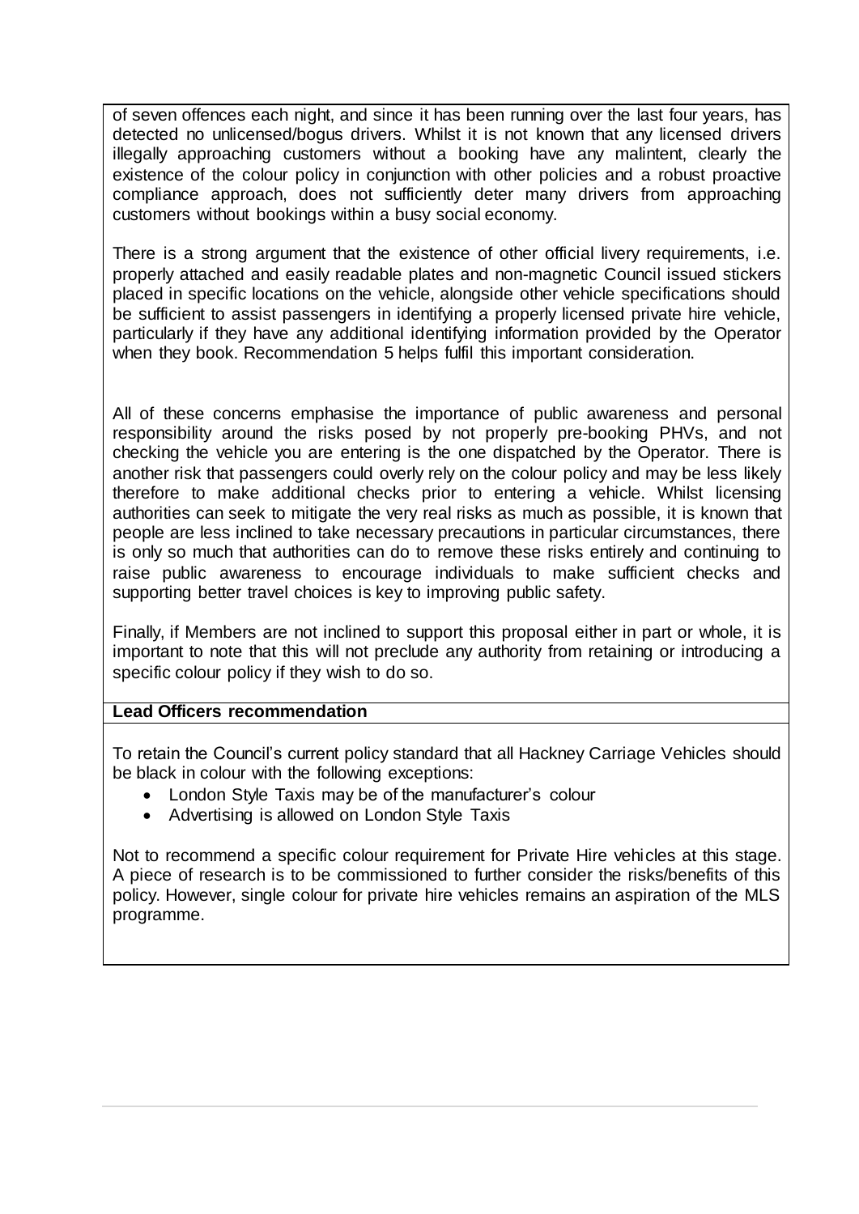of seven offences each night, and since it has been running over the last four years, has detected no unlicensed/bogus drivers. Whilst it is not known that any licensed drivers illegally approaching customers without a booking have any malintent, clearly the existence of the colour policy in conjunction with other policies and a robust proactive compliance approach, does not sufficiently deter many drivers from approaching customers without bookings within a busy social economy.

There is a strong argument that the existence of other official livery requirements, i.e. properly attached and easily readable plates and non-magnetic Council issued stickers placed in specific locations on the vehicle, alongside other vehicle specifications should be sufficient to assist passengers in identifying a properly licensed private hire vehicle, particularly if they have any additional identifying information provided by the Operator when they book. Recommendation 5 helps fulfil this important consideration.

All of these concerns emphasise the importance of public awareness and personal responsibility around the risks posed by not properly pre-booking PHVs, and not checking the vehicle you are entering is the one dispatched by the Operator. There is another risk that passengers could overly rely on the colour policy and may be less likely therefore to make additional checks prior to entering a vehicle. Whilst licensing authorities can seek to mitigate the very real risks as much as possible, it is known that people are less inclined to take necessary precautions in particular circumstances, there is only so much that authorities can do to remove these risks entirely and continuing to raise public awareness to encourage individuals to make sufficient checks and supporting better travel choices is key to improving public safety.

Finally, if Members are not inclined to support this proposal either in part or whole, it is important to note that this will not preclude any authority from retaining or introducing a specific colour policy if they wish to do so.

**Lead Officers recommendation**

To retain the Council's current policy standard that all Hackney Carriage Vehicles should be black in colour with the following exceptions:

- London Style Taxis may be of the manufacturer's colour
- Advertising is allowed on London Style Taxis

Not to recommend a specific colour requirement for Private Hire vehicles at this stage. A piece of research is to be commissioned to further consider the risks/benefits of this policy. However, single colour for private hire vehicles remains an aspiration of the MLS programme.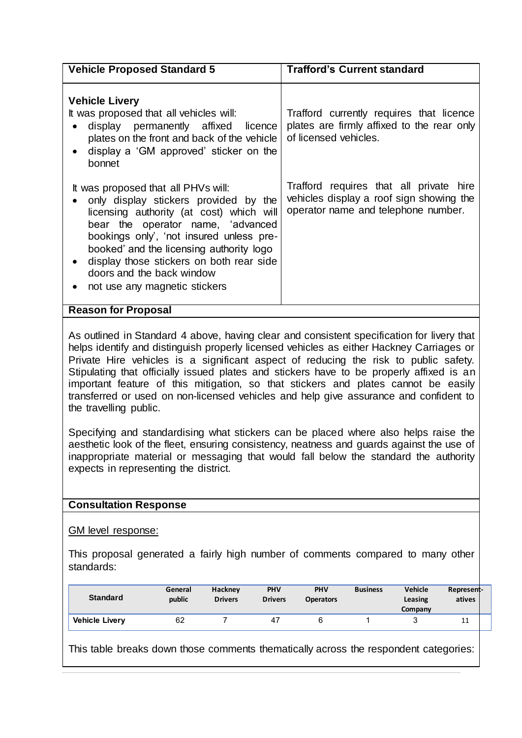| Vehicle Proposed Standard 5 | Trafford's Current standard |
|---|---|
| **Vehicle Livery**<br>It was proposed that all vehicles will:<br>• display permanently affixed licence plates on the front and back of the vehicle<br>• display a 'GM approved' sticker on the bonnet | Trafford currently requires that licence plates are firmly affixed to the rear only of licensed vehicles. |
| It was proposed that all PHVs will:<br>• only display stickers provided by the licensing authority (at cost) which will bear the operator name, 'advanced bookings only', 'not insured unless pre-booked' and the licensing authority logo<br>• display those stickers on both rear side doors and the back window<br>• not use any magnetic stickers | Trafford requires that all private hire vehicles display a roof sign showing the operator name and telephone number. |

**Reason for Proposal**

As outlined in Standard 4 above, having clear and consistent specification for livery that helps identify and distinguish properly licensed vehicles as either Hackney Carriages or Private Hire vehicles is a significant aspect of reducing the risk to public safety. Stipulating that officially issued plates and stickers have to be properly affixed is an important feature of this mitigation, so that stickers and plates cannot be easily transferred or used on non-licensed vehicles and help give assurance and confident to the travelling public.

Specifying and standardising what stickers can be placed where also helps raise the aesthetic look of the fleet, ensuring consistency, neatness and guards against the use of inappropriate material or messaging that would fall below the standard the authority expects in representing the district.

**Consultation Response**

GM level response:

This proposal generated a fairly high number of comments compared to many other standards:

| Standard | General public | Hackney Drivers | PHV Drivers | PHV Operators | Business | Vehicle Leasing Company | Represent-atives |
|---|---|---|---|---|---|---|---|
| **Vehicle Livery** | 62 | 7 | 47 | 6 | 1 | 3 | 11 |

This table breaks down those comments thematically across the respondent categories: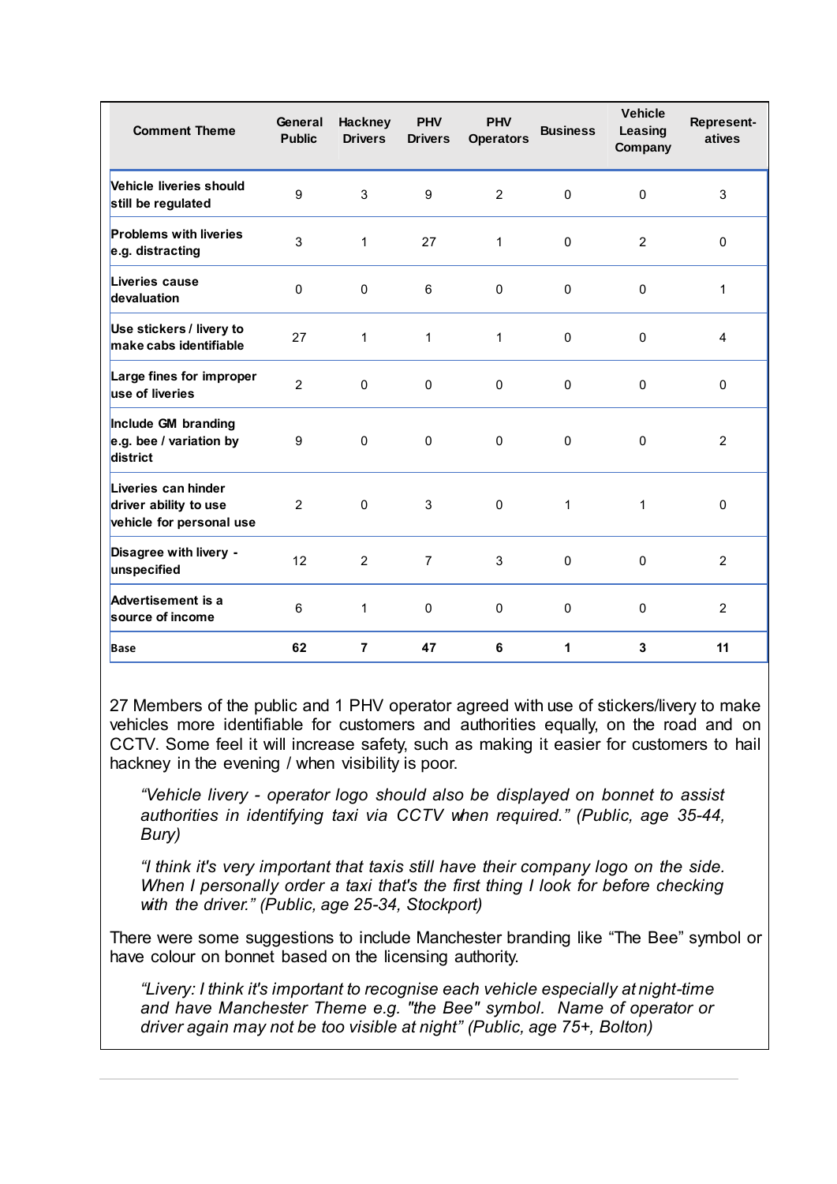| Comment Theme | General Public | Hackney Drivers | PHV Drivers | PHV Operators | Business | Vehicle Leasing Company | Represent-atives |
|---|---|---|---|---|---|---|---|
| **Vehicle liveries should still be regulated** | 9 | 3 | 9 | 2 | 0 | 0 | 3 |
| **Problems with liveries e.g. distracting** | 3 | 1 | 27 | 1 | 0 | 2 | 0 |
| **Liveries cause devaluation** | 0 | 0 | 6 | 0 | 0 | 0 | 1 |
| **Use stickers / livery to make cabs identifiable** | 27 | 1 | 1 | 1 | 0 | 0 | 4 |
| **Large fines for improper use of liveries** | 2 | 0 | 0 | 0 | 0 | 0 | 0 |
| **Include GM branding e.g. bee / variation by district** | 9 | 0 | 0 | 0 | 0 | 0 | 2 |
| **Liveries can hinder driver ability to use vehicle for personal use** | 2 | 0 | 3 | 0 | 1 | 1 | 0 |
| **Disagree with livery - unspecified** | 12 | 2 | 7 | 3 | 0 | 0 | 2 |
| **Advertisement is a source of income** | 6 | 1 | 0 | 0 | 0 | 0 | 2 |
| **Base** | **62** | **7** | **47** | **6** | **1** | **3** | **11** |

27 Members of the public and 1 PHV operator agreed with use of stickers/livery to make vehicles more identifiable for customers and authorities equally, on the road and on CCTV. Some feel it will increase safety, such as making it easier for customers to hail hackney in the evening / when visibility is poor.

> *"Vehicle livery - operator logo should also be displayed on bonnet to assist authorities in identifying taxi via CCTV when required." (Public, age 35-44, Bury)*

> *"I think it's very important that taxis still have their company logo on the side. When I personally order a taxi that's the first thing I look for before checking with the driver." (Public, age 25-34, Stockport)*

There were some suggestions to include Manchester branding like "The Bee" symbol or have colour on bonnet based on the licensing authority.

> *"Livery: I think it's important to recognise each vehicle especially at night-time and have Manchester Theme e.g. "the Bee" symbol. Name of operator or driver again may not be too visible at night" (Public, age 75+, Bolton)*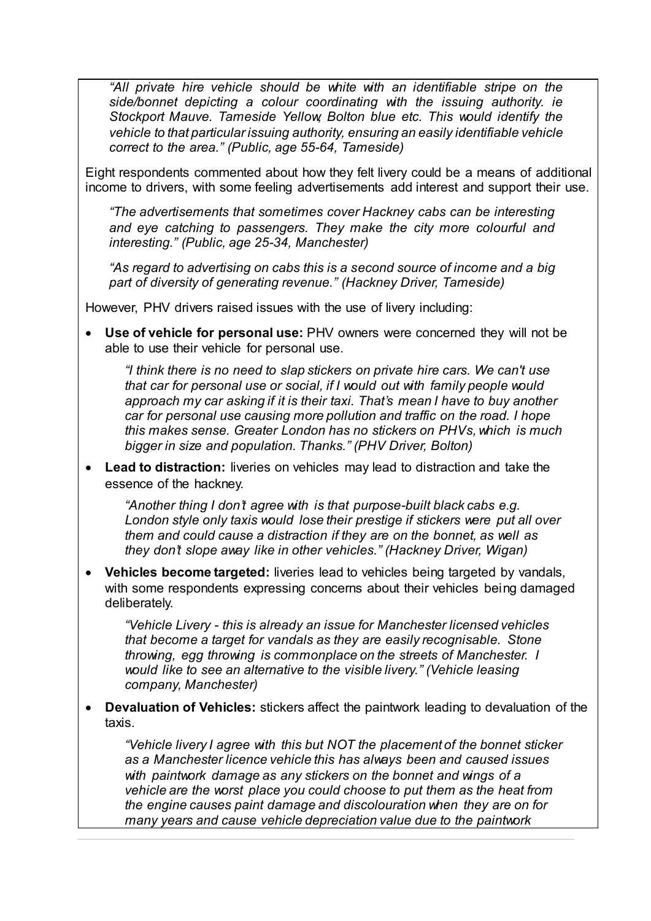*"All private hire vehicle should be white with an identifiable stripe on the side/bonnet depicting a colour coordinating with the issuing authority. ie Stockport Mauve. Tameside Yellow, Bolton blue etc. This would identify the vehicle to that particular issuing authority, ensuring an easily identifiable vehicle correct to the area." (Public, age 55-64, Tameside)*

Eight respondents commented about how they felt livery could be a means of additional income to drivers, with some feeling advertisements add interest and support their use.

*"The advertisements that sometimes cover Hackney cabs can be interesting and eye catching to passengers. They make the city more colourful and interesting." (Public, age 25-34, Manchester)*

*"As regard to advertising on cabs this is a second source of income and a big part of diversity of generating revenue." (Hackney Driver, Tameside)*

However, PHV drivers raised issues with the use of livery including:

- **Use of vehicle for personal use:** PHV owners were concerned they will not be able to use their vehicle for personal use.

  *"I think there is no need to slap stickers on private hire cars. We can't use that car for personal use or social, if I would out with family people would approach my car asking if it is their taxi. That's mean I have to buy another car for personal use causing more pollution and traffic on the road. I hope this makes sense. Greater London has no stickers on PHVs, which is much bigger in size and population. Thanks." (PHV Driver, Bolton)*

- **Lead to distraction:** liveries on vehicles may lead to distraction and take the essence of the hackney.

  *"Another thing I don't agree with is that purpose-built black cabs e.g. London style only taxis would lose their prestige if stickers were put all over them and could cause a distraction if they are on the bonnet, as well as they don't slope away like in other vehicles." (Hackney Driver, Wigan)*

- **Vehicles become targeted:** liveries lead to vehicles being targeted by vandals, with some respondents expressing concerns about their vehicles being damaged deliberately.

  *"Vehicle Livery - this is already an issue for Manchester licensed vehicles that become a target for vandals as they are easily recognisable. Stone throwing, egg throwing is commonplace on the streets of Manchester. I would like to see an alternative to the visible livery." (Vehicle leasing company, Manchester)*

- **Devaluation of Vehicles:** stickers affect the paintwork leading to devaluation of the taxis.

  *"Vehicle livery I agree with this but NOT the placement of the bonnet sticker as a Manchester licence vehicle this has always been and caused issues with paintwork damage as any stickers on the bonnet and wings of a vehicle are the worst place you could choose to put them as the heat from the engine causes paint damage and discolouration when they are on for many years and cause vehicle depreciation value due to the paintwork*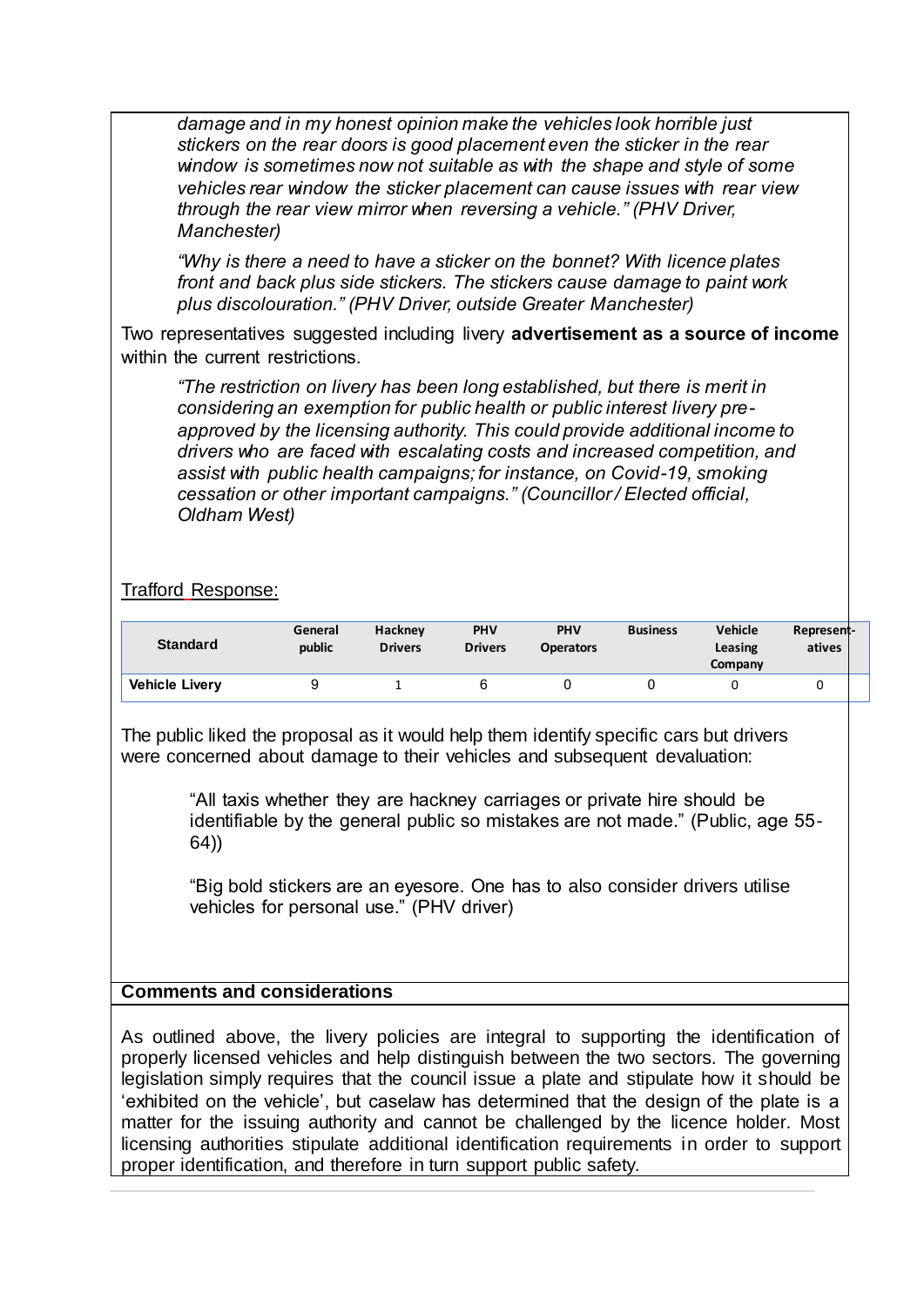*damage and in my honest opinion make the vehicles look horrible just stickers on the rear doors is good placement even the sticker in the rear window is sometimes now not suitable as with the shape and style of some vehicles rear window the sticker placement can cause issues with rear view through the rear view mirror when reversing a vehicle." (PHV Driver, Manchester)*

*"Why is there a need to have a sticker on the bonnet? With licence plates front and back plus side stickers. The stickers cause damage to paint work plus discolouration." (PHV Driver, outside Greater Manchester)*

Two representatives suggested including livery **advertisement as a source of income** within the current restrictions.

*"The restriction on livery has been long established, but there is merit in considering an exemption for public health or public interest livery pre-approved by the licensing authority. This could provide additional income to drivers who are faced with escalating costs and increased competition, and assist with public health campaigns; for instance, on Covid-19, smoking cessation or other important campaigns." (Councillor / Elected official, Oldham West)*

Trafford Response:

| Standard | General public | Hackney Drivers | PHV Drivers | PHV Operators | Business | Vehicle Leasing Company | Represent-atives |
|---|---|---|---|---|---|---|---|
| **Vehicle Livery** | 9 | 1 | 6 | 0 | 0 | 0 | 0 |

The public liked the proposal as it would help them identify specific cars but drivers were concerned about damage to their vehicles and subsequent devaluation:

"All taxis whether they are hackney carriages or private hire should be identifiable by the general public so mistakes are not made." (Public, age 55-64))

"Big bold stickers are an eyesore. One has to also consider drivers utilise vehicles for personal use." (PHV driver)

**Comments and considerations**

As outlined above, the livery policies are integral to supporting the identification of properly licensed vehicles and help distinguish between the two sectors. The governing legislation simply requires that the council issue a plate and stipulate how it should be 'exhibited on the vehicle', but caselaw has determined that the design of the plate is a matter for the issuing authority and cannot be challenged by the licence holder. Most licensing authorities stipulate additional identification requirements in order to support proper identification, and therefore in turn support public safety.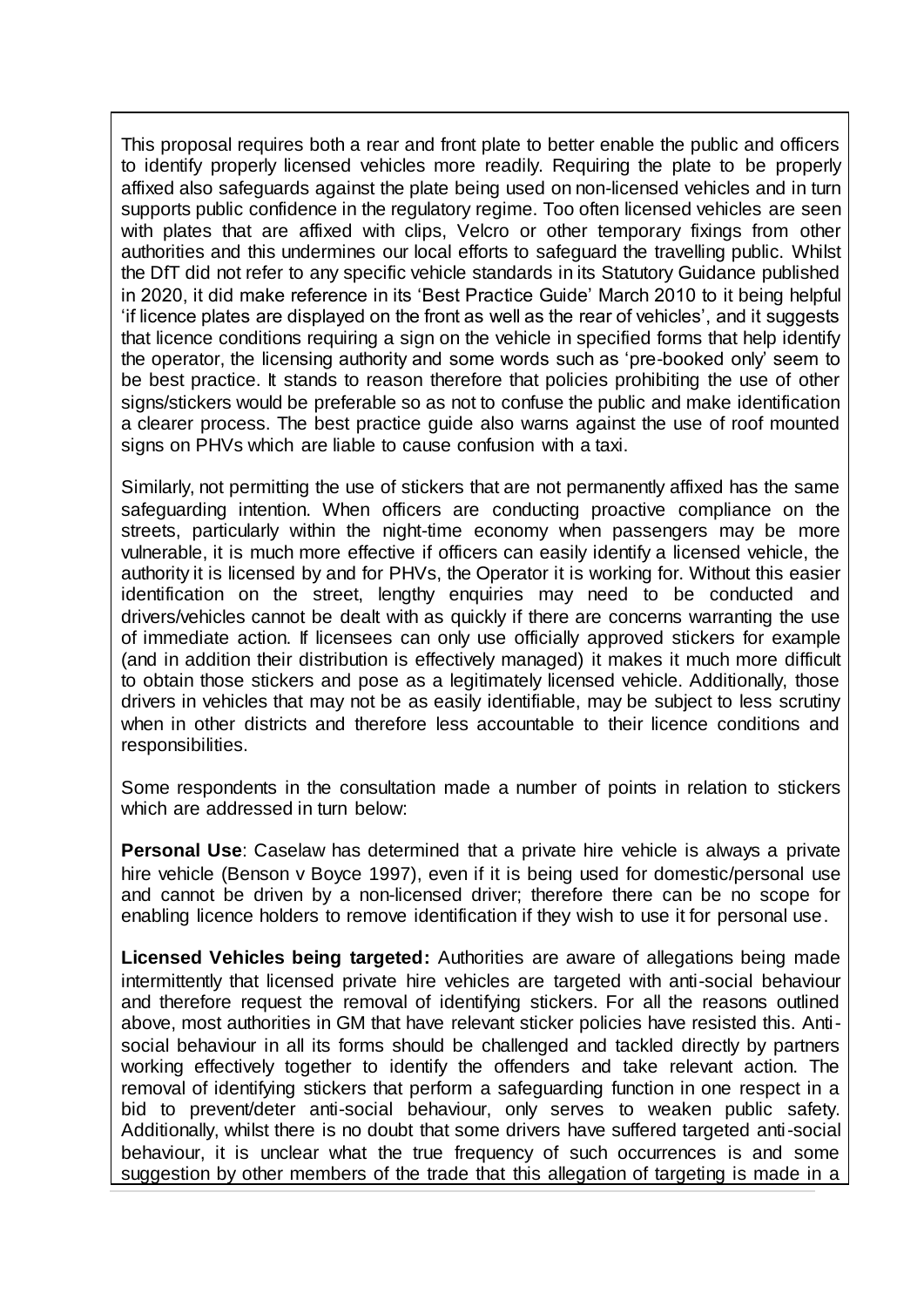This proposal requires both a rear and front plate to better enable the public and officers to identify properly licensed vehicles more readily. Requiring the plate to be properly affixed also safeguards against the plate being used on non-licensed vehicles and in turn supports public confidence in the regulatory regime. Too often licensed vehicles are seen with plates that are affixed with clips, Velcro or other temporary fixings from other authorities and this undermines our local efforts to safeguard the travelling public. Whilst the DfT did not refer to any specific vehicle standards in its Statutory Guidance published in 2020, it did make reference in its 'Best Practice Guide' March 2010 to it being helpful 'if licence plates are displayed on the front as well as the rear of vehicles', and it suggests that licence conditions requiring a sign on the vehicle in specified forms that help identify the operator, the licensing authority and some words such as 'pre-booked only' seem to be best practice. It stands to reason therefore that policies prohibiting the use of other signs/stickers would be preferable so as not to confuse the public and make identification a clearer process. The best practice guide also warns against the use of roof mounted signs on PHVs which are liable to cause confusion with a taxi.

Similarly, not permitting the use of stickers that are not permanently affixed has the same safeguarding intention. When officers are conducting proactive compliance on the streets, particularly within the night-time economy when passengers may be more vulnerable, it is much more effective if officers can easily identify a licensed vehicle, the authority it is licensed by and for PHVs, the Operator it is working for. Without this easier identification on the street, lengthy enquiries may need to be conducted and drivers/vehicles cannot be dealt with as quickly if there are concerns warranting the use of immediate action. If licensees can only use officially approved stickers for example (and in addition their distribution is effectively managed) it makes it much more difficult to obtain those stickers and pose as a legitimately licensed vehicle. Additionally, those drivers in vehicles that may not be as easily identifiable, may be subject to less scrutiny when in other districts and therefore less accountable to their licence conditions and responsibilities.

Some respondents in the consultation made a number of points in relation to stickers which are addressed in turn below:

**Personal Use**: Caselaw has determined that a private hire vehicle is always a private hire vehicle (Benson v Boyce 1997), even if it is being used for domestic/personal use and cannot be driven by a non-licensed driver; therefore there can be no scope for enabling licence holders to remove identification if they wish to use it for personal use.

**Licensed Vehicles being targeted:** Authorities are aware of allegations being made intermittently that licensed private hire vehicles are targeted with anti-social behaviour and therefore request the removal of identifying stickers. For all the reasons outlined above, most authorities in GM that have relevant sticker policies have resisted this. Anti-social behaviour in all its forms should be challenged and tackled directly by partners working effectively together to identify the offenders and take relevant action. The removal of identifying stickers that perform a safeguarding function in one respect in a bid to prevent/deter anti-social behaviour, only serves to weaken public safety. Additionally, whilst there is no doubt that some drivers have suffered targeted anti-social behaviour, it is unclear what the true frequency of such occurrences is and some suggestion by other members of the trade that this allegation of targeting is made in a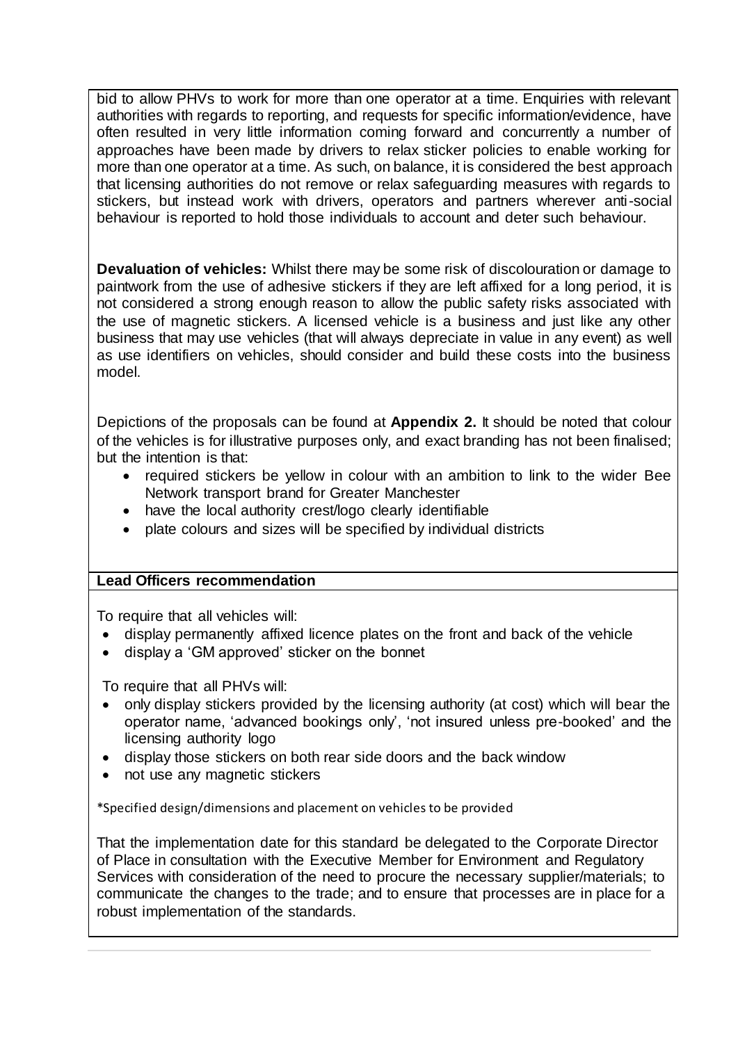bid to allow PHVs to work for more than one operator at a time. Enquiries with relevant authorities with regards to reporting, and requests for specific information/evidence, have often resulted in very little information coming forward and concurrently a number of approaches have been made by drivers to relax sticker policies to enable working for more than one operator at a time. As such, on balance, it is considered the best approach that licensing authorities do not remove or relax safeguarding measures with regards to stickers, but instead work with drivers, operators and partners wherever anti-social behaviour is reported to hold those individuals to account and deter such behaviour.

**Devaluation of vehicles:** Whilst there may be some risk of discolouration or damage to paintwork from the use of adhesive stickers if they are left affixed for a long period, it is not considered a strong enough reason to allow the public safety risks associated with the use of magnetic stickers. A licensed vehicle is a business and just like any other business that may use vehicles (that will always depreciate in value in any event) as well as use identifiers on vehicles, should consider and build these costs into the business model.

Depictions of the proposals can be found at **Appendix 2.** It should be noted that colour of the vehicles is for illustrative purposes only, and exact branding has not been finalised; but the intention is that:

- required stickers be yellow in colour with an ambition to link to the wider Bee Network transport brand for Greater Manchester
- have the local authority crest/logo clearly identifiable
- plate colours and sizes will be specified by individual districts

**Lead Officers recommendation**

To require that all vehicles will:

- display permanently affixed licence plates on the front and back of the vehicle
- display a 'GM approved' sticker on the bonnet

To require that all PHVs will:

- only display stickers provided by the licensing authority (at cost) which will bear the operator name, 'advanced bookings only', 'not insured unless pre-booked' and the licensing authority logo
- display those stickers on both rear side doors and the back window
- not use any magnetic stickers

*Specified design/dimensions and placement on vehicles to be provided

That the implementation date for this standard be delegated to the Corporate Director of Place in consultation with the Executive Member for Environment and Regulatory Services with consideration of the need to procure the necessary supplier/materials; to communicate the changes to the trade; and to ensure that processes are in place for a robust implementation of the standards.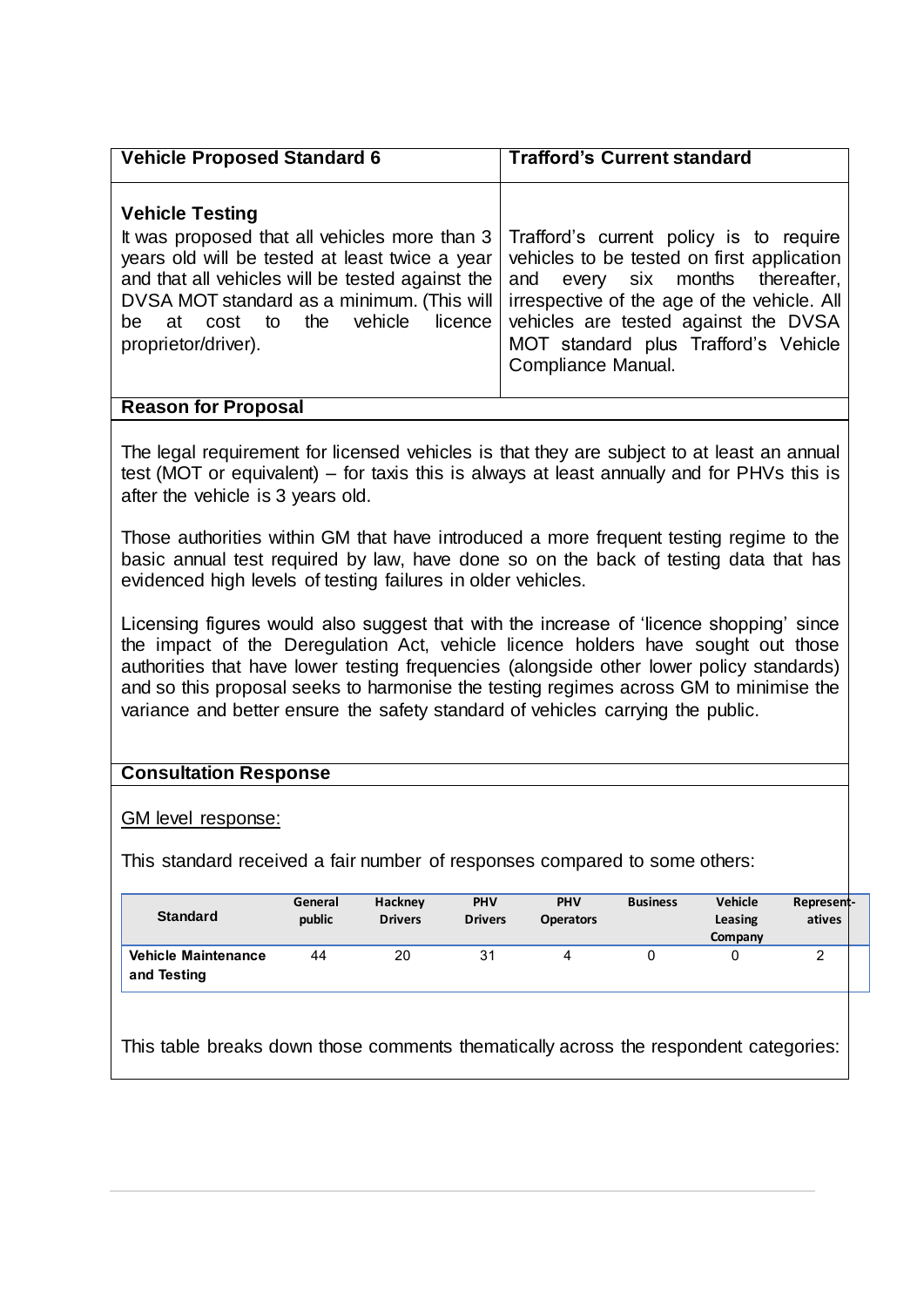| Vehicle Proposed Standard 6 | Trafford's Current standard |
|---|---|
| **Vehicle Testing**<br>It was proposed that all vehicles more than 3 years old will be tested at least twice a year and that all vehicles will be tested against the DVSA MOT standard as a minimum. (This will be at cost to the vehicle licence proprietor/driver). | Trafford's current policy is to require vehicles to be tested on first application and every six months thereafter, irrespective of the age of the vehicle. All vehicles are tested against the DVSA MOT standard plus Trafford's Vehicle Compliance Manual. |

**Reason for Proposal**

The legal requirement for licensed vehicles is that they are subject to at least an annual test (MOT or equivalent) – for taxis this is always at least annually and for PHVs this is after the vehicle is 3 years old.

Those authorities within GM that have introduced a more frequent testing regime to the basic annual test required by law, have done so on the back of testing data that has evidenced high levels of testing failures in older vehicles.

Licensing figures would also suggest that with the increase of 'licence shopping' since the impact of the Deregulation Act, vehicle licence holders have sought out those authorities that have lower testing frequencies (alongside other lower policy standards) and so this proposal seeks to harmonise the testing regimes across GM to minimise the variance and better ensure the safety standard of vehicles carrying the public.

**Consultation Response**

GM level response:

This standard received a fair number of responses compared to some others:

| Standard | General public | Hackney Drivers | PHV Drivers | PHV Operators | Business | Vehicle Leasing Company | Represent-atives |
|---|---|---|---|---|---|---|---|
| **Vehicle Maintenance and Testing** | 44 | 20 | 31 | 4 | 0 | 0 | 2 |

This table breaks down those comments thematically across the respondent categories: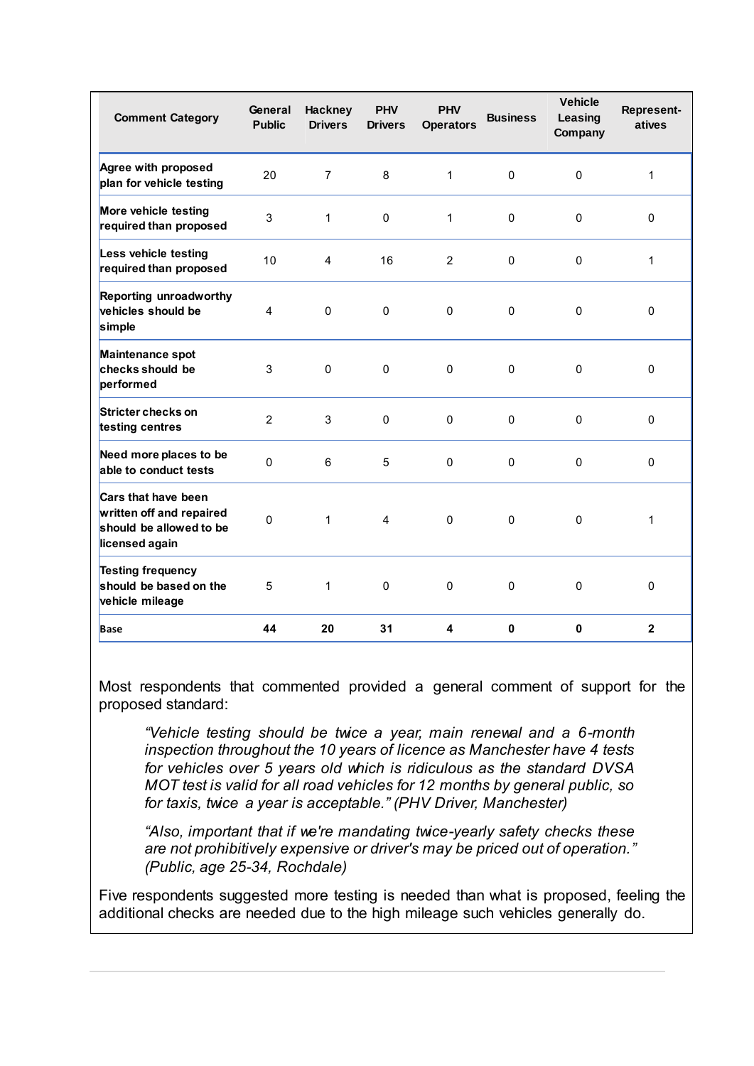| Comment Category | General Public | Hackney Drivers | PHV Drivers | PHV Operators | Business | Vehicle Leasing Company | Represent-atives |
|---|---|---|---|---|---|---|---|
| Agree with proposed plan for vehicle testing | 20 | 7 | 8 | 1 | 0 | 0 | 1 |
| More vehicle testing required than proposed | 3 | 1 | 0 | 1 | 0 | 0 | 0 |
| Less vehicle testing required than proposed | 10 | 4 | 16 | 2 | 0 | 0 | 1 |
| Reporting unroadworthy vehicles should be simple | 4 | 0 | 0 | 0 | 0 | 0 | 0 |
| Maintenance spot checks should be performed | 3 | 0 | 0 | 0 | 0 | 0 | 0 |
| Stricter checks on testing centres | 2 | 3 | 0 | 0 | 0 | 0 | 0 |
| Need more places to be able to conduct tests | 0 | 6 | 5 | 0 | 0 | 0 | 0 |
| Cars that have been written off and repaired should be allowed to be licensed again | 0 | 1 | 4 | 0 | 0 | 0 | 1 |
| Testing frequency should be based on the vehicle mileage | 5 | 1 | 0 | 0 | 0 | 0 | 0 |
| **Base** | **44** | **20** | **31** | **4** | **0** | **0** | **2** |

Most respondents that commented provided a general comment of support for the proposed standard:

> *"Vehicle testing should be twice a year, main renewal and a 6-month inspection throughout the 10 years of licence as Manchester have 4 tests for vehicles over 5 years old which is ridiculous as the standard DVSA MOT test is valid for all road vehicles for 12 months by general public, so for taxis, twice a year is acceptable." (PHV Driver, Manchester)*

> *"Also, important that if we're mandating twice-yearly safety checks these are not prohibitively expensive or driver's may be priced out of operation." (Public, age 25-34, Rochdale)*

Five respondents suggested more testing is needed than what is proposed, feeling the additional checks are needed due to the high mileage such vehicles generally do.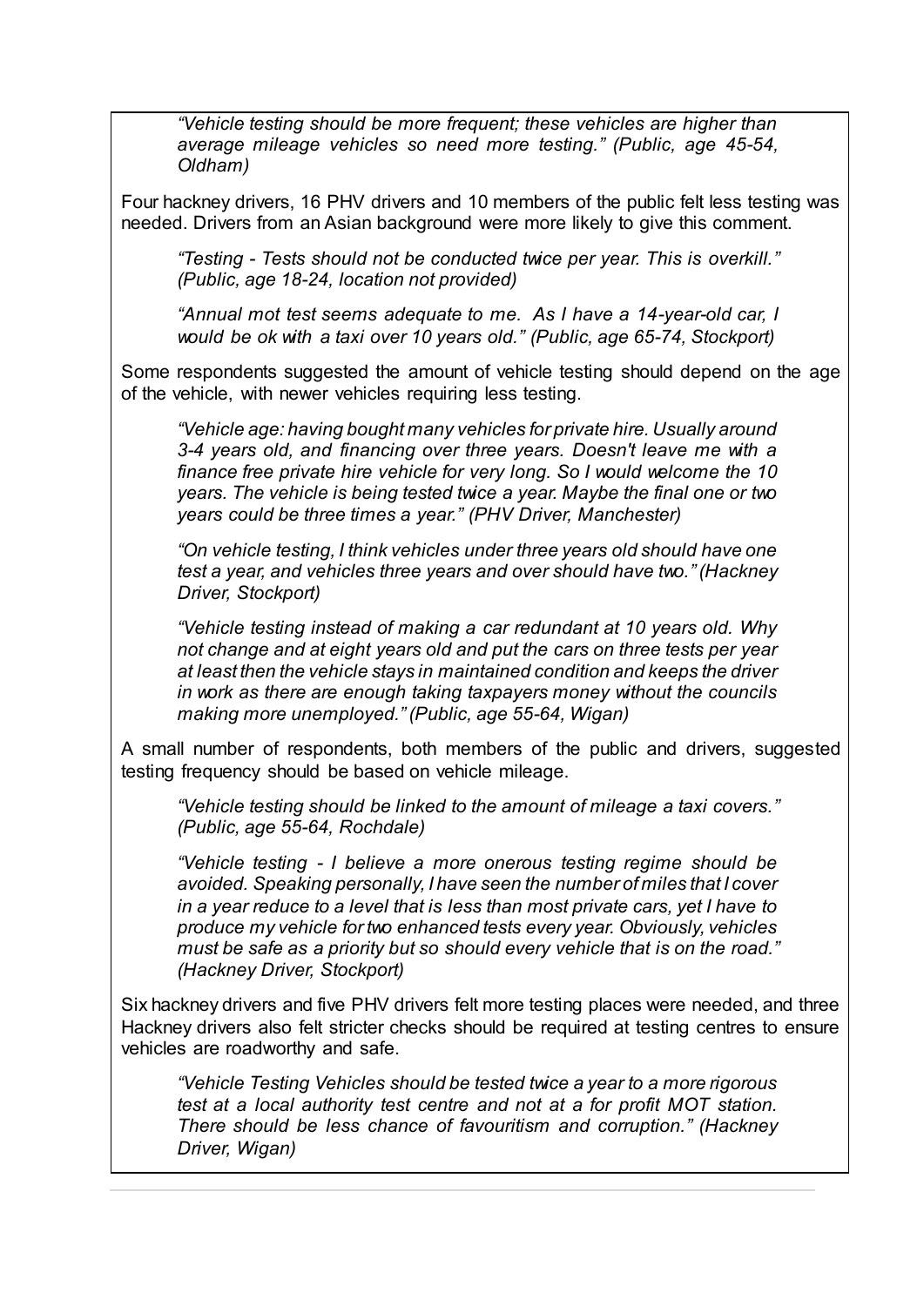*"Vehicle testing should be more frequent; these vehicles are higher than average mileage vehicles so need more testing." (Public, age 45-54, Oldham)*

Four hackney drivers, 16 PHV drivers and 10 members of the public felt less testing was needed. Drivers from an Asian background were more likely to give this comment.

*"Testing - Tests should not be conducted twice per year. This is overkill." (Public, age 18-24, location not provided)*

*"Annual mot test seems adequate to me. As I have a 14-year-old car, I would be ok with a taxi over 10 years old." (Public, age 65-74, Stockport)*

Some respondents suggested the amount of vehicle testing should depend on the age of the vehicle, with newer vehicles requiring less testing.

*"Vehicle age: having bought many vehicles for private hire. Usually around 3-4 years old, and financing over three years. Doesn't leave me with a finance free private hire vehicle for very long. So I would welcome the 10 years. The vehicle is being tested twice a year. Maybe the final one or two years could be three times a year." (PHV Driver, Manchester)*

*"On vehicle testing, I think vehicles under three years old should have one test a year, and vehicles three years and over should have two." (Hackney Driver, Stockport)*

*"Vehicle testing instead of making a car redundant at 10 years old. Why not change and at eight years old and put the cars on three tests per year at least then the vehicle stays in maintained condition and keeps the driver in work as there are enough taking taxpayers money without the councils making more unemployed." (Public, age 55-64, Wigan)*

A small number of respondents, both members of the public and drivers, suggested testing frequency should be based on vehicle mileage.

*"Vehicle testing should be linked to the amount of mileage a taxi covers." (Public, age 55-64, Rochdale)*

*"Vehicle testing - I believe a more onerous testing regime should be avoided. Speaking personally, I have seen the number of miles that I cover in a year reduce to a level that is less than most private cars, yet I have to produce my vehicle for two enhanced tests every year. Obviously, vehicles must be safe as a priority but so should every vehicle that is on the road." (Hackney Driver, Stockport)*

Six hackney drivers and five PHV drivers felt more testing places were needed, and three Hackney drivers also felt stricter checks should be required at testing centres to ensure vehicles are roadworthy and safe.

*"Vehicle Testing Vehicles should be tested twice a year to a more rigorous test at a local authority test centre and not at a for profit MOT station. There should be less chance of favouritism and corruption." (Hackney Driver, Wigan)*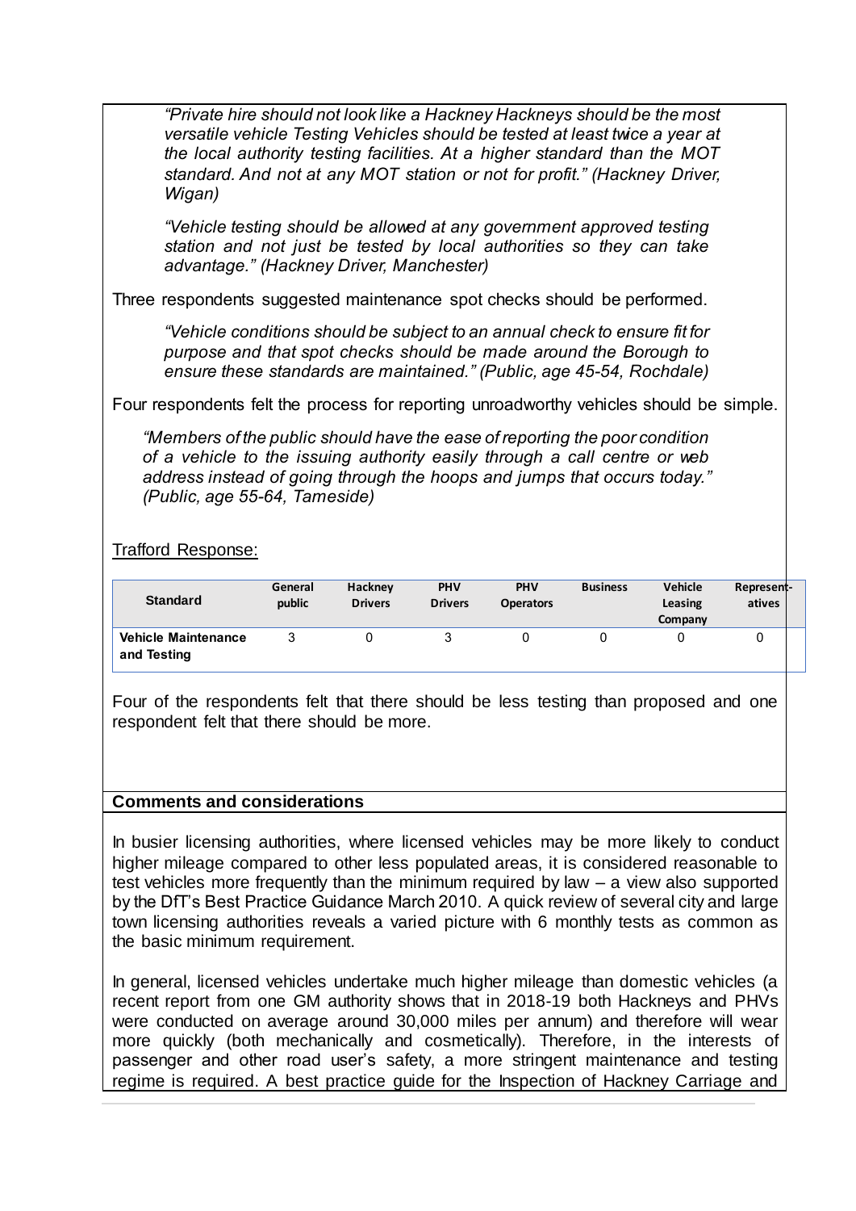*"Private hire should not look like a Hackney Hackneys should be the most versatile vehicle Testing Vehicles should be tested at least twice a year at the local authority testing facilities. At a higher standard than the MOT standard. And not at any MOT station or not for profit." (Hackney Driver, Wigan)*

*"Vehicle testing should be allowed at any government approved testing station and not just be tested by local authorities so they can take advantage." (Hackney Driver, Manchester)*

Three respondents suggested maintenance spot checks should be performed.

*"Vehicle conditions should be subject to an annual check to ensure fit for purpose and that spot checks should be made around the Borough to ensure these standards are maintained." (Public, age 45-54, Rochdale)*

Four respondents felt the process for reporting unroadworthy vehicles should be simple.

*"Members of the public should have the ease of reporting the poor condition of a vehicle to the issuing authority easily through a call centre or web address instead of going through the hoops and jumps that occurs today." (Public, age 55-64, Tameside)*

Trafford Response:

| Standard | General public | Hackney Drivers | PHV Drivers | PHV Operators | Business | Vehicle Leasing Company | Represent-atives |
|---|---|---|---|---|---|---|---|
| **Vehicle Maintenance and Testing** | 3 | 0 | 3 | 0 | 0 | 0 | 0 |

Four of the respondents felt that there should be less testing than proposed and one respondent felt that there should be more.

**Comments and considerations**

In busier licensing authorities, where licensed vehicles may be more likely to conduct higher mileage compared to other less populated areas, it is considered reasonable to test vehicles more frequently than the minimum required by law – a view also supported by the DfT's Best Practice Guidance March 2010. A quick review of several city and large town licensing authorities reveals a varied picture with 6 monthly tests as common as the basic minimum requirement.

In general, licensed vehicles undertake much higher mileage than domestic vehicles (a recent report from one GM authority shows that in 2018-19 both Hackneys and PHVs were conducted on average around 30,000 miles per annum) and therefore will wear more quickly (both mechanically and cosmetically). Therefore, in the interests of passenger and other road user's safety, a more stringent maintenance and testing regime is required. A best practice guide for the Inspection of Hackney Carriage and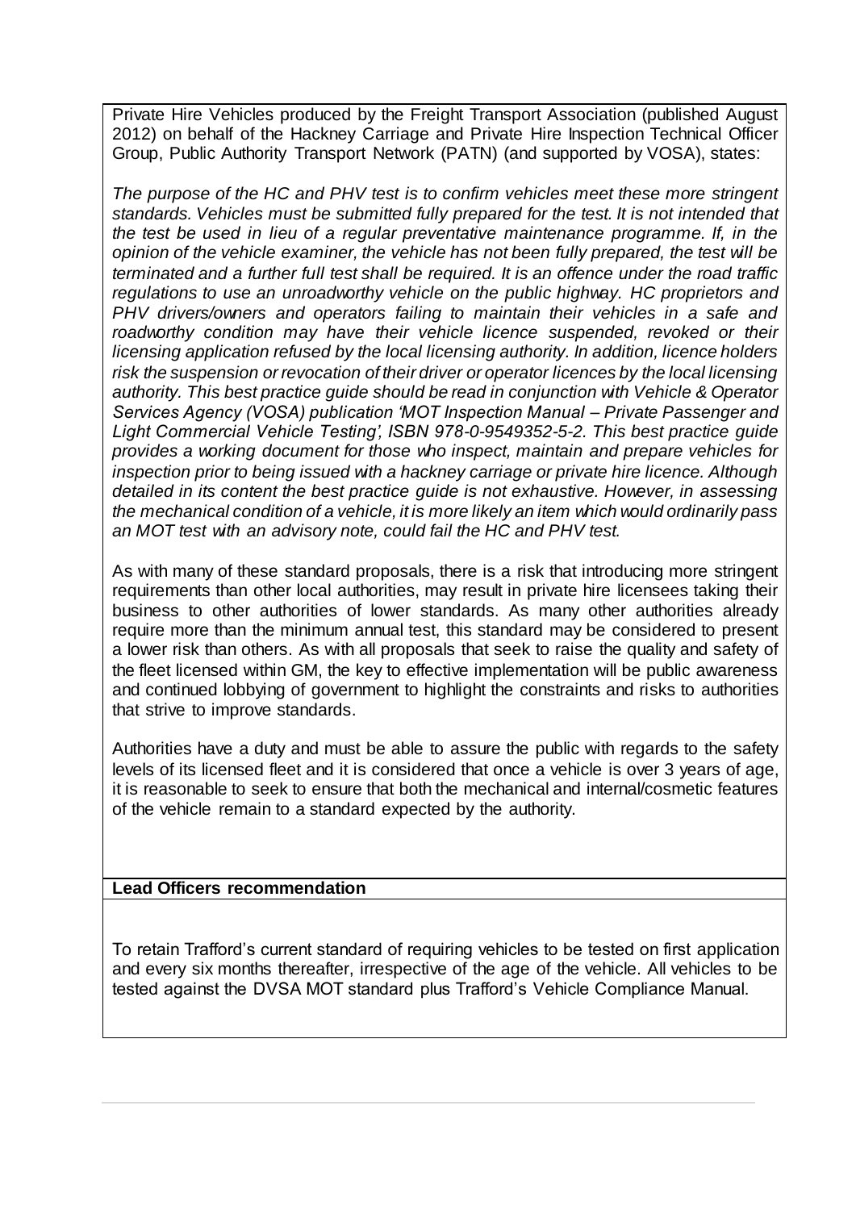Private Hire Vehicles produced by the Freight Transport Association (published August 2012) on behalf of the Hackney Carriage and Private Hire Inspection Technical Officer Group, Public Authority Transport Network (PATN) (and supported by VOSA), states:

*The purpose of the HC and PHV test is to confirm vehicles meet these more stringent standards. Vehicles must be submitted fully prepared for the test. It is not intended that the test be used in lieu of a regular preventative maintenance programme. If, in the opinion of the vehicle examiner, the vehicle has not been fully prepared, the test will be terminated and a further full test shall be required. It is an offence under the road traffic regulations to use an unroadworthy vehicle on the public highway. HC proprietors and PHV drivers/owners and operators failing to maintain their vehicles in a safe and roadworthy condition may have their vehicle licence suspended, revoked or their licensing application refused by the local licensing authority. In addition, licence holders risk the suspension or revocation of their driver or operator licences by the local licensing authority. This best practice guide should be read in conjunction with Vehicle & Operator Services Agency (VOSA) publication 'MOT Inspection Manual – Private Passenger and Light Commercial Vehicle Testing', ISBN 978-0-9549352-5-2. This best practice guide provides a working document for those who inspect, maintain and prepare vehicles for inspection prior to being issued with a hackney carriage or private hire licence. Although detailed in its content the best practice guide is not exhaustive. However, in assessing the mechanical condition of a vehicle, it is more likely an item which would ordinarily pass an MOT test with an advisory note, could fail the HC and PHV test.*

As with many of these standard proposals, there is a risk that introducing more stringent requirements than other local authorities, may result in private hire licensees taking their business to other authorities of lower standards. As many other authorities already require more than the minimum annual test, this standard may be considered to present a lower risk than others. As with all proposals that seek to raise the quality and safety of the fleet licensed within GM, the key to effective implementation will be public awareness and continued lobbying of government to highlight the constraints and risks to authorities that strive to improve standards.

Authorities have a duty and must be able to assure the public with regards to the safety levels of its licensed fleet and it is considered that once a vehicle is over 3 years of age, it is reasonable to seek to ensure that both the mechanical and internal/cosmetic features of the vehicle remain to a standard expected by the authority.

**Lead Officers recommendation**

To retain Trafford's current standard of requiring vehicles to be tested on first application and every six months thereafter, irrespective of the age of the vehicle. All vehicles to be tested against the DVSA MOT standard plus Trafford's Vehicle Compliance Manual.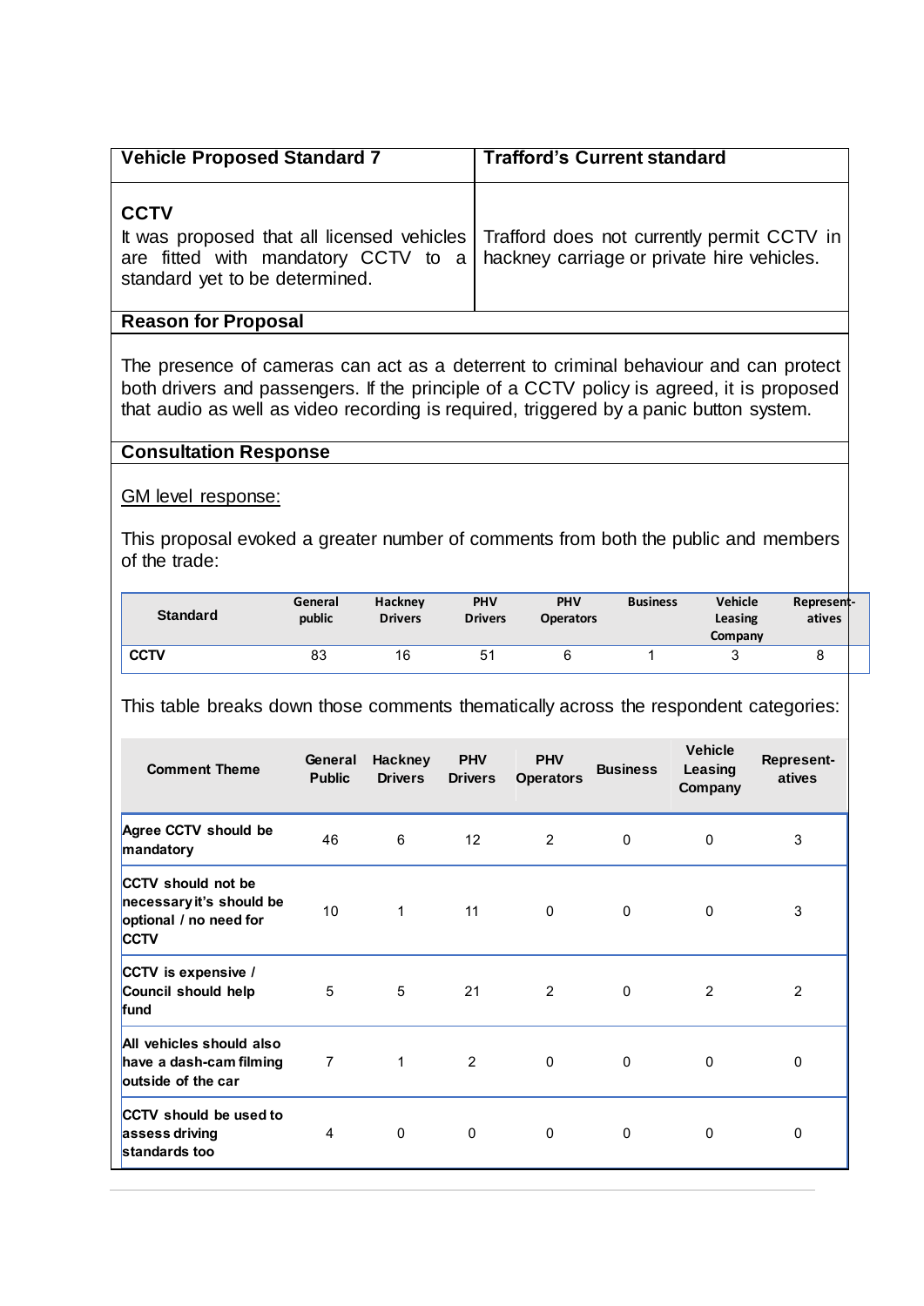| Vehicle Proposed Standard 7 | Trafford's Current standard |
|---|---|
| **CCTV**<br>It was proposed that all licensed vehicles are fitted with mandatory CCTV to a standard yet to be determined. | Trafford does not currently permit CCTV in hackney carriage or private hire vehicles. |

**Reason for Proposal**

The presence of cameras can act as a deterrent to criminal behaviour and can protect both drivers and passengers. If the principle of a CCTV policy is agreed, it is proposed that audio as well as video recording is required, triggered by a panic button system.

**Consultation Response**

GM level response:

This proposal evoked a greater number of comments from both the public and members of the trade:

| Standard | General public | Hackney Drivers | PHV Drivers | PHV Operators | Business | Vehicle Leasing Company | Represent-atives |
|---|---|---|---|---|---|---|---|
| **CCTV** | 83 | 16 | 51 | 6 | 1 | 3 | 8 |

This table breaks down those comments thematically across the respondent categories:

| Comment Theme | General Public | Hackney Drivers | PHV Drivers | PHV Operators | Business | Vehicle Leasing Company | Represent-atives |
|---|---|---|---|---|---|---|---|
| Agree CCTV should be mandatory | 46 | 6 | 12 | 2 | 0 | 0 | 3 |
| CCTV should not be necessary it's should be optional / no need for CCTV | 10 | 1 | 11 | 0 | 0 | 0 | 3 |
| CCTV is expensive / Council should help fund | 5 | 5 | 21 | 2 | 0 | 2 | 2 |
| All vehicles should also have a dash-cam filming outside of the car | 7 | 1 | 2 | 0 | 0 | 0 | 0 |
| CCTV should be used to assess driving standards too | 4 | 0 | 0 | 0 | 0 | 0 | 0 |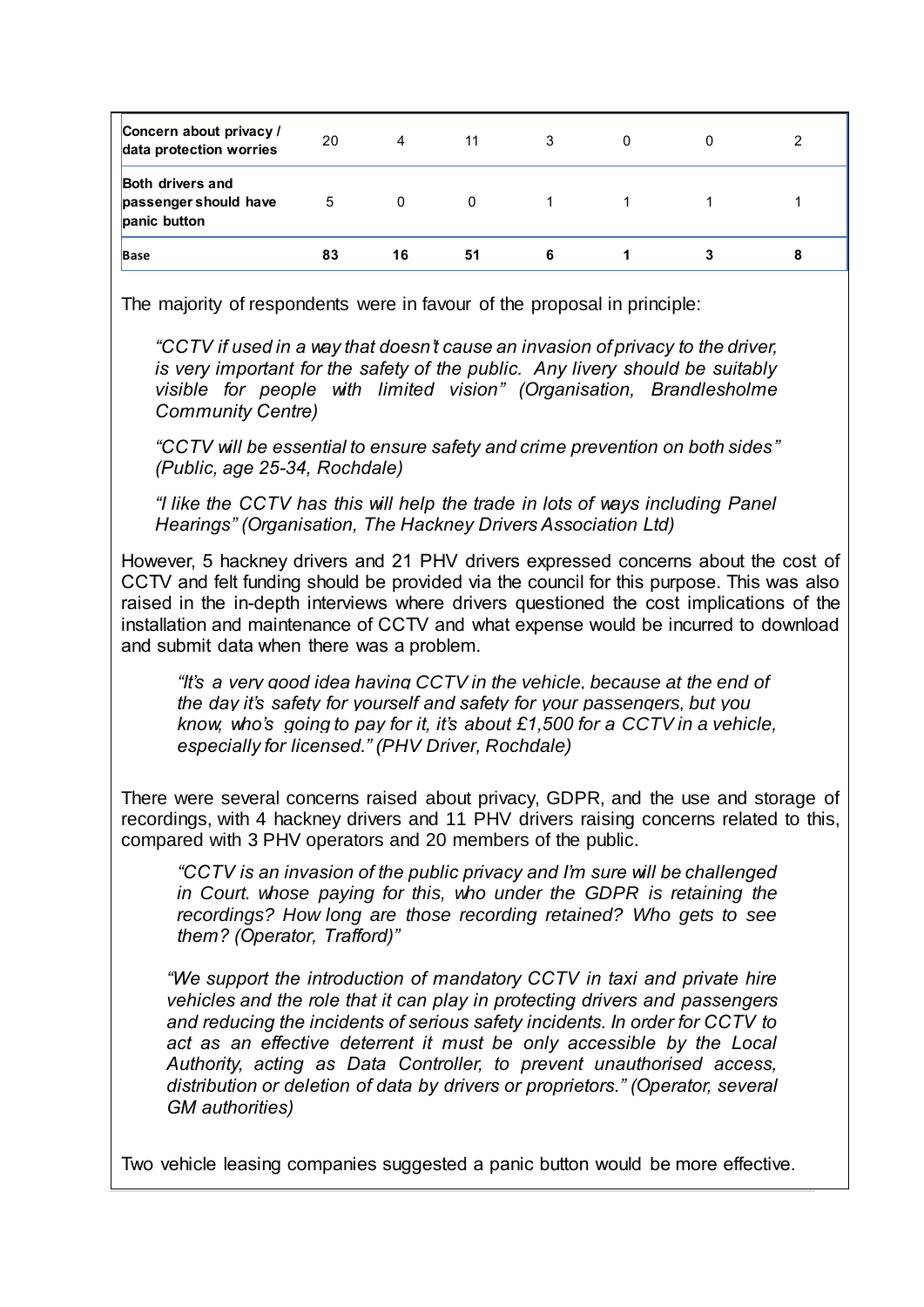| | | | | | | | |
|---|---|---|---|---|---|---|---|
| **Concern about privacy / data protection worries** | 20 | 4 | 11 | 3 | 0 | 0 | 2 |
| **Both drivers and passenger should have panic button** | 5 | 0 | 0 | 1 | 1 | 1 | 1 |
| **Base** | **83** | **16** | **51** | **6** | **1** | **3** | **8** |

The majority of respondents were in favour of the proposal in principle:

> *"CCTV if used in a way that doesn't cause an invasion of privacy to the driver, is very important for the safety of the public. Any livery should be suitably visible for people with limited vision" (Organisation, Brandlesholme Community Centre)*

> *"CCTV will be essential to ensure safety and crime prevention on both sides" (Public, age 25-34, Rochdale)*

> *"I like the CCTV has this will help the trade in lots of ways including Panel Hearings" (Organisation, The Hackney Drivers Association Ltd)*

However, 5 hackney drivers and 21 PHV drivers expressed concerns about the cost of CCTV and felt funding should be provided via the council for this purpose. This was also raised in the in-depth interviews where drivers questioned the cost implications of the installation and maintenance of CCTV and what expense would be incurred to download and submit data when there was a problem.

> *"It's a very good idea having CCTV in the vehicle, because at the end of the day it's safety for yourself and safety for your passengers, but you know, who's going to pay for it, it's about £1,500 for a CCTV in a vehicle, especially for licensed." (PHV Driver, Rochdale)*

There were several concerns raised about privacy, GDPR, and the use and storage of recordings, with 4 hackney drivers and 11 PHV drivers raising concerns related to this, compared with 3 PHV operators and 20 members of the public.

> *"CCTV is an invasion of the public privacy and I'm sure will be challenged in Court. whose paying for this, who under the GDPR is retaining the recordings? How long are those recording retained? Who gets to see them? (Operator, Trafford)"*

> *"We support the introduction of mandatory CCTV in taxi and private hire vehicles and the role that it can play in protecting drivers and passengers and reducing the incidents of serious safety incidents. In order for CCTV to act as an effective deterrent it must be only accessible by the Local Authority, acting as Data Controller, to prevent unauthorised access, distribution or deletion of data by drivers or proprietors." (Operator, several GM authorities)*

Two vehicle leasing companies suggested a panic button would be more effective.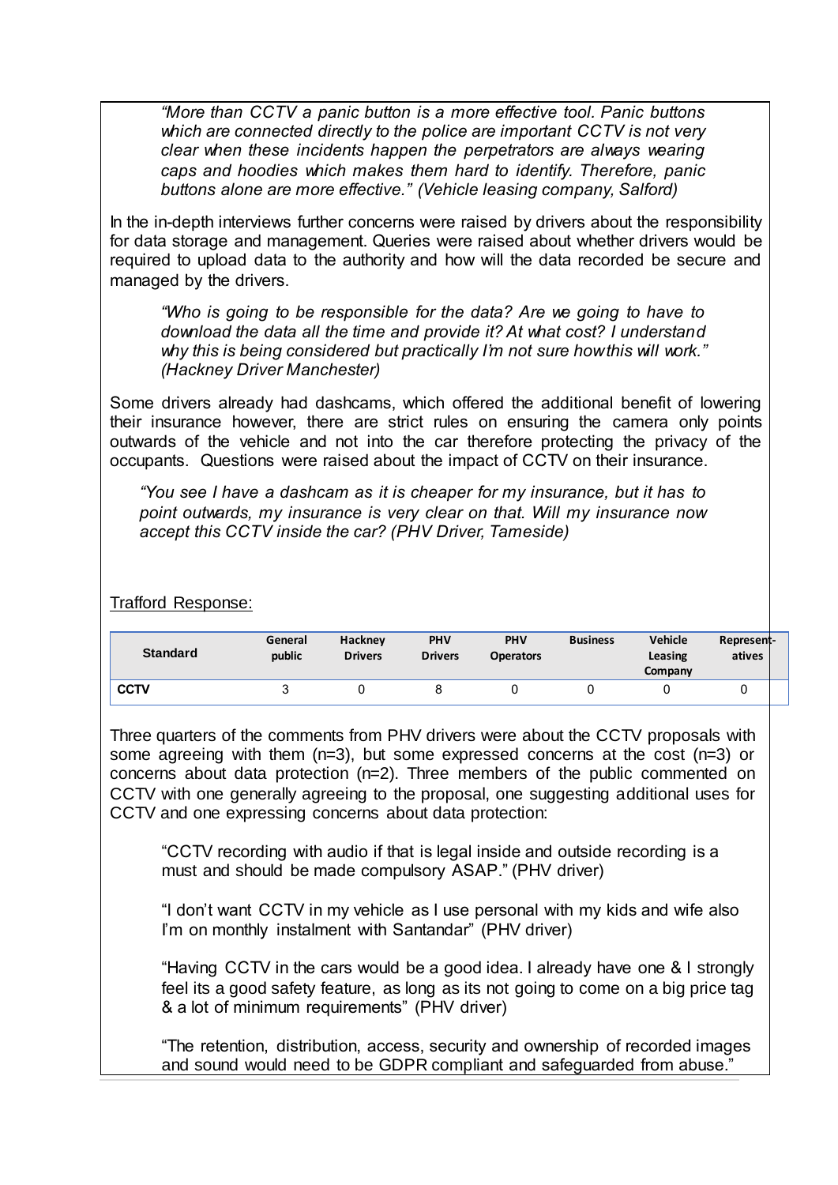*"More than CCTV a panic button is a more effective tool. Panic buttons which are connected directly to the police are important CCTV is not very clear when these incidents happen the perpetrators are always wearing caps and hoodies which makes them hard to identify. Therefore, panic buttons alone are more effective." (Vehicle leasing company, Salford)*

In the in-depth interviews further concerns were raised by drivers about the responsibility for data storage and management. Queries were raised about whether drivers would be required to upload data to the authority and how will the data recorded be secure and managed by the drivers.

*"Who is going to be responsible for the data? Are we going to have to download the data all the time and provide it? At what cost? I understand why this is being considered but practically I'm not sure how this will work." (Hackney Driver Manchester)*

Some drivers already had dashcams, which offered the additional benefit of lowering their insurance however, there are strict rules on ensuring the camera only points outwards of the vehicle and not into the car therefore protecting the privacy of the occupants. Questions were raised about the impact of CCTV on their insurance.

*"You see I have a dashcam as it is cheaper for my insurance, but it has to point outwards, my insurance is very clear on that. Will my insurance now accept this CCTV inside the car? (PHV Driver, Tameside)*

Trafford Response:

| Standard | General public | Hackney Drivers | PHV Drivers | PHV Operators | Business | Vehicle Leasing Company | Represent-atives |
|---|---|---|---|---|---|---|---|
| **CCTV** | 3 | 0 | 8 | 0 | 0 | 0 | 0 |

Three quarters of the comments from PHV drivers were about the CCTV proposals with some agreeing with them (n=3), but some expressed concerns at the cost (n=3) or concerns about data protection (n=2). Three members of the public commented on CCTV with one generally agreeing to the proposal, one suggesting additional uses for CCTV and one expressing concerns about data protection:

"CCTV recording with audio if that is legal inside and outside recording is a must and should be made compulsory ASAP." (PHV driver)

"I don't want CCTV in my vehicle as I use personal with my kids and wife also I'm on monthly instalment with Santandar" (PHV driver)

"Having CCTV in the cars would be a good idea. I already have one & I strongly feel its a good safety feature, as long as its not going to come on a big price tag & a lot of minimum requirements" (PHV driver)

"The retention, distribution, access, security and ownership of recorded images and sound would need to be GDPR compliant and safeguarded from abuse."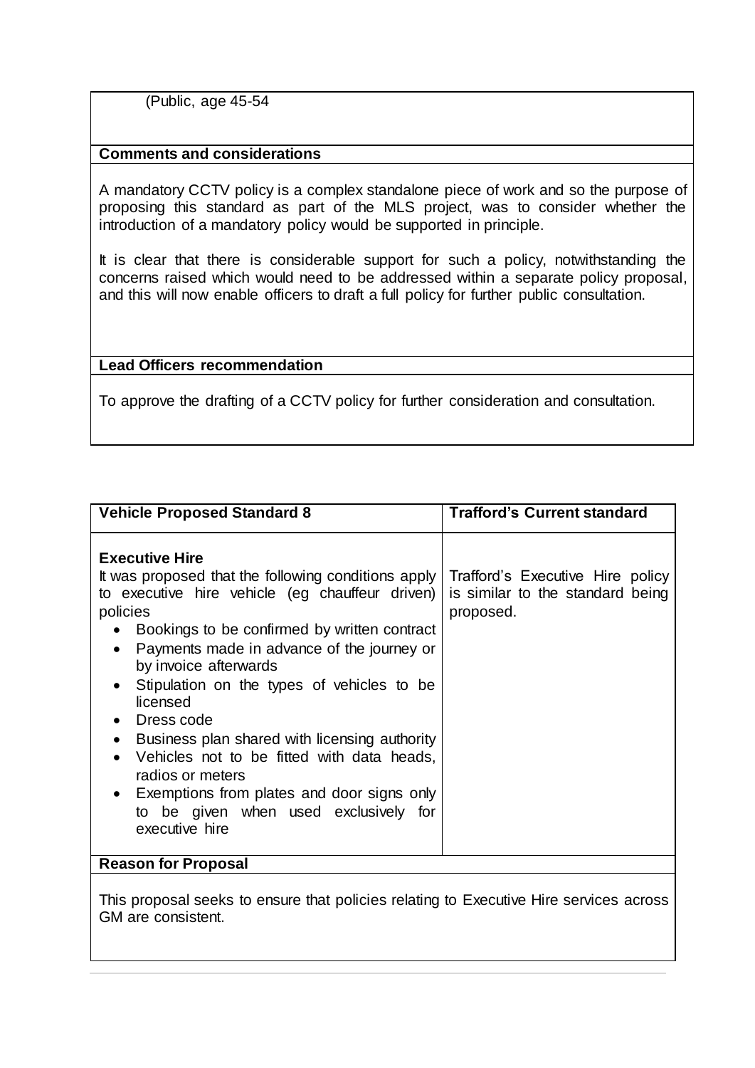(Public, age 45-54

**Comments and considerations**

A mandatory CCTV policy is a complex standalone piece of work and so the purpose of proposing this standard as part of the MLS project, was to consider whether the introduction of a mandatory policy would be supported in principle.

It is clear that there is considerable support for such a policy, notwithstanding the concerns raised which would need to be addressed within a separate policy proposal, and this will now enable officers to draft a full policy for further public consultation.

**Lead Officers recommendation**

To approve the drafting of a CCTV policy for further consideration and consultation.

| **Vehicle Proposed Standard 8** | **Trafford's Current standard** |
|---|---|
| **Executive Hire**<br>It was proposed that the following conditions apply to executive hire vehicle (eg chauffeur driven) policies<br>• Bookings to be confirmed by written contract<br>• Payments made in advance of the journey or by invoice afterwards<br>• Stipulation on the types of vehicles to be licensed<br>• Dress code<br>• Business plan shared with licensing authority<br>• Vehicles not to be fitted with data heads, radios or meters<br>• Exemptions from plates and door signs only to be given when used exclusively for executive hire | Trafford's Executive Hire policy is similar to the standard being proposed. |

**Reason for Proposal**

This proposal seeks to ensure that policies relating to Executive Hire services across GM are consistent.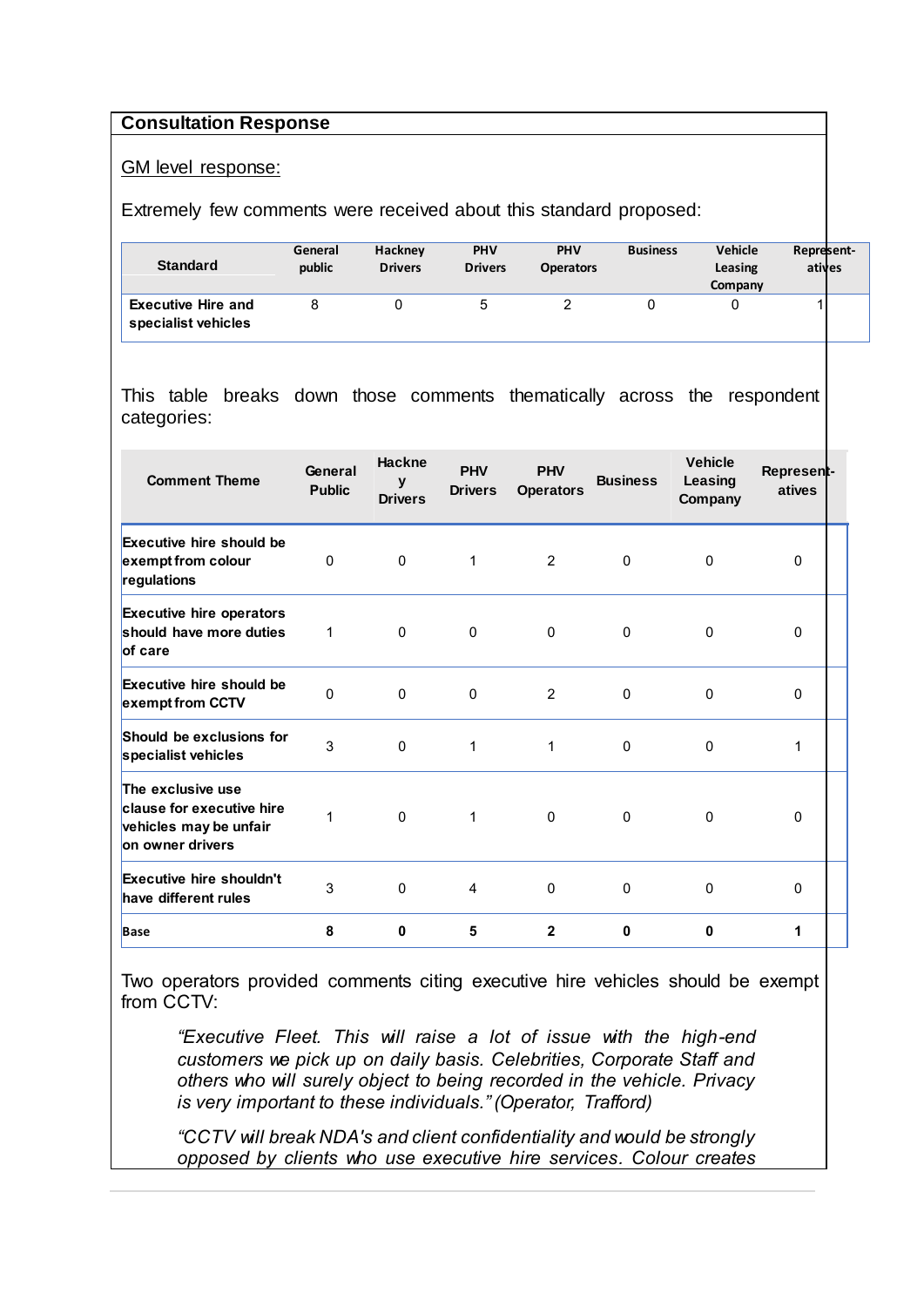**Consultation Response**

GM level response:

Extremely few comments were received about this standard proposed:

| Standard | General public | Hackney Drivers | PHV Drivers | PHV Operators | Business | Vehicle Leasing Company | Represent-atives |
|---|---|---|---|---|---|---|---|
| Executive Hire and specialist vehicles | 8 | 0 | 5 | 2 | 0 | 0 | 1 |

This table breaks down those comments thematically across the respondent categories:

| Comment Theme | General Public | Hackney Drivers | PHV Drivers | PHV Operators | Business | Vehicle Leasing Company | Represent-atives |
|---|---|---|---|---|---|---|---|
| Executive hire should be exempt from colour regulations | 0 | 0 | 1 | 2 | 0 | 0 | 0 |
| Executive hire operators should have more duties of care | 1 | 0 | 0 | 0 | 0 | 0 | 0 |
| Executive hire should be exempt from CCTV | 0 | 0 | 0 | 2 | 0 | 0 | 0 |
| Should be exclusions for specialist vehicles | 3 | 0 | 1 | 1 | 0 | 0 | 1 |
| The exclusive use clause for executive hire vehicles may be unfair on owner drivers | 1 | 0 | 1 | 0 | 0 | 0 | 0 |
| Executive hire shouldn't have different rules | 3 | 0 | 4 | 0 | 0 | 0 | 0 |
| **Base** | **8** | **0** | **5** | **2** | **0** | **0** | **1** |

Two operators provided comments citing executive hire vehicles should be exempt from CCTV:

> *"Executive Fleet. This will raise a lot of issue with the high-end customers we pick up on daily basis. Celebrities, Corporate Staff and others who will surely object to being recorded in the vehicle. Privacy is very important to these individuals." (Operator, Trafford)*

> *"CCTV will break NDA's and client confidentiality and would be strongly opposed by clients who use executive hire services. Colour creates*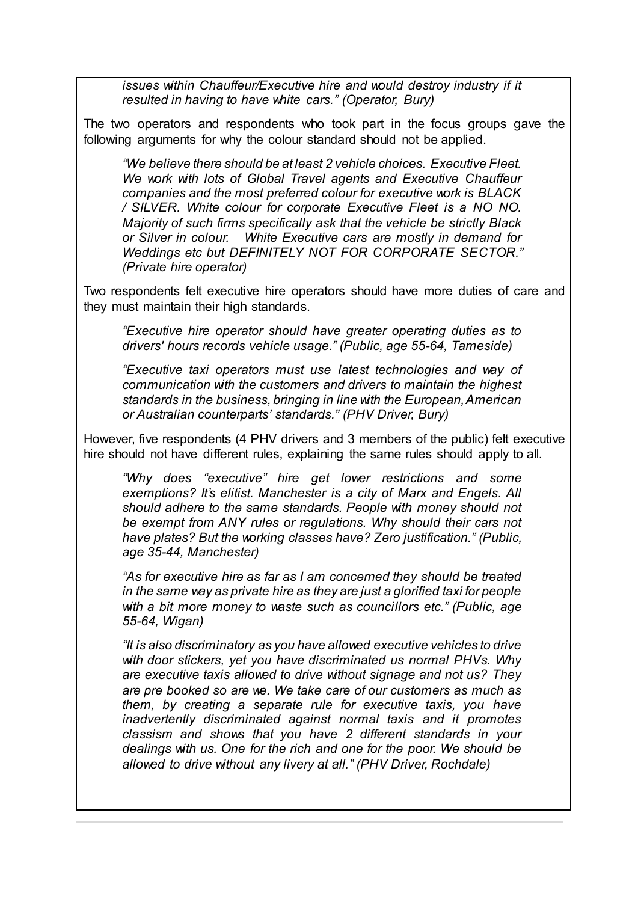*issues within Chauffeur/Executive hire and would destroy industry if it resulted in having to have white cars." (Operator, Bury)*

The two operators and respondents who took part in the focus groups gave the following arguments for why the colour standard should not be applied.

> *"We believe there should be at least 2 vehicle choices. Executive Fleet. We work with lots of Global Travel agents and Executive Chauffeur companies and the most preferred colour for executive work is BLACK / SILVER. White colour for corporate Executive Fleet is a NO NO. Majority of such firms specifically ask that the vehicle be strictly Black or Silver in colour. White Executive cars are mostly in demand for Weddings etc but DEFINITELY NOT FOR CORPORATE SECTOR." (Private hire operator)*

Two respondents felt executive hire operators should have more duties of care and they must maintain their high standards.

> *"Executive hire operator should have greater operating duties as to drivers' hours records vehicle usage." (Public, age 55-64, Tameside)*

> *"Executive taxi operators must use latest technologies and way of communication with the customers and drivers to maintain the highest standards in the business, bringing in line with the European, American or Australian counterparts' standards." (PHV Driver, Bury)*

However, five respondents (4 PHV drivers and 3 members of the public) felt executive hire should not have different rules, explaining the same rules should apply to all.

> *"Why does "executive" hire get lower restrictions and some exemptions? It's elitist. Manchester is a city of Marx and Engels. All should adhere to the same standards. People with money should not be exempt from ANY rules or regulations. Why should their cars not have plates? But the working classes have? Zero justification." (Public, age 35-44, Manchester)*

> *"As for executive hire as far as I am concerned they should be treated in the same way as private hire as they are just a glorified taxi for people with a bit more money to waste such as councillors etc." (Public, age 55-64, Wigan)*

> *"It is also discriminatory as you have allowed executive vehicles to drive with door stickers, yet you have discriminated us normal PHVs. Why are executive taxis allowed to drive without signage and not us? They are pre booked so are we. We take care of our customers as much as them, by creating a separate rule for executive taxis, you have inadvertently discriminated against normal taxis and it promotes classism and shows that you have 2 different standards in your dealings with us. One for the rich and one for the poor. We should be allowed to drive without any livery at all." (PHV Driver, Rochdale)*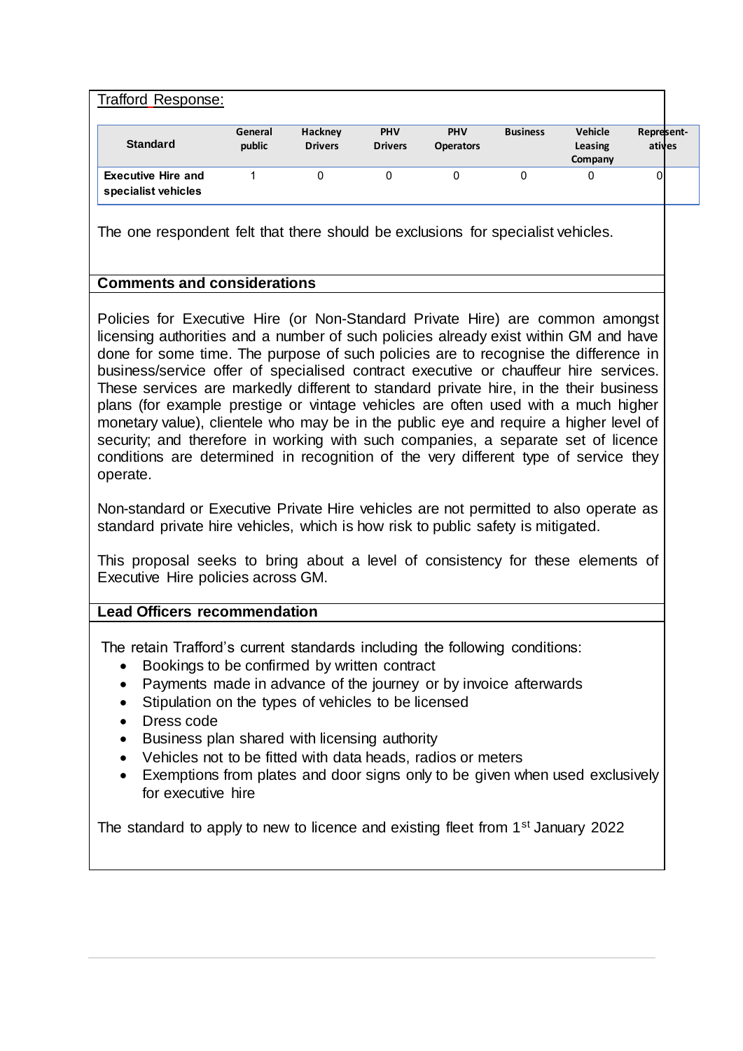Trafford Response:

| Standard | General public | Hackney Drivers | PHV Drivers | PHV Operators | Business | Vehicle Leasing Company | Represent-atives |
|---|---|---|---|---|---|---|---|
| **Executive Hire and specialist vehicles** | 1 | 0 | 0 | 0 | 0 | 0 | 0 |

The one respondent felt that there should be exclusions for specialist vehicles.

**Comments and considerations**

Policies for Executive Hire (or Non-Standard Private Hire) are common amongst licensing authorities and a number of such policies already exist within GM and have done for some time. The purpose of such policies are to recognise the difference in business/service offer of specialised contract executive or chauffeur hire services. These services are markedly different to standard private hire, in the their business plans (for example prestige or vintage vehicles are often used with a much higher monetary value), clientele who may be in the public eye and require a higher level of security; and therefore in working with such companies, a separate set of licence conditions are determined in recognition of the very different type of service they operate.

Non-standard or Executive Private Hire vehicles are not permitted to also operate as standard private hire vehicles, which is how risk to public safety is mitigated.

This proposal seeks to bring about a level of consistency for these elements of Executive Hire policies across GM.

**Lead Officers recommendation**

The retain Trafford's current standards including the following conditions:

- Bookings to be confirmed by written contract
- Payments made in advance of the journey or by invoice afterwards
- Stipulation on the types of vehicles to be licensed
- Dress code
- Business plan shared with licensing authority
- Vehicles not to be fitted with data heads, radios or meters
- Exemptions from plates and door signs only to be given when used exclusively for executive hire

The standard to apply to new to licence and existing fleet from 1st January 2022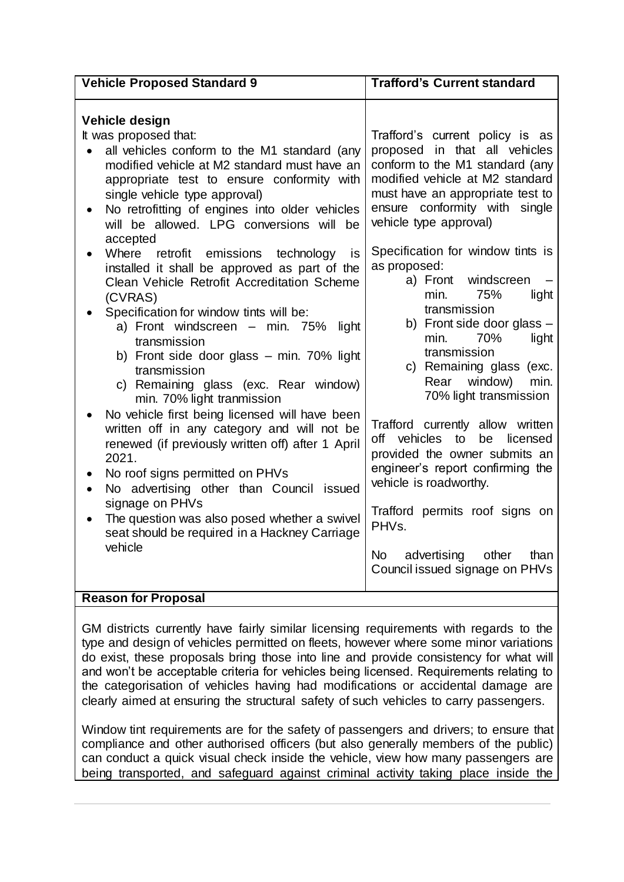| Vehicle Proposed Standard 9 | Trafford's Current standard |
|---|---|
| **Vehicle design**<br>It was proposed that:<br>• all vehicles conform to the M1 standard (any modified vehicle at M2 standard must have an appropriate test to ensure conformity with single vehicle type approval)<br>• No retrofitting of engines into older vehicles will be allowed. LPG conversions will be accepted<br>• Where retrofit emissions technology is installed it shall be approved as part of the Clean Vehicle Retrofit Accreditation Scheme (CVRAS)<br>• Specification for window tints will be:<br>a) Front windscreen – min. 75% light transmission<br>b) Front side door glass – min. 70% light transmission<br>c) Remaining glass (exc. Rear window) min. 70% light tranmission<br>• No vehicle first being licensed will have been written off in any category and will not be renewed (if previously written off) after 1 April 2021.<br>• No roof signs permitted on PHVs<br>• No advertising other than Council issued signage on PHVs<br>• The question was also posed whether a swivel seat should be required in a Hackney Carriage vehicle | Trafford's current policy is as proposed in that all vehicles conform to the M1 standard (any modified vehicle at M2 standard must have an appropriate test to ensure conformity with single vehicle type approval)<br><br>Specification for window tints is as proposed:<br>a) Front windscreen – min. 75% light transmission<br>b) Front side door glass – min. 70% light transmission<br>c) Remaining glass (exc. Rear window) min. 70% light transmission<br><br>Trafford currently allow written off vehicles to be licensed provided the owner submits an engineer's report confirming the vehicle is roadworthy.<br><br>Trafford permits roof signs on PHVs.<br><br>No advertising other than Council issued signage on PHVs |

**Reason for Proposal**

GM districts currently have fairly similar licensing requirements with regards to the type and design of vehicles permitted on fleets, however where some minor variations do exist, these proposals bring those into line and provide consistency for what will and won't be acceptable criteria for vehicles being licensed. Requirements relating to the categorisation of vehicles having had modifications or accidental damage are clearly aimed at ensuring the structural safety of such vehicles to carry passengers.

Window tint requirements are for the safety of passengers and drivers; to ensure that compliance and other authorised officers (but also generally members of the public) can conduct a quick visual check inside the vehicle, view how many passengers are being transported, and safeguard against criminal activity taking place inside the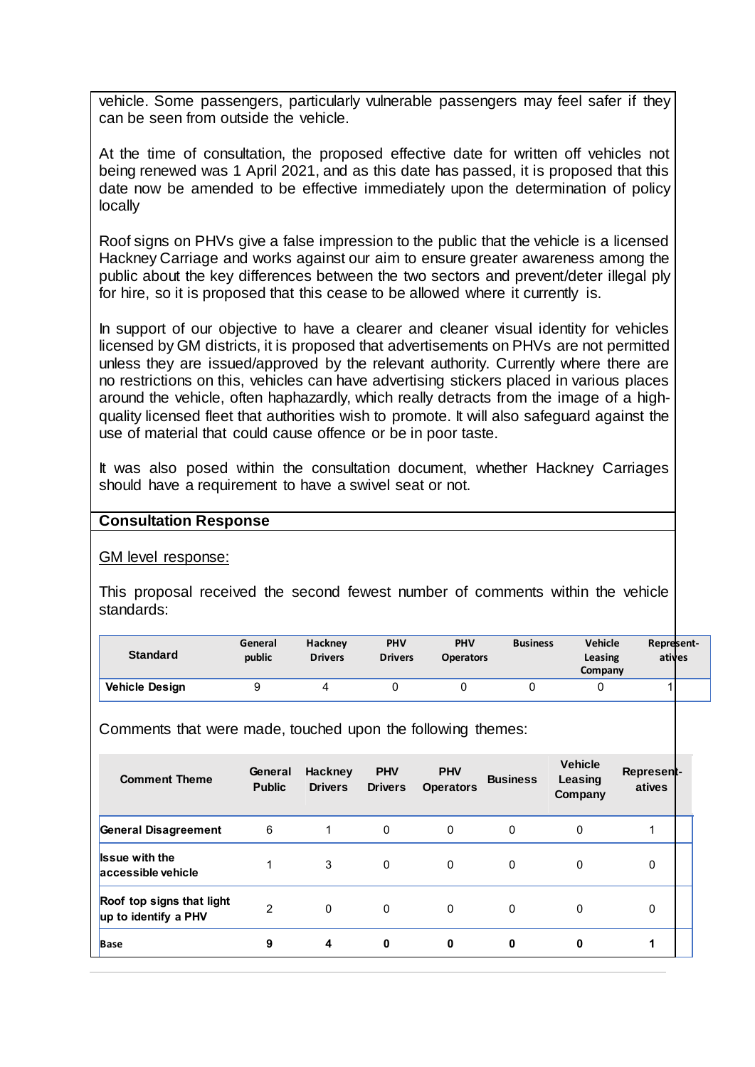vehicle. Some passengers, particularly vulnerable passengers may feel safer if they can be seen from outside the vehicle.

At the time of consultation, the proposed effective date for written off vehicles not being renewed was 1 April 2021, and as this date has passed, it is proposed that this date now be amended to be effective immediately upon the determination of policy locally

Roof signs on PHVs give a false impression to the public that the vehicle is a licensed Hackney Carriage and works against our aim to ensure greater awareness among the public about the key differences between the two sectors and prevent/deter illegal ply for hire, so it is proposed that this cease to be allowed where it currently is.

In support of our objective to have a clearer and cleaner visual identity for vehicles licensed by GM districts, it is proposed that advertisements on PHVs are not permitted unless they are issued/approved by the relevant authority. Currently where there are no restrictions on this, vehicles can have advertising stickers placed in various places around the vehicle, often haphazardly, which really detracts from the image of a high-quality licensed fleet that authorities wish to promote. It will also safeguard against the use of material that could cause offence or be in poor taste.

It was also posed within the consultation document, whether Hackney Carriages should have a requirement to have a swivel seat or not.

**Consultation Response**

GM level response:

This proposal received the second fewest number of comments within the vehicle standards:

| Standard | General public | Hackney Drivers | PHV Drivers | PHV Operators | Business | Vehicle Leasing Company | Represent-atives |
|---|---|---|---|---|---|---|---|
| **Vehicle Design** | 9 | 4 | 0 | 0 | 0 | 0 | 1 |

Comments that were made, touched upon the following themes:

| Comment Theme | General Public | Hackney Drivers | PHV Drivers | PHV Operators | Business | Vehicle Leasing Company | Represent-atives |
|---|---|---|---|---|---|---|---|
| **General Disagreement** | 6 | 1 | 0 | 0 | 0 | 0 | 1 |
| **Issue with the accessible vehicle** | 1 | 3 | 0 | 0 | 0 | 0 | 0 |
| **Roof top signs that light up to identify a PHV** | 2 | 0 | 0 | 0 | 0 | 0 | 0 |
| **Base** | **9** | **4** | **0** | **0** | **0** | **0** | **1** |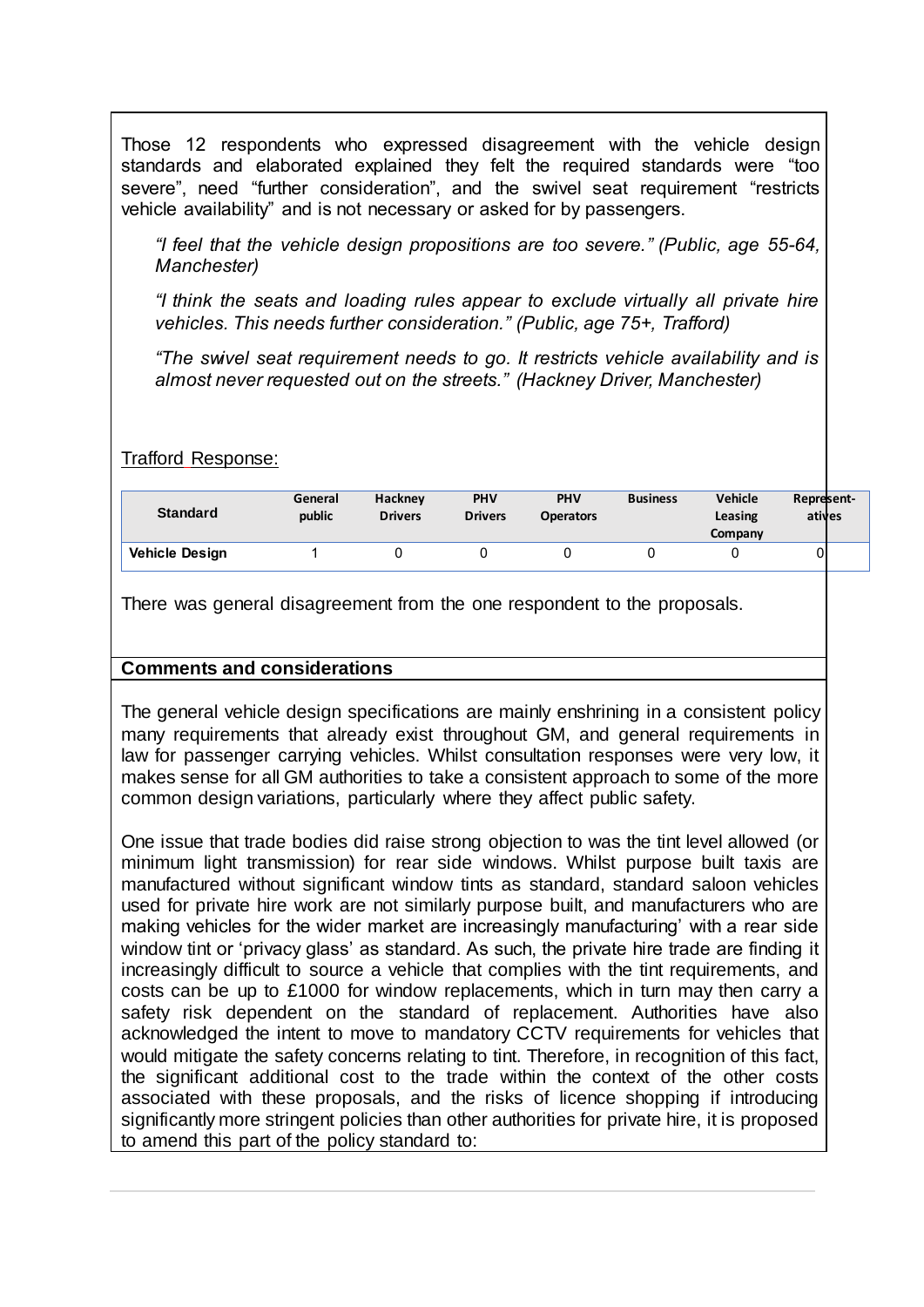Those 12 respondents who expressed disagreement with the vehicle design standards and elaborated explained they felt the required standards were "too severe", need "further consideration", and the swivel seat requirement "restricts vehicle availability" and is not necessary or asked for by passengers.

> *"I feel that the vehicle design propositions are too severe." (Public, age 55-64, Manchester)*
>
> *"I think the seats and loading rules appear to exclude virtually all private hire vehicles. This needs further consideration." (Public, age 75+, Trafford)*
>
> *"The swivel seat requirement needs to go. It restricts vehicle availability and is almost never requested out on the streets." (Hackney Driver, Manchester)*

Trafford Response:

| Standard | General public | Hackney Drivers | PHV Drivers | PHV Operators | Business | Vehicle Leasing Company | Represent-atives |
|---|---|---|---|---|---|---|---|
| **Vehicle Design** | 1 | 0 | 0 | 0 | 0 | 0 | 0 |

There was general disagreement from the one respondent to the proposals.

**Comments and considerations**

The general vehicle design specifications are mainly enshrining in a consistent policy many requirements that already exist throughout GM, and general requirements in law for passenger carrying vehicles. Whilst consultation responses were very low, it makes sense for all GM authorities to take a consistent approach to some of the more common design variations, particularly where they affect public safety.

One issue that trade bodies did raise strong objection to was the tint level allowed (or minimum light transmission) for rear side windows. Whilst purpose built taxis are manufactured without significant window tints as standard, standard saloon vehicles used for private hire work are not similarly purpose built, and manufacturers who are making vehicles for the wider market are increasingly manufacturing' with a rear side window tint or 'privacy glass' as standard. As such, the private hire trade are finding it increasingly difficult to source a vehicle that complies with the tint requirements, and costs can be up to £1000 for window replacements, which in turn may then carry a safety risk dependent on the standard of replacement. Authorities have also acknowledged the intent to move to mandatory CCTV requirements for vehicles that would mitigate the safety concerns relating to tint. Therefore, in recognition of this fact, the significant additional cost to the trade within the context of the other costs associated with these proposals, and the risks of licence shopping if introducing significantly more stringent policies than other authorities for private hire, it is proposed to amend this part of the policy standard to: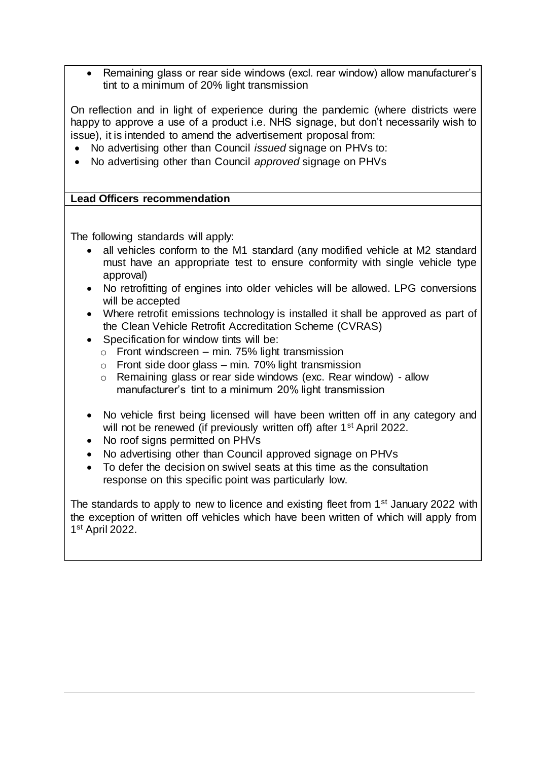- Remaining glass or rear side windows (excl. rear window) allow manufacturer's tint to a minimum of 20% light transmission

On reflection and in light of experience during the pandemic (where districts were happy to approve a use of a product i.e. NHS signage, but don't necessarily wish to issue), it is intended to amend the advertisement proposal from:

- No advertising other than Council *issued* signage on PHVs to:
- No advertising other than Council *approved* signage on PHVs

**Lead Officers recommendation**

The following standards will apply:

- all vehicles conform to the M1 standard (any modified vehicle at M2 standard must have an appropriate test to ensure conformity with single vehicle type approval)
- No retrofitting of engines into older vehicles will be allowed. LPG conversions will be accepted
- Where retrofit emissions technology is installed it shall be approved as part of the Clean Vehicle Retrofit Accreditation Scheme (CVRAS)
- Specification for window tints will be:
  - Front windscreen – min. 75% light transmission
  - Front side door glass – min. 70% light transmission
  - Remaining glass or rear side windows (exc. Rear window) - allow manufacturer's tint to a minimum 20% light transmission
- No vehicle first being licensed will have been written off in any category and will not be renewed (if previously written off) after 1st April 2022.
- No roof signs permitted on PHVs
- No advertising other than Council approved signage on PHVs
- To defer the decision on swivel seats at this time as the consultation response on this specific point was particularly low.

The standards to apply to new to licence and existing fleet from 1st January 2022 with the exception of written off vehicles which have been written of which will apply from 1st April 2022.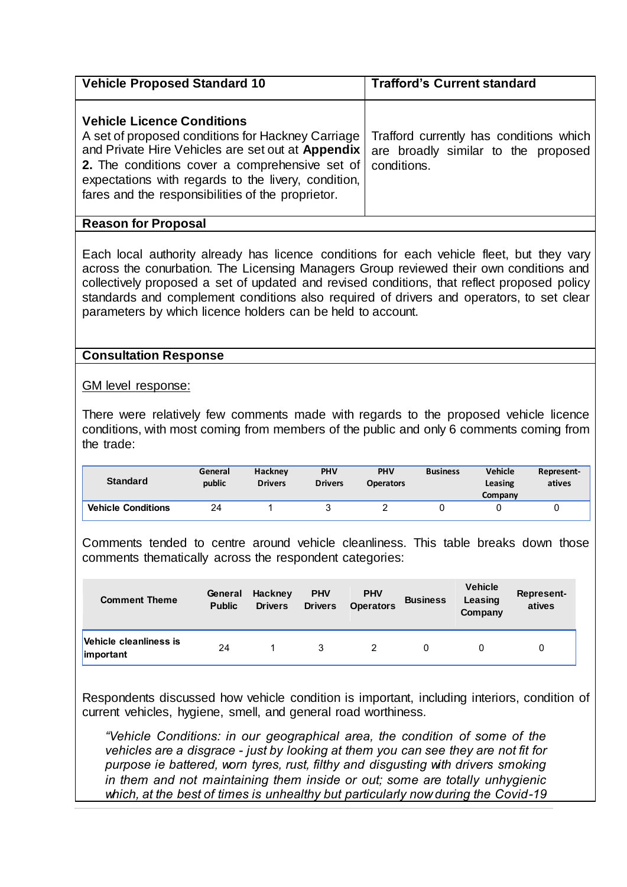| Vehicle Proposed Standard 10 | Trafford's Current standard |
|---|---|
| **Vehicle Licence Conditions**<br>A set of proposed conditions for Hackney Carriage and Private Hire Vehicles are set out at **Appendix 2.** The conditions cover a comprehensive set of expectations with regards to the livery, condition, fares and the responsibilities of the proprietor. | Trafford currently has conditions which are broadly similar to the proposed conditions. |

**Reason for Proposal**

Each local authority already has licence conditions for each vehicle fleet, but they vary across the conurbation. The Licensing Managers Group reviewed their own conditions and collectively proposed a set of updated and revised conditions, that reflect proposed policy standards and complement conditions also required of drivers and operators, to set clear parameters by which licence holders can be held to account.

**Consultation Response**

GM level response:

There were relatively few comments made with regards to the proposed vehicle licence conditions, with most coming from members of the public and only 6 comments coming from the trade:

| Standard | General public | Hackney Drivers | PHV Drivers | PHV Operators | Business | Vehicle Leasing Company | Represent-atives |
|---|---|---|---|---|---|---|---|
| Vehicle Conditions | 24 | 1 | 3 | 2 | 0 | 0 | 0 |

Comments tended to centre around vehicle cleanliness. This table breaks down those comments thematically across the respondent categories:

| Comment Theme | General Public | Hackney Drivers | PHV Drivers | PHV Operators | Business | Vehicle Leasing Company | Represent-atives |
|---|---|---|---|---|---|---|---|
| Vehicle cleanliness is important | 24 | 1 | 3 | 2 | 0 | 0 | 0 |

Respondents discussed how vehicle condition is important, including interiors, condition of current vehicles, hygiene, smell, and general road worthiness.

> *"Vehicle Conditions: in our geographical area, the condition of some of the vehicles are a disgrace - just by looking at them you can see they are not fit for purpose ie battered, worn tyres, rust, filthy and disgusting with drivers smoking in them and not maintaining them inside or out; some are totally unhygienic which, at the best of times is unhealthy but particularly now during the Covid-19*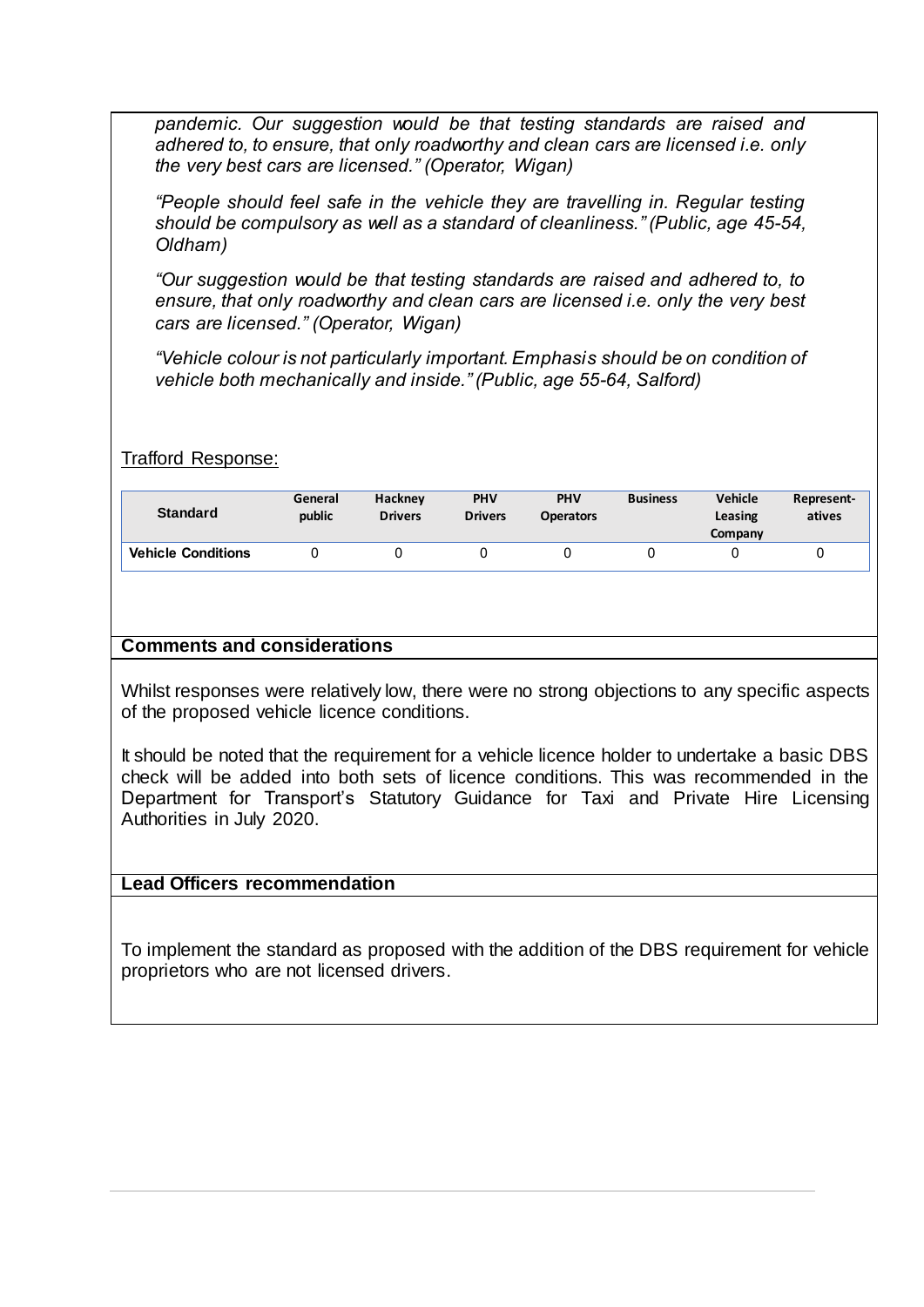*pandemic. Our suggestion would be that testing standards are raised and adhered to, to ensure, that only roadworthy and clean cars are licensed i.e. only the very best cars are licensed." (Operator, Wigan)*

*"People should feel safe in the vehicle they are travelling in. Regular testing should be compulsory as well as a standard of cleanliness." (Public, age 45-54, Oldham)*

*"Our suggestion would be that testing standards are raised and adhered to, to ensure, that only roadworthy and clean cars are licensed i.e. only the very best cars are licensed." (Operator, Wigan)*

*"Vehicle colour is not particularly important. Emphasis should be on condition of vehicle both mechanically and inside." (Public, age 55-64, Salford)*

Trafford Response:

| Standard | General public | Hackney Drivers | PHV Drivers | PHV Operators | Business | Vehicle Leasing Company | Represent-atives |
|---|---|---|---|---|---|---|---|
| **Vehicle Conditions** | 0 | 0 | 0 | 0 | 0 | 0 | 0 |

**Comments and considerations**

Whilst responses were relatively low, there were no strong objections to any specific aspects of the proposed vehicle licence conditions.

It should be noted that the requirement for a vehicle licence holder to undertake a basic DBS check will be added into both sets of licence conditions. This was recommended in the Department for Transport's Statutory Guidance for Taxi and Private Hire Licensing Authorities in July 2020.

**Lead Officers recommendation**

To implement the standard as proposed with the addition of the DBS requirement for vehicle proprietors who are not licensed drivers.